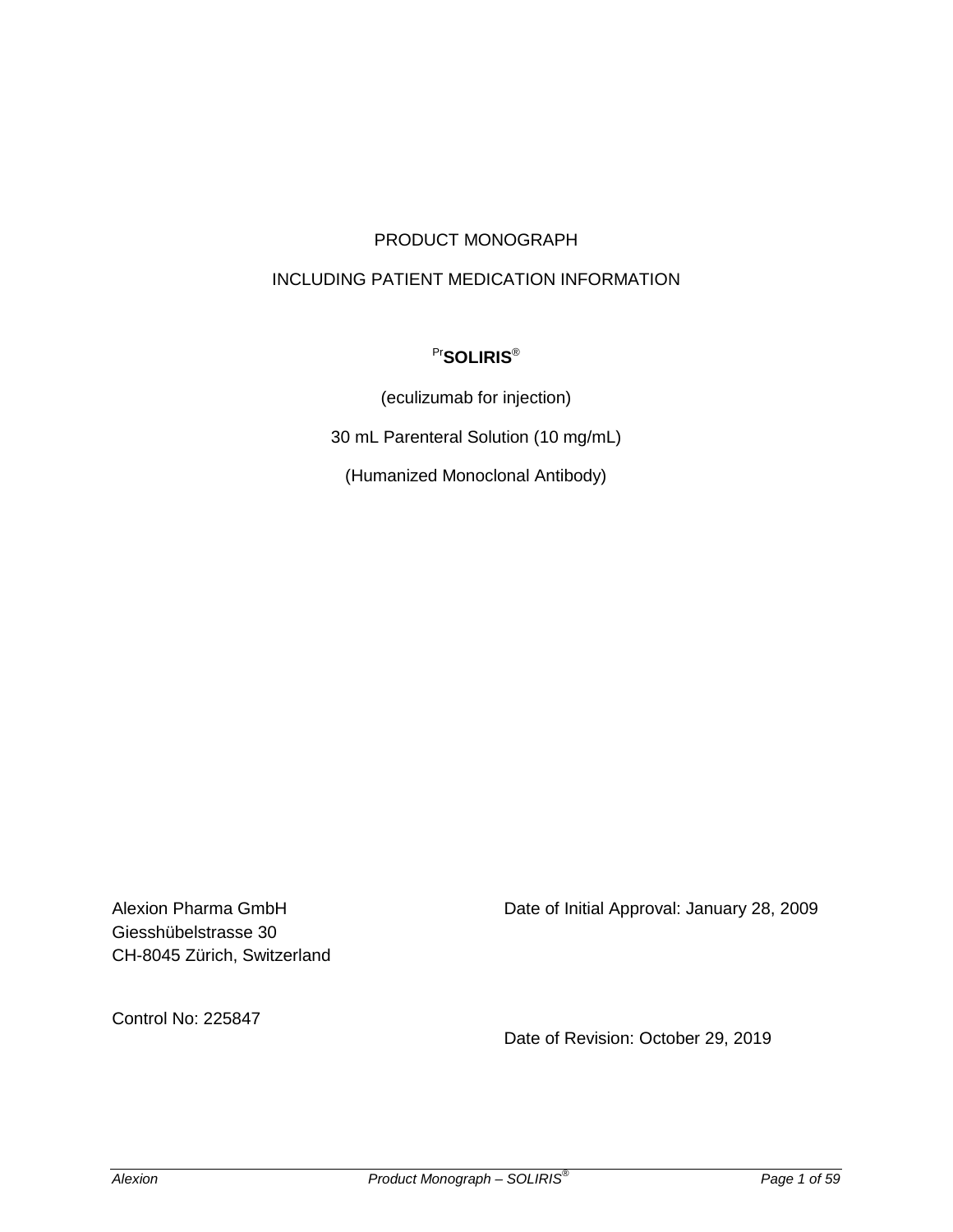PRODUCT MONOGRAPH

INCLUDING PATIENT MEDICATION INFORMATION

[Pr]**SOLIRIS**®

(eculizumab for injection)

30 mL Parenteral Solution (10 mg/mL)

(Humanized Monoclonal Antibody)

Alexion Pharma GmbH
Giesshübelstrasse 30
CH-8045 Zürich, Switzerland

Date of Initial Approval: January 28, 2009

Control No: 225847

Date of Revision: October 29, 2019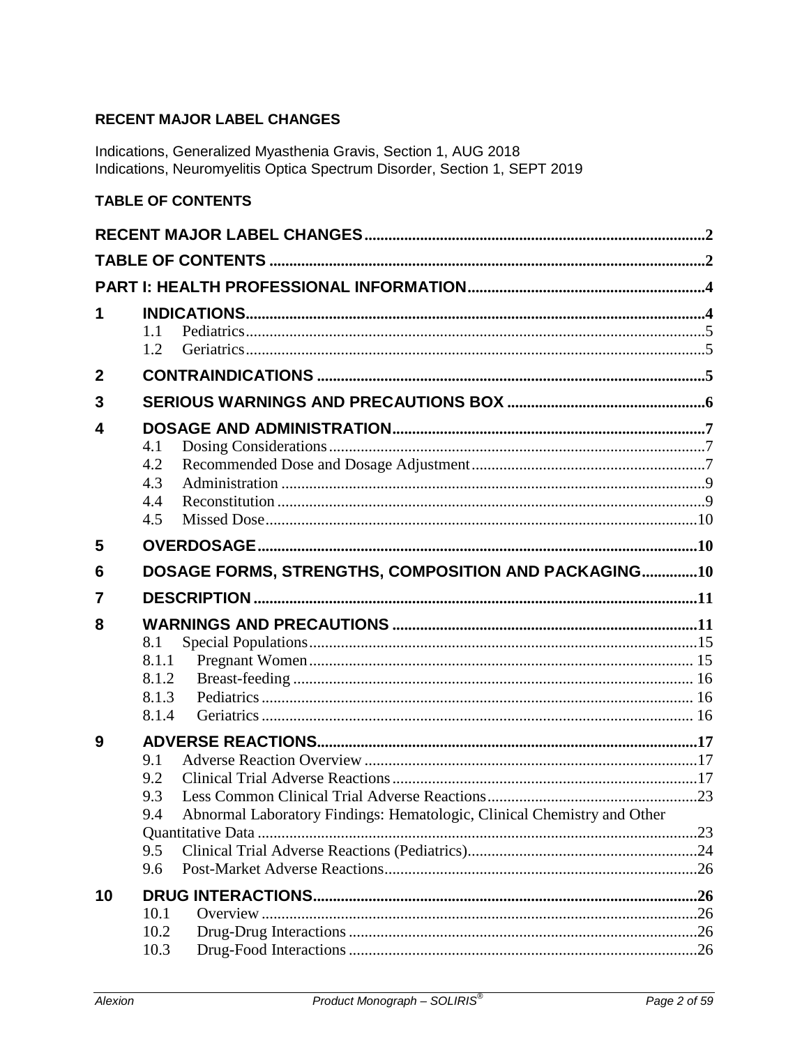## RECENT MAJOR LABEL CHANGES

Indications, Generalized Myasthenia Gravis, Section 1, AUG 2018
Indications, Neuromyelitis Optica Spectrum Disorder, Section 1, SEPT 2019

## TABLE OF CONTENTS

**RECENT MAJOR LABEL CHANGES** .......... 2

**TABLE OF CONTENTS** .......... 2

**PART I: HEALTH PROFESSIONAL INFORMATION** .......... 4

**1 INDICATIONS** .......... 4
- 1.1 Pediatrics .......... 5
- 1.2 Geriatrics .......... 5

**2 CONTRAINDICATIONS** .......... 5

**3 SERIOUS WARNINGS AND PRECAUTIONS BOX** .......... 6

**4 DOSAGE AND ADMINISTRATION** .......... 7
- 4.1 Dosing Considerations .......... 7
- 4.2 Recommended Dose and Dosage Adjustment .......... 7
- 4.3 Administration .......... 9
- 4.4 Reconstitution .......... 9
- 4.5 Missed Dose .......... 10

**5 OVERDOSAGE** .......... 10

**6 DOSAGE FORMS, STRENGTHS, COMPOSITION AND PACKAGING** .......... 10

**7 DESCRIPTION** .......... 11

**8 WARNINGS AND PRECAUTIONS** .......... 11
- 8.1 Special Populations .......... 15
- 8.1.1 Pregnant Women .......... 15
- 8.1.2 Breast-feeding .......... 16
- 8.1.3 Pediatrics .......... 16
- 8.1.4 Geriatrics .......... 16

**9 ADVERSE REACTIONS** .......... 17
- 9.1 Adverse Reaction Overview .......... 17
- 9.2 Clinical Trial Adverse Reactions .......... 17
- 9.3 Less Common Clinical Trial Adverse Reactions .......... 23
- 9.4 Abnormal Laboratory Findings: Hematologic, Clinical Chemistry and Other Quantitative Data .......... 23
- 9.5 Clinical Trial Adverse Reactions (Pediatrics) .......... 24
- 9.6 Post-Market Adverse Reactions .......... 26

**10 DRUG INTERACTIONS** .......... 26
- 10.1 Overview .......... 26
- 10.2 Drug-Drug Interactions .......... 26
- 10.3 Drug-Food Interactions .......... 26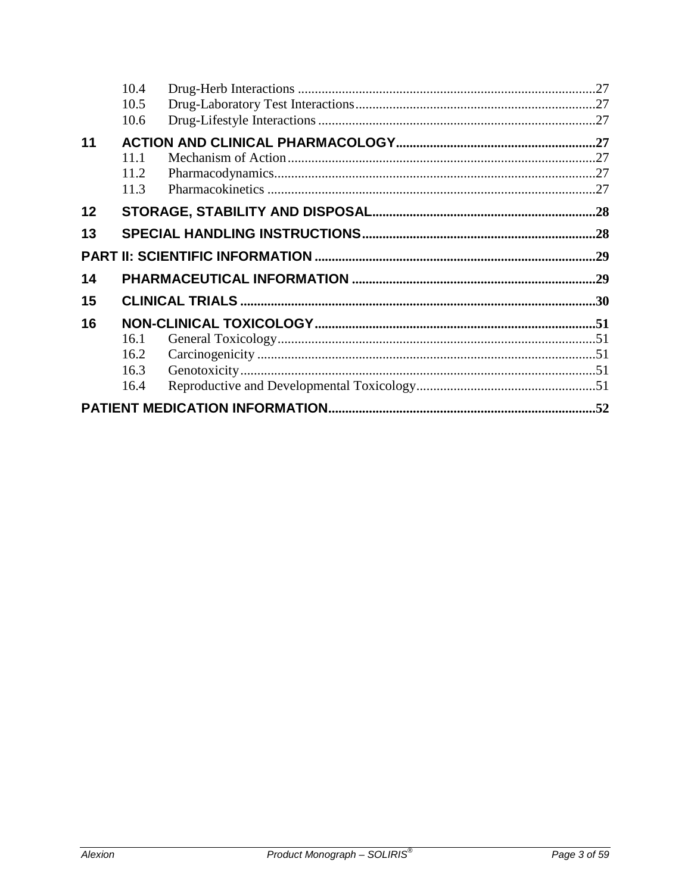10.4 Drug-Herb Interactions .......................................................................................27
10.5 Drug-Laboratory Test Interactions......................................................................27
10.6 Drug-Lifestyle Interactions .................................................................................27

**11 ACTION AND CLINICAL PHARMACOLOGY..........................................................27**

11.1 Mechanism of Action..........................................................................................27
11.2 Pharmacodynamics..............................................................................................27
11.3 Pharmacokinetics ................................................................................................27

**12 STORAGE, STABILITY AND DISPOSAL..................................................................28**

**13 SPECIAL HANDLING INSTRUCTIONS....................................................................28**

**PART II: SCIENTIFIC INFORMATION ..................................................................................29**

**14 PHARMACEUTICAL INFORMATION ........................................................................29**

**15 CLINICAL TRIALS ........................................................................................................30**

**16 NON-CLINICAL TOXICOLOGY..................................................................................51**

16.1 General Toxicology.............................................................................................51
16.2 Carcinogenicity ...................................................................................................51
16.3 Genotoxicity........................................................................................................51
16.4 Reproductive and Developmental Toxicology....................................................51

**PATIENT MEDICATION INFORMATION..............................................................................52**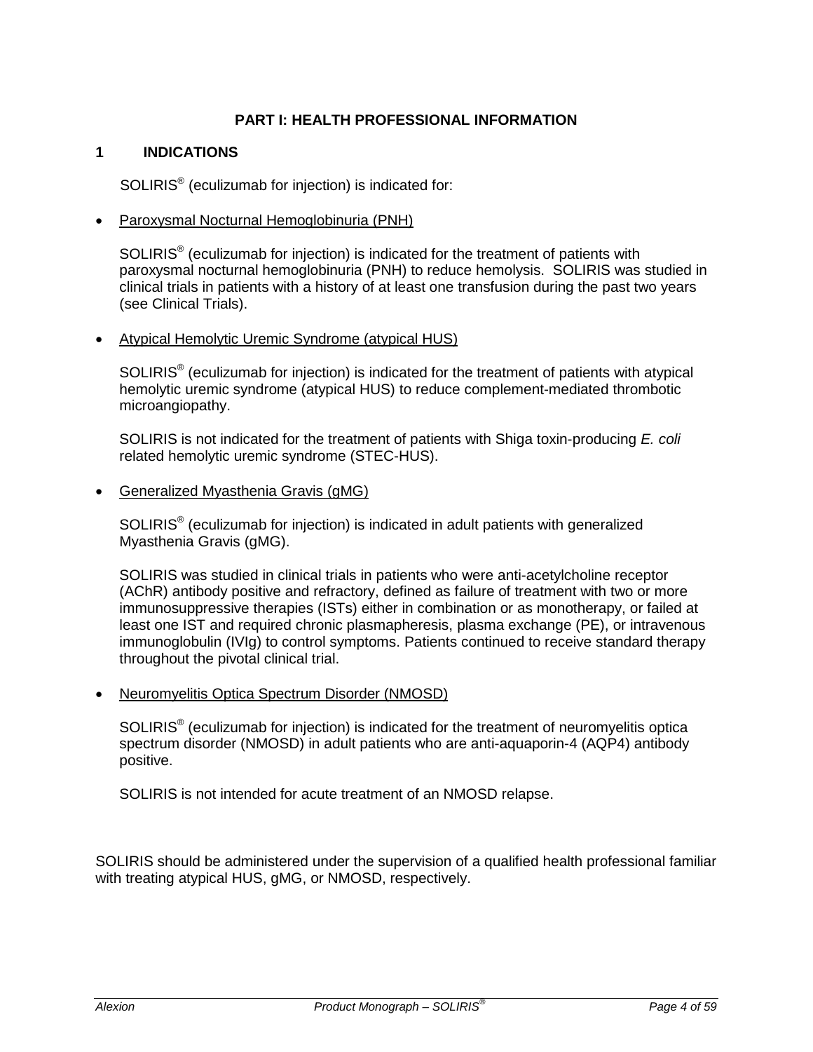# PART I: HEALTH PROFESSIONAL INFORMATION

## 1 INDICATIONS

SOLIRIS® (eculizumab for injection) is indicated for:

- Paroxysmal Nocturnal Hemoglobinuria (PNH)

  SOLIRIS® (eculizumab for injection) is indicated for the treatment of patients with paroxysmal nocturnal hemoglobinuria (PNH) to reduce hemolysis. SOLIRIS was studied in clinical trials in patients with a history of at least one transfusion during the past two years (see Clinical Trials).

- Atypical Hemolytic Uremic Syndrome (atypical HUS)

  SOLIRIS® (eculizumab for injection) is indicated for the treatment of patients with atypical hemolytic uremic syndrome (atypical HUS) to reduce complement-mediated thrombotic microangiopathy.

  SOLIRIS is not indicated for the treatment of patients with Shiga toxin-producing *E. coli* related hemolytic uremic syndrome (STEC-HUS).

- Generalized Myasthenia Gravis (gMG)

  SOLIRIS® (eculizumab for injection) is indicated in adult patients with generalized Myasthenia Gravis (gMG).

  SOLIRIS was studied in clinical trials in patients who were anti-acetylcholine receptor (AChR) antibody positive and refractory, defined as failure of treatment with two or more immunosuppressive therapies (ISTs) either in combination or as monotherapy, or failed at least one IST and required chronic plasmapheresis, plasma exchange (PE), or intravenous immunoglobulin (IVIg) to control symptoms. Patients continued to receive standard therapy throughout the pivotal clinical trial.

- Neuromyelitis Optica Spectrum Disorder (NMOSD)

  SOLIRIS® (eculizumab for injection) is indicated for the treatment of neuromyelitis optica spectrum disorder (NMOSD) in adult patients who are anti-aquaporin-4 (AQP4) antibody positive.

  SOLIRIS is not intended for acute treatment of an NMOSD relapse.

SOLIRIS should be administered under the supervision of a qualified health professional familiar with treating atypical HUS, gMG, or NMOSD, respectively.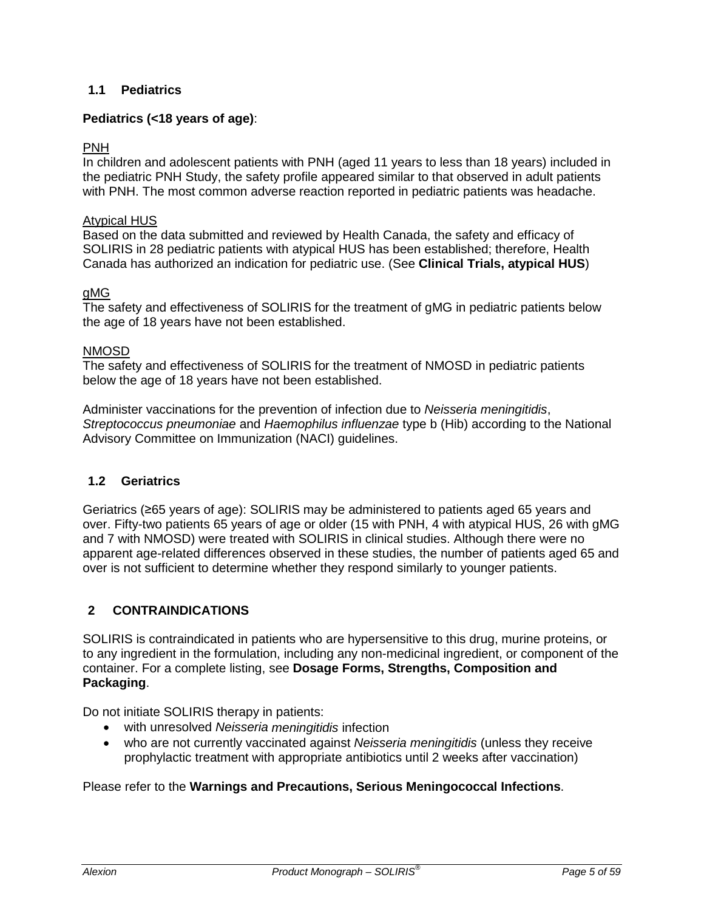## 1.1 Pediatrics

**Pediatrics (<18 years of age)**:

PNH

In children and adolescent patients with PNH (aged 11 years to less than 18 years) included in the pediatric PNH Study, the safety profile appeared similar to that observed in adult patients with PNH. The most common adverse reaction reported in pediatric patients was headache.

Atypical HUS

Based on the data submitted and reviewed by Health Canada, the safety and efficacy of SOLIRIS in 28 pediatric patients with atypical HUS has been established; therefore, Health Canada has authorized an indication for pediatric use. (See **Clinical Trials, atypical HUS**)

gMG

The safety and effectiveness of SOLIRIS for the treatment of gMG in pediatric patients below the age of 18 years have not been established.

NMOSD

The safety and effectiveness of SOLIRIS for the treatment of NMOSD in pediatric patients below the age of 18 years have not been established.

Administer vaccinations for the prevention of infection due to *Neisseria meningitidis*, *Streptococcus pneumoniae* and *Haemophilus influenzae* type b (Hib) according to the National Advisory Committee on Immunization (NACI) guidelines.

## 1.2 Geriatrics

Geriatrics (≥65 years of age): SOLIRIS may be administered to patients aged 65 years and over. Fifty-two patients 65 years of age or older (15 with PNH, 4 with atypical HUS, 26 with gMG and 7 with NMOSD) were treated with SOLIRIS in clinical studies. Although there were no apparent age-related differences observed in these studies, the number of patients aged 65 and over is not sufficient to determine whether they respond similarly to younger patients.

# 2 CONTRAINDICATIONS

SOLIRIS is contraindicated in patients who are hypersensitive to this drug, murine proteins, or to any ingredient in the formulation, including any non-medicinal ingredient, or component of the container. For a complete listing, see **Dosage Forms, Strengths, Composition and Packaging**.

Do not initiate SOLIRIS therapy in patients:

- with unresolved *Neisseria meningitidis* infection
- who are not currently vaccinated against *Neisseria meningitidis* (unless they receive prophylactic treatment with appropriate antibiotics until 2 weeks after vaccination)

Please refer to the **Warnings and Precautions, Serious Meningococcal Infections**.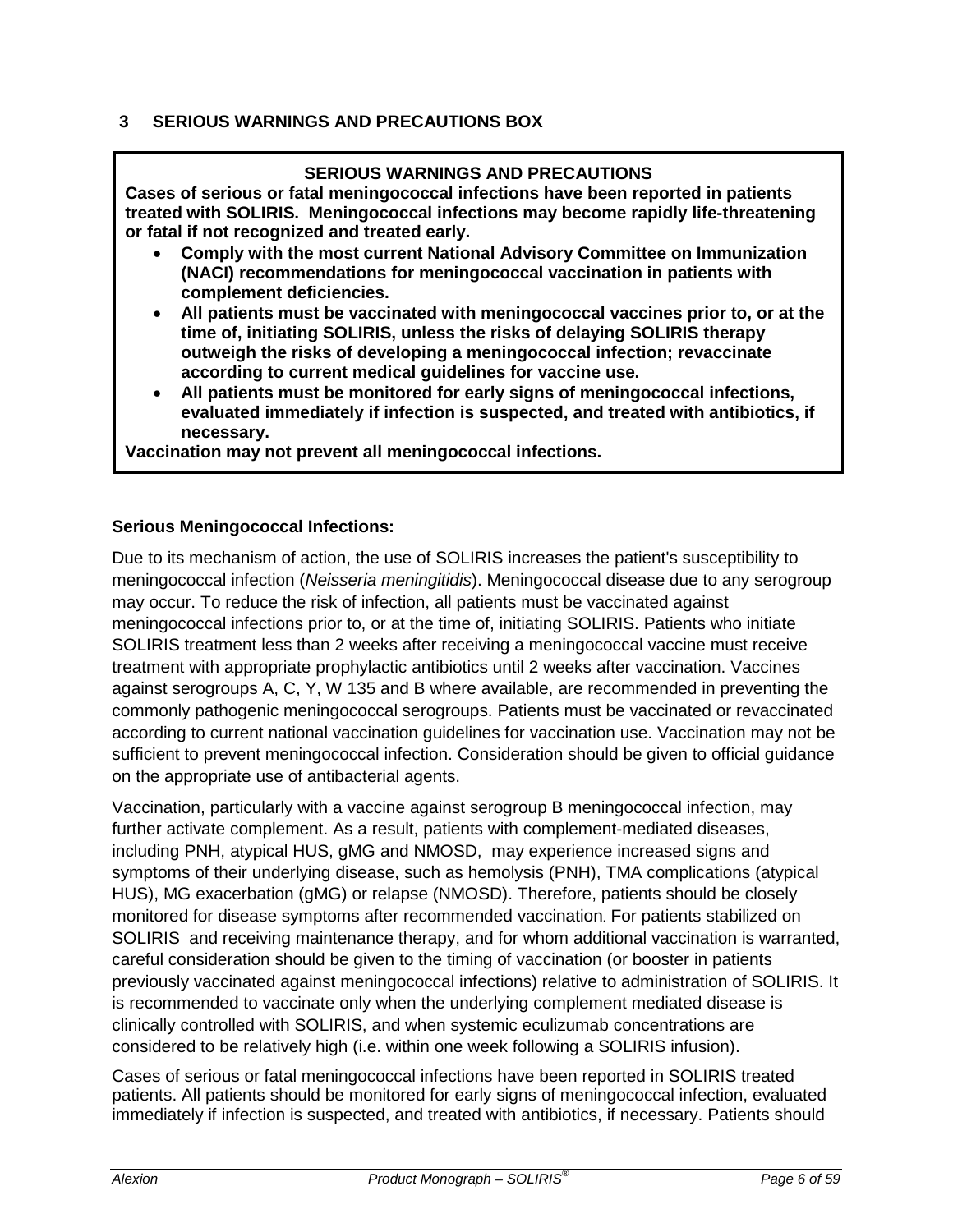## 3 SERIOUS WARNINGS AND PRECAUTIONS BOX

**SERIOUS WARNINGS AND PRECAUTIONS**

**Cases of serious or fatal meningococcal infections have been reported in patients treated with SOLIRIS. Meningococcal infections may become rapidly life-threatening or fatal if not recognized and treated early.**

- **Comply with the most current National Advisory Committee on Immunization (NACI) recommendations for meningococcal vaccination in patients with complement deficiencies.**
- **All patients must be vaccinated with meningococcal vaccines prior to, or at the time of, initiating SOLIRIS, unless the risks of delaying SOLIRIS therapy outweigh the risks of developing a meningococcal infection; revaccinate according to current medical guidelines for vaccine use.**
- **All patients must be monitored for early signs of meningococcal infections, evaluated immediately if infection is suspected, and treated with antibiotics, if necessary.**

**Vaccination may not prevent all meningococcal infections.**

**Serious Meningococcal Infections:**

Due to its mechanism of action, the use of SOLIRIS increases the patient's susceptibility to meningococcal infection (*Neisseria meningitidis*). Meningococcal disease due to any serogroup may occur. To reduce the risk of infection, all patients must be vaccinated against meningococcal infections prior to, or at the time of, initiating SOLIRIS. Patients who initiate SOLIRIS treatment less than 2 weeks after receiving a meningococcal vaccine must receive treatment with appropriate prophylactic antibiotics until 2 weeks after vaccination. Vaccines against serogroups A, C, Y, W 135 and B where available, are recommended in preventing the commonly pathogenic meningococcal serogroups. Patients must be vaccinated or revaccinated according to current national vaccination guidelines for vaccination use. Vaccination may not be sufficient to prevent meningococcal infection. Consideration should be given to official guidance on the appropriate use of antibacterial agents.

Vaccination, particularly with a vaccine against serogroup B meningococcal infection, may further activate complement. As a result, patients with complement-mediated diseases, including PNH, atypical HUS, gMG and NMOSD, may experience increased signs and symptoms of their underlying disease, such as hemolysis (PNH), TMA complications (atypical HUS), MG exacerbation (gMG) or relapse (NMOSD). Therefore, patients should be closely monitored for disease symptoms after recommended vaccination. For patients stabilized on SOLIRIS and receiving maintenance therapy, and for whom additional vaccination is warranted, careful consideration should be given to the timing of vaccination (or booster in patients previously vaccinated against meningococcal infections) relative to administration of SOLIRIS. It is recommended to vaccinate only when the underlying complement mediated disease is clinically controlled with SOLIRIS, and when systemic eculizumab concentrations are considered to be relatively high (i.e. within one week following a SOLIRIS infusion).

Cases of serious or fatal meningococcal infections have been reported in SOLIRIS treated patients. All patients should be monitored for early signs of meningococcal infection, evaluated immediately if infection is suspected, and treated with antibiotics, if necessary. Patients should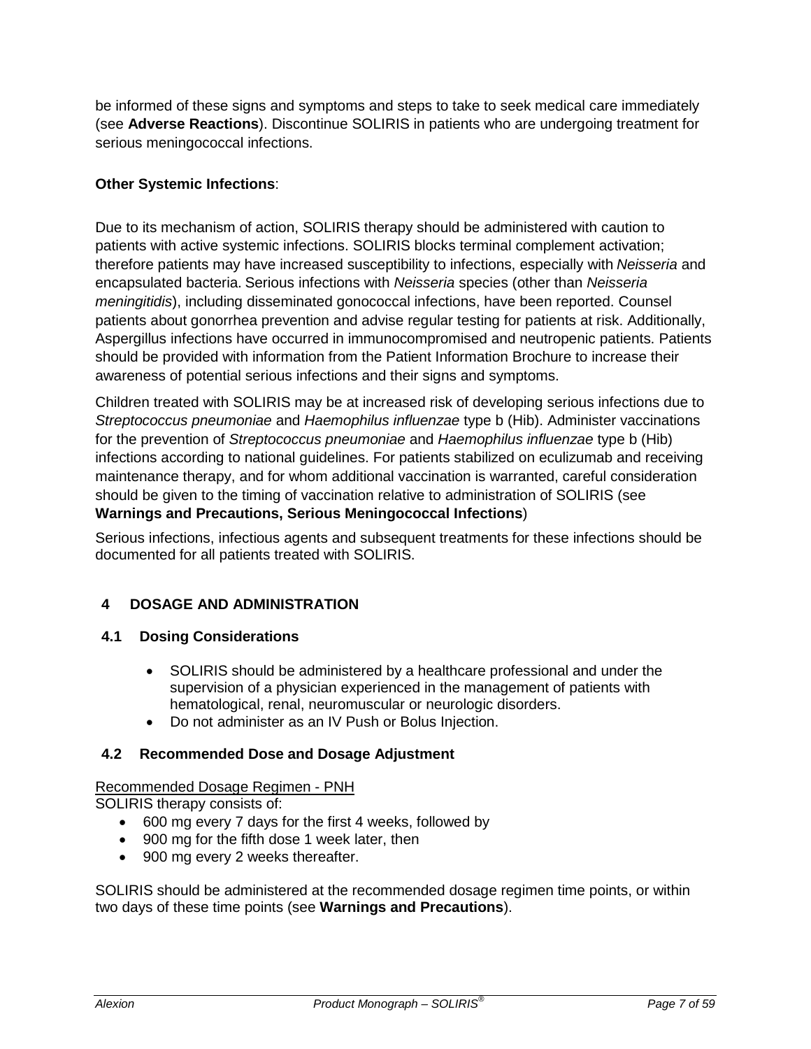be informed of these signs and symptoms and steps to take to seek medical care immediately (see **Adverse Reactions**). Discontinue SOLIRIS in patients who are undergoing treatment for serious meningococcal infections.

**Other Systemic Infections**:

Due to its mechanism of action, SOLIRIS therapy should be administered with caution to patients with active systemic infections. SOLIRIS blocks terminal complement activation; therefore patients may have increased susceptibility to infections, especially with *Neisseria* and encapsulated bacteria. Serious infections with *Neisseria* species (other than *Neisseria meningitidis*), including disseminated gonococcal infections, have been reported. Counsel patients about gonorrhea prevention and advise regular testing for patients at risk. Additionally, Aspergillus infections have occurred in immunocompromised and neutropenic patients. Patients should be provided with information from the Patient Information Brochure to increase their awareness of potential serious infections and their signs and symptoms.

Children treated with SOLIRIS may be at increased risk of developing serious infections due to *Streptococcus pneumoniae* and *Haemophilus influenzae* type b (Hib). Administer vaccinations for the prevention of *Streptococcus pneumoniae* and *Haemophilus influenzae* type b (Hib) infections according to national guidelines. For patients stabilized on eculizumab and receiving maintenance therapy, and for whom additional vaccination is warranted, careful consideration should be given to the timing of vaccination relative to administration of SOLIRIS (see **Warnings and Precautions, Serious Meningococcal Infections**)

Serious infections, infectious agents and subsequent treatments for these infections should be documented for all patients treated with SOLIRIS.

# 4 DOSAGE AND ADMINISTRATION

## 4.1 Dosing Considerations

- SOLIRIS should be administered by a healthcare professional and under the supervision of a physician experienced in the management of patients with hematological, renal, neuromuscular or neurologic disorders.
- Do not administer as an IV Push or Bolus Injection.

## 4.2 Recommended Dose and Dosage Adjustment

Recommended Dosage Regimen - PNH

SOLIRIS therapy consists of:

- 600 mg every 7 days for the first 4 weeks, followed by
- 900 mg for the fifth dose 1 week later, then
- 900 mg every 2 weeks thereafter.

SOLIRIS should be administered at the recommended dosage regimen time points, or within two days of these time points (see **Warnings and Precautions**).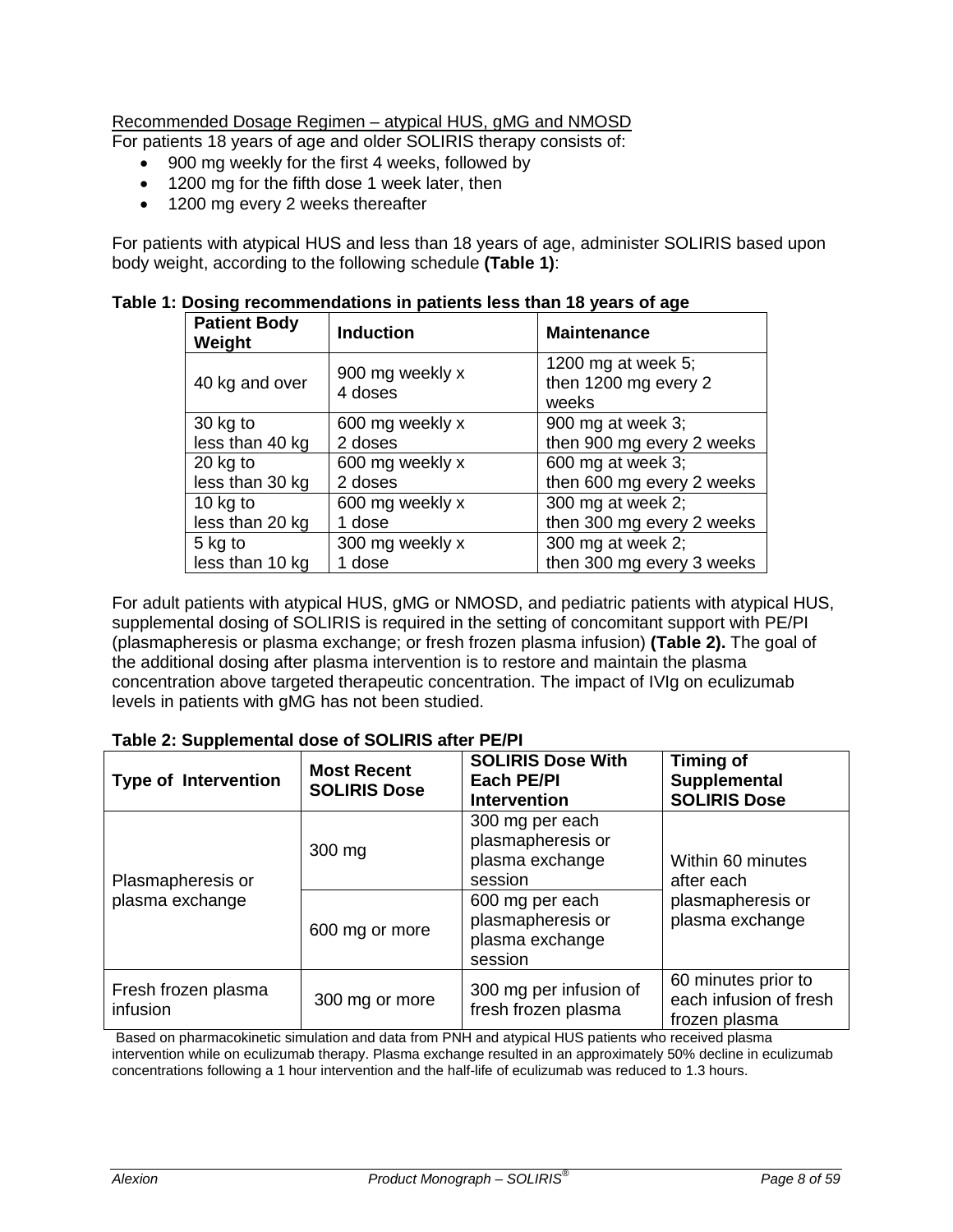Recommended Dosage Regimen – atypical HUS, gMG and NMOSD

For patients 18 years of age and older SOLIRIS therapy consists of:

- 900 mg weekly for the first 4 weeks, followed by
- 1200 mg for the fifth dose 1 week later, then
- 1200 mg every 2 weeks thereafter

For patients with atypical HUS and less than 18 years of age, administer SOLIRIS based upon body weight, according to the following schedule **(Table 1)**:

**Table 1: Dosing recommendations in patients less than 18 years of age**

| Patient Body Weight | Induction | Maintenance |
|---|---|---|
| 40 kg and over | 900 mg weekly x 4 doses | 1200 mg at week 5; then 1200 mg every 2 weeks |
| 30 kg to less than 40 kg | 600 mg weekly x 2 doses | 900 mg at week 3; then 900 mg every 2 weeks |
| 20 kg to less than 30 kg | 600 mg weekly x 2 doses | 600 mg at week 3; then 600 mg every 2 weeks |
| 10 kg to less than 20 kg | 600 mg weekly x 1 dose | 300 mg at week 2; then 300 mg every 2 weeks |
| 5 kg to less than 10 kg | 300 mg weekly x 1 dose | 300 mg at week 2; then 300 mg every 3 weeks |

For adult patients with atypical HUS, gMG or NMOSD, and pediatric patients with atypical HUS, supplemental dosing of SOLIRIS is required in the setting of concomitant support with PE/PI (plasmapheresis or plasma exchange; or fresh frozen plasma infusion) **(Table 2).** The goal of the additional dosing after plasma intervention is to restore and maintain the plasma concentration above targeted therapeutic concentration. The impact of IVIg on eculizumab levels in patients with gMG has not been studied.

**Table 2: Supplemental dose of SOLIRIS after PE/PI**

| Type of Intervention | Most Recent SOLIRIS Dose | SOLIRIS Dose With Each PE/PI Intervention | Timing of Supplemental SOLIRIS Dose |
|---|---|---|---|
| Plasmapheresis or plasma exchange | 300 mg | 300 mg per each plasmapheresis or plasma exchange session | Within 60 minutes after each plasmapheresis or plasma exchange |
| | 600 mg or more | 600 mg per each plasmapheresis or plasma exchange session | |
| Fresh frozen plasma infusion | 300 mg or more | 300 mg per infusion of fresh frozen plasma | 60 minutes prior to each infusion of fresh frozen plasma |

Based on pharmacokinetic simulation and data from PNH and atypical HUS patients who received plasma intervention while on eculizumab therapy. Plasma exchange resulted in an approximately 50% decline in eculizumab concentrations following a 1 hour intervention and the half-life of eculizumab was reduced to 1.3 hours.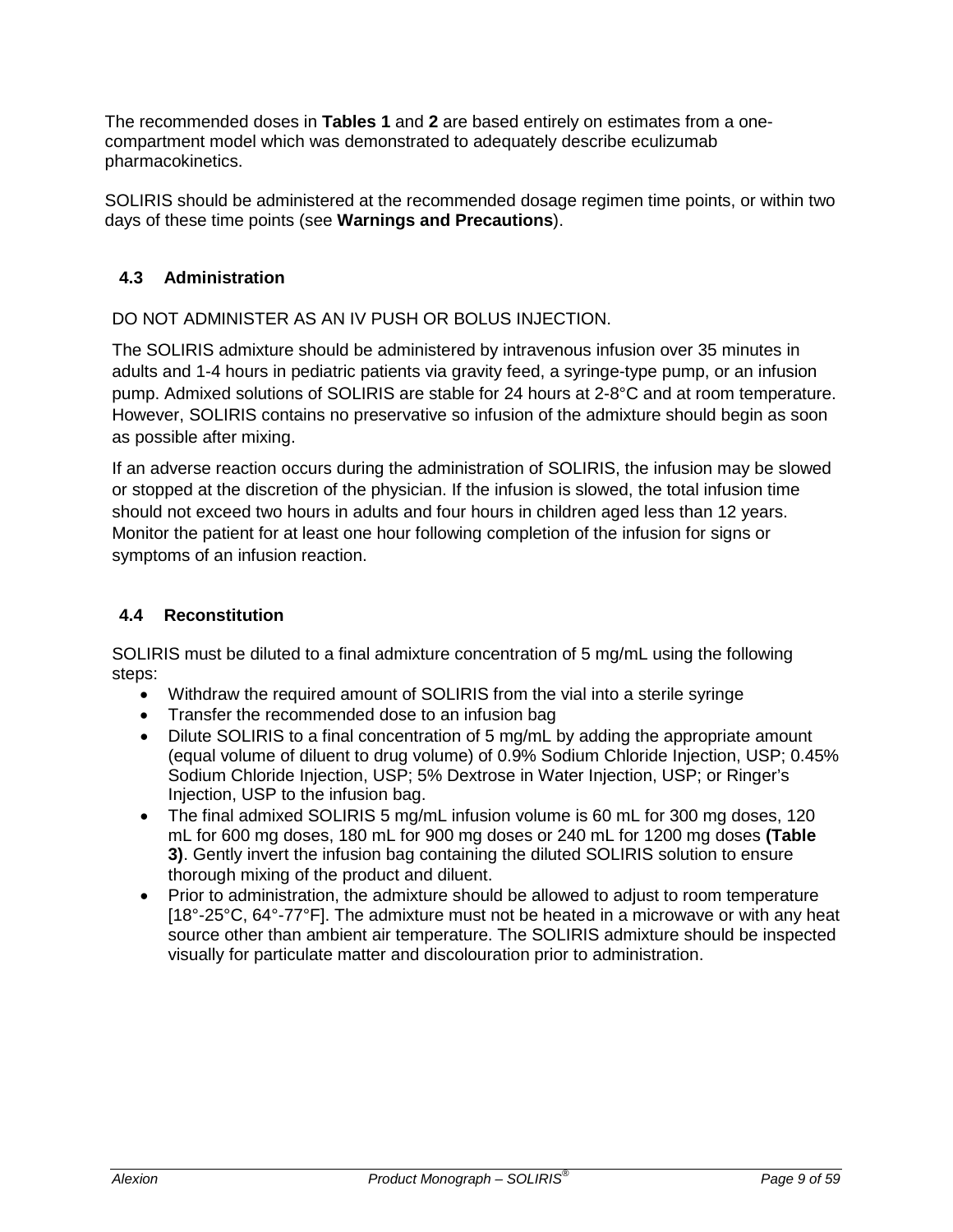The recommended doses in **Tables 1** and **2** are based entirely on estimates from a one-compartment model which was demonstrated to adequately describe eculizumab pharmacokinetics.

SOLIRIS should be administered at the recommended dosage regimen time points, or within two days of these time points (see **Warnings and Precautions**).

### 4.3 Administration

DO NOT ADMINISTER AS AN IV PUSH OR BOLUS INJECTION.

The SOLIRIS admixture should be administered by intravenous infusion over 35 minutes in adults and 1-4 hours in pediatric patients via gravity feed, a syringe-type pump, or an infusion pump. Admixed solutions of SOLIRIS are stable for 24 hours at 2-8°C and at room temperature. However, SOLIRIS contains no preservative so infusion of the admixture should begin as soon as possible after mixing.

If an adverse reaction occurs during the administration of SOLIRIS, the infusion may be slowed or stopped at the discretion of the physician. If the infusion is slowed, the total infusion time should not exceed two hours in adults and four hours in children aged less than 12 years. Monitor the patient for at least one hour following completion of the infusion for signs or symptoms of an infusion reaction.

### 4.4 Reconstitution

SOLIRIS must be diluted to a final admixture concentration of 5 mg/mL using the following steps:

- Withdraw the required amount of SOLIRIS from the vial into a sterile syringe
- Transfer the recommended dose to an infusion bag
- Dilute SOLIRIS to a final concentration of 5 mg/mL by adding the appropriate amount (equal volume of diluent to drug volume) of 0.9% Sodium Chloride Injection, USP; 0.45% Sodium Chloride Injection, USP; 5% Dextrose in Water Injection, USP; or Ringer's Injection, USP to the infusion bag.
- The final admixed SOLIRIS 5 mg/mL infusion volume is 60 mL for 300 mg doses, 120 mL for 600 mg doses, 180 mL for 900 mg doses or 240 mL for 1200 mg doses **(Table 3)**. Gently invert the infusion bag containing the diluted SOLIRIS solution to ensure thorough mixing of the product and diluent.
- Prior to administration, the admixture should be allowed to adjust to room temperature [18°-25°C, 64°-77°F]. The admixture must not be heated in a microwave or with any heat source other than ambient air temperature. The SOLIRIS admixture should be inspected visually for particulate matter and discolouration prior to administration.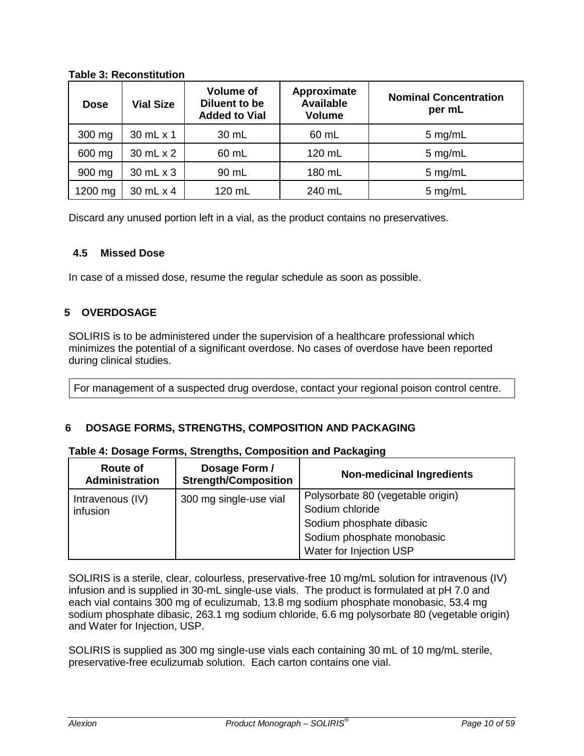**Table 3: Reconstitution**

| Dose | Vial Size | Volume of Diluent to be Added to Vial | Approximate Available Volume | Nominal Concentration per mL |
|---|---|---|---|---|
| 300 mg | 30 mL x 1 | 30 mL | 60 mL | 5 mg/mL |
| 600 mg | 30 mL x 2 | 60 mL | 120 mL | 5 mg/mL |
| 900 mg | 30 mL x 3 | 90 mL | 180 mL | 5 mg/mL |
| 1200 mg | 30 mL x 4 | 120 mL | 240 mL | 5 mg/mL |

Discard any unused portion left in a vial, as the product contains no preservatives.

### 4.5 Missed Dose

In case of a missed dose, resume the regular schedule as soon as possible.

## 5 OVERDOSAGE

SOLIRIS is to be administered under the supervision of a healthcare professional which minimizes the potential of a significant overdose. No cases of overdose have been reported during clinical studies.

| For management of a suspected drug overdose, contact your regional poison control centre. |
|---|

## 6 DOSAGE FORMS, STRENGTHS, COMPOSITION AND PACKAGING

**Table 4: Dosage Forms, Strengths, Composition and Packaging**

| Route of Administration | Dosage Form / Strength/Composition | Non-medicinal Ingredients |
|---|---|---|
| Intravenous (IV) infusion | 300 mg single-use vial | Polysorbate 80 (vegetable origin)<br>Sodium chloride<br>Sodium phosphate dibasic<br>Sodium phosphate monobasic<br>Water for Injection USP |

SOLIRIS is a sterile, clear, colourless, preservative-free 10 mg/mL solution for intravenous (IV) infusion and is supplied in 30-mL single-use vials. The product is formulated at pH 7.0 and each vial contains 300 mg of eculizumab, 13.8 mg sodium phosphate monobasic, 53.4 mg sodium phosphate dibasic, 263.1 mg sodium chloride, 6.6 mg polysorbate 80 (vegetable origin) and Water for Injection, USP.

SOLIRIS is supplied as 300 mg single-use vials each containing 30 mL of 10 mg/mL sterile, preservative-free eculizumab solution. Each carton contains one vial.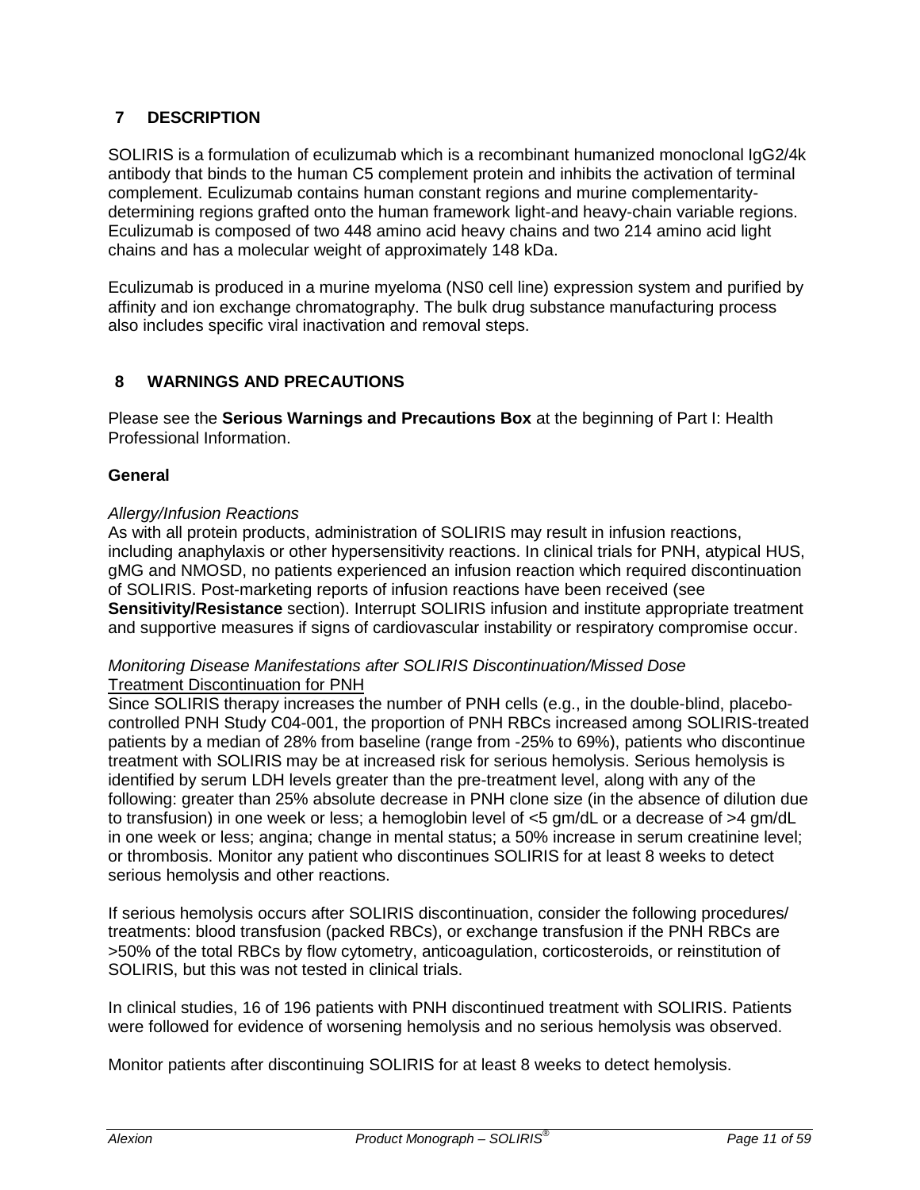## 7 DESCRIPTION

SOLIRIS is a formulation of eculizumab which is a recombinant humanized monoclonal IgG2/4k antibody that binds to the human C5 complement protein and inhibits the activation of terminal complement. Eculizumab contains human constant regions and murine complementarity-determining regions grafted onto the human framework light-and heavy-chain variable regions. Eculizumab is composed of two 448 amino acid heavy chains and two 214 amino acid light chains and has a molecular weight of approximately 148 kDa.

Eculizumab is produced in a murine myeloma (NS0 cell line) expression system and purified by affinity and ion exchange chromatography. The bulk drug substance manufacturing process also includes specific viral inactivation and removal steps.

## 8 WARNINGS AND PRECAUTIONS

Please see the **Serious Warnings and Precautions Box** at the beginning of Part I: Health Professional Information.

### General

*Allergy/Infusion Reactions*
As with all protein products, administration of SOLIRIS may result in infusion reactions, including anaphylaxis or other hypersensitivity reactions. In clinical trials for PNH, atypical HUS, gMG and NMOSD, no patients experienced an infusion reaction which required discontinuation of SOLIRIS. Post-marketing reports of infusion reactions have been received (see **Sensitivity/Resistance** section). Interrupt SOLIRIS infusion and institute appropriate treatment and supportive measures if signs of cardiovascular instability or respiratory compromise occur.

*Monitoring Disease Manifestations after SOLIRIS Discontinuation/Missed Dose*
Treatment Discontinuation for PNH
Since SOLIRIS therapy increases the number of PNH cells (e.g., in the double-blind, placebo-controlled PNH Study C04-001, the proportion of PNH RBCs increased among SOLIRIS-treated patients by a median of 28% from baseline (range from -25% to 69%), patients who discontinue treatment with SOLIRIS may be at increased risk for serious hemolysis. Serious hemolysis is identified by serum LDH levels greater than the pre-treatment level, along with any of the following: greater than 25% absolute decrease in PNH clone size (in the absence of dilution due to transfusion) in one week or less; a hemoglobin level of <5 gm/dL or a decrease of >4 gm/dL in one week or less; angina; change in mental status; a 50% increase in serum creatinine level; or thrombosis. Monitor any patient who discontinues SOLIRIS for at least 8 weeks to detect serious hemolysis and other reactions.

If serious hemolysis occurs after SOLIRIS discontinuation, consider the following procedures/ treatments: blood transfusion (packed RBCs), or exchange transfusion if the PNH RBCs are >50% of the total RBCs by flow cytometry, anticoagulation, corticosteroids, or reinstitution of SOLIRIS, but this was not tested in clinical trials.

In clinical studies, 16 of 196 patients with PNH discontinued treatment with SOLIRIS. Patients were followed for evidence of worsening hemolysis and no serious hemolysis was observed.

Monitor patients after discontinuing SOLIRIS for at least 8 weeks to detect hemolysis.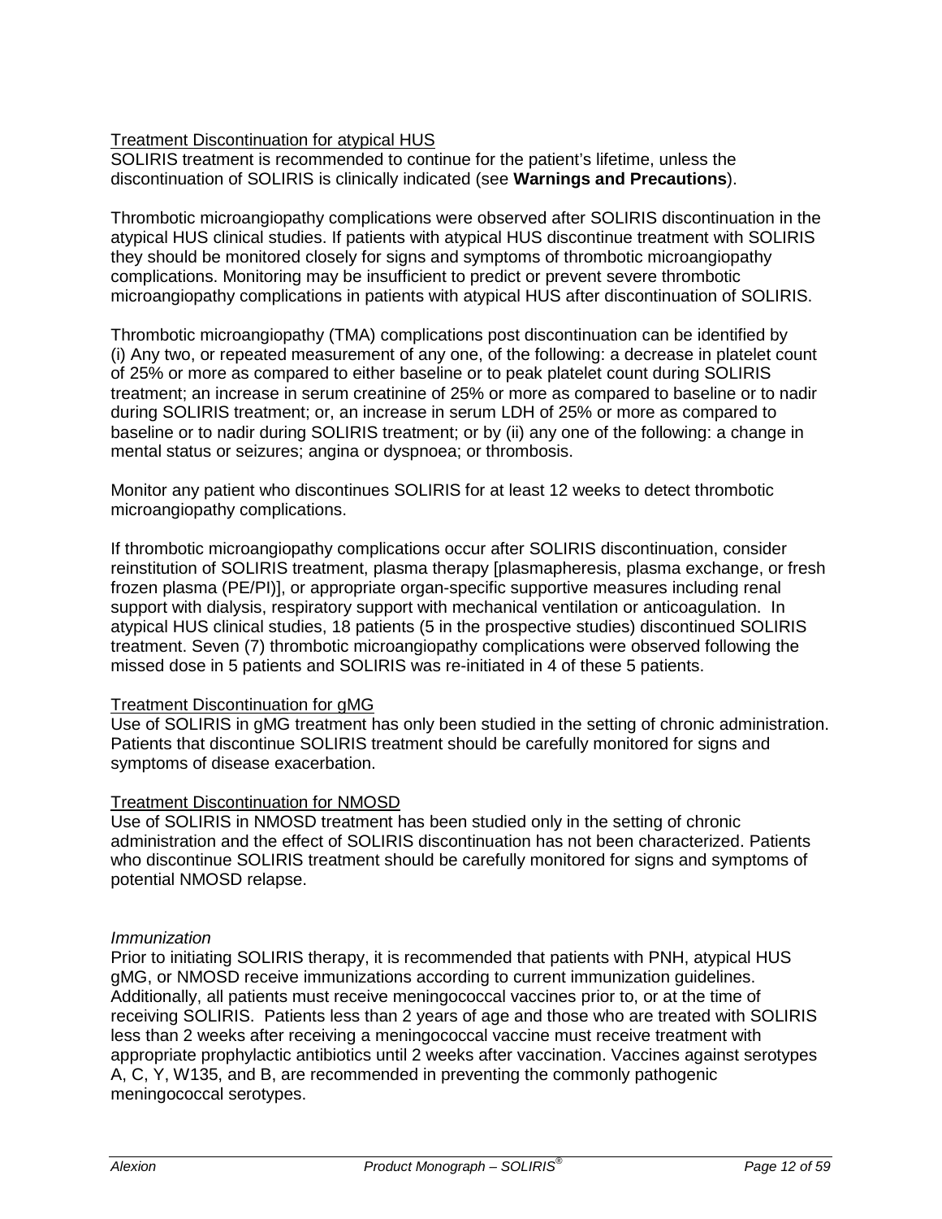Treatment Discontinuation for atypical HUS

SOLIRIS treatment is recommended to continue for the patient's lifetime, unless the discontinuation of SOLIRIS is clinically indicated (see **Warnings and Precautions**).

Thrombotic microangiopathy complications were observed after SOLIRIS discontinuation in the atypical HUS clinical studies. If patients with atypical HUS discontinue treatment with SOLIRIS they should be monitored closely for signs and symptoms of thrombotic microangiopathy complications. Monitoring may be insufficient to predict or prevent severe thrombotic microangiopathy complications in patients with atypical HUS after discontinuation of SOLIRIS.

Thrombotic microangiopathy (TMA) complications post discontinuation can be identified by (i) Any two, or repeated measurement of any one, of the following: a decrease in platelet count of 25% or more as compared to either baseline or to peak platelet count during SOLIRIS treatment; an increase in serum creatinine of 25% or more as compared to baseline or to nadir during SOLIRIS treatment; or, an increase in serum LDH of 25% or more as compared to baseline or to nadir during SOLIRIS treatment; or by (ii) any one of the following: a change in mental status or seizures; angina or dyspnoea; or thrombosis.

Monitor any patient who discontinues SOLIRIS for at least 12 weeks to detect thrombotic microangiopathy complications.

If thrombotic microangiopathy complications occur after SOLIRIS discontinuation, consider reinstitution of SOLIRIS treatment, plasma therapy [plasmapheresis, plasma exchange, or fresh frozen plasma (PE/PI)], or appropriate organ-specific supportive measures including renal support with dialysis, respiratory support with mechanical ventilation or anticoagulation. In atypical HUS clinical studies, 18 patients (5 in the prospective studies) discontinued SOLIRIS treatment. Seven (7) thrombotic microangiopathy complications were observed following the missed dose in 5 patients and SOLIRIS was re-initiated in 4 of these 5 patients.

Treatment Discontinuation for gMG

Use of SOLIRIS in gMG treatment has only been studied in the setting of chronic administration. Patients that discontinue SOLIRIS treatment should be carefully monitored for signs and symptoms of disease exacerbation.

Treatment Discontinuation for NMOSD

Use of SOLIRIS in NMOSD treatment has been studied only in the setting of chronic administration and the effect of SOLIRIS discontinuation has not been characterized. Patients who discontinue SOLIRIS treatment should be carefully monitored for signs and symptoms of potential NMOSD relapse.

*Immunization*

Prior to initiating SOLIRIS therapy, it is recommended that patients with PNH, atypical HUS gMG, or NMOSD receive immunizations according to current immunization guidelines. Additionally, all patients must receive meningococcal vaccines prior to, or at the time of receiving SOLIRIS. Patients less than 2 years of age and those who are treated with SOLIRIS less than 2 weeks after receiving a meningococcal vaccine must receive treatment with appropriate prophylactic antibiotics until 2 weeks after vaccination. Vaccines against serotypes A, C, Y, W135, and B, are recommended in preventing the commonly pathogenic meningococcal serotypes.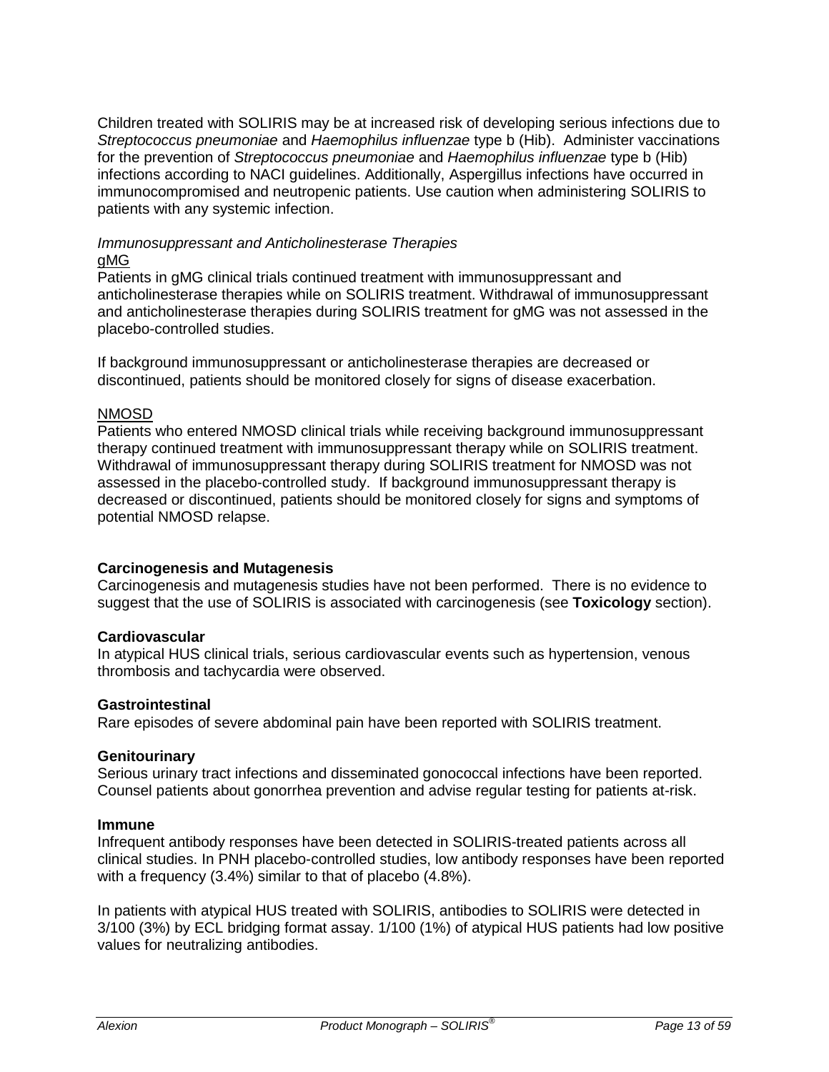Children treated with SOLIRIS may be at increased risk of developing serious infections due to *Streptococcus pneumoniae* and *Haemophilus influenzae* type b (Hib). Administer vaccinations for the prevention of *Streptococcus pneumoniae* and *Haemophilus influenzae* type b (Hib) infections according to NACI guidelines. Additionally, Aspergillus infections have occurred in immunocompromised and neutropenic patients. Use caution when administering SOLIRIS to patients with any systemic infection.

*Immunosuppressant and Anticholinesterase Therapies*

<u>gMG</u>

Patients in gMG clinical trials continued treatment with immunosuppressant and anticholinesterase therapies while on SOLIRIS treatment. Withdrawal of immunosuppressant and anticholinesterase therapies during SOLIRIS treatment for gMG was not assessed in the placebo-controlled studies.

If background immunosuppressant or anticholinesterase therapies are decreased or discontinued, patients should be monitored closely for signs of disease exacerbation.

<u>NMOSD</u>

Patients who entered NMOSD clinical trials while receiving background immunosuppressant therapy continued treatment with immunosuppressant therapy while on SOLIRIS treatment. Withdrawal of immunosuppressant therapy during SOLIRIS treatment for NMOSD was not assessed in the placebo-controlled study. If background immunosuppressant therapy is decreased or discontinued, patients should be monitored closely for signs and symptoms of potential NMOSD relapse.

**Carcinogenesis and Mutagenesis**

Carcinogenesis and mutagenesis studies have not been performed. There is no evidence to suggest that the use of SOLIRIS is associated with carcinogenesis (see **Toxicology** section).

**Cardiovascular**

In atypical HUS clinical trials, serious cardiovascular events such as hypertension, venous thrombosis and tachycardia were observed.

**Gastrointestinal**

Rare episodes of severe abdominal pain have been reported with SOLIRIS treatment.

**Genitourinary**

Serious urinary tract infections and disseminated gonococcal infections have been reported. Counsel patients about gonorrhea prevention and advise regular testing for patients at-risk.

**Immune**

Infrequent antibody responses have been detected in SOLIRIS-treated patients across all clinical studies. In PNH placebo-controlled studies, low antibody responses have been reported with a frequency (3.4%) similar to that of placebo (4.8%).

In patients with atypical HUS treated with SOLIRIS, antibodies to SOLIRIS were detected in 3/100 (3%) by ECL bridging format assay. 1/100 (1%) of atypical HUS patients had low positive values for neutralizing antibodies.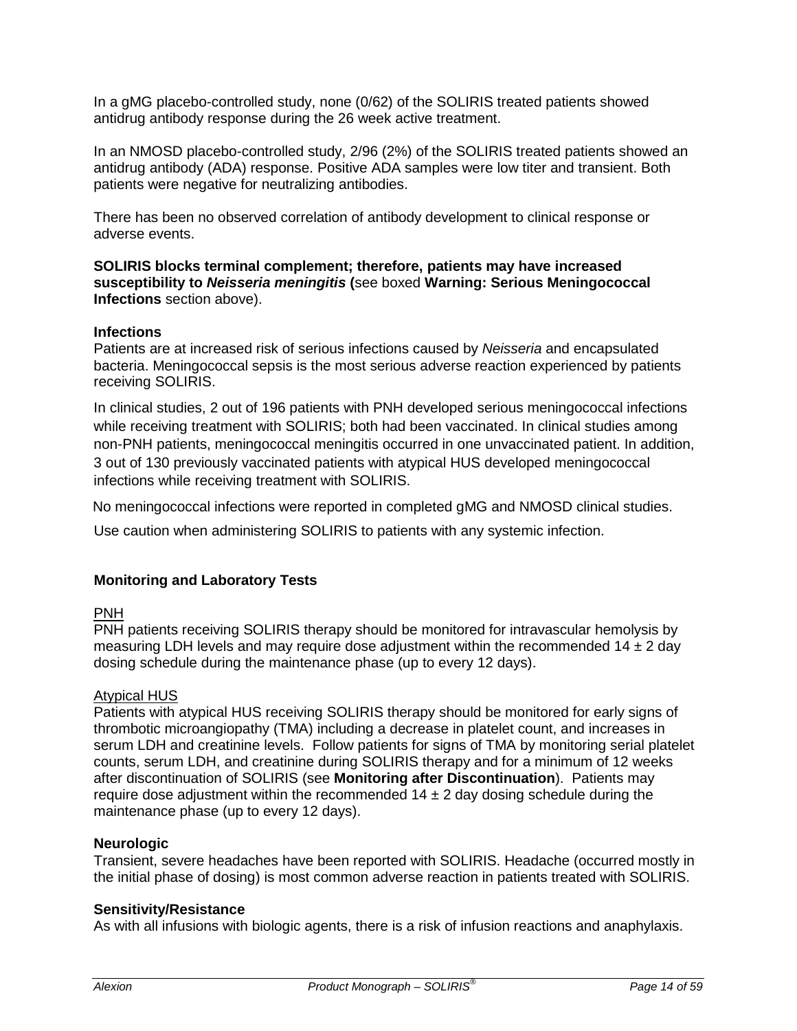In a gMG placebo-controlled study, none (0/62) of the SOLIRIS treated patients showed antidrug antibody response during the 26 week active treatment.

In an NMOSD placebo-controlled study, 2/96 (2%) of the SOLIRIS treated patients showed an antidrug antibody (ADA) response. Positive ADA samples were low titer and transient. Both patients were negative for neutralizing antibodies.

There has been no observed correlation of antibody development to clinical response or adverse events.

**SOLIRIS blocks terminal complement; therefore, patients may have increased susceptibility to *Neisseria meningitis* (**see boxed **Warning: Serious Meningococcal Infections** section above).

**Infections**

Patients are at increased risk of serious infections caused by *Neisseria* and encapsulated bacteria. Meningococcal sepsis is the most serious adverse reaction experienced by patients receiving SOLIRIS.

In clinical studies, 2 out of 196 patients with PNH developed serious meningococcal infections while receiving treatment with SOLIRIS; both had been vaccinated. In clinical studies among non-PNH patients, meningococcal meningitis occurred in one unvaccinated patient. In addition, 3 out of 130 previously vaccinated patients with atypical HUS developed meningococcal infections while receiving treatment with SOLIRIS.

No meningococcal infections were reported in completed gMG and NMOSD clinical studies.

Use caution when administering SOLIRIS to patients with any systemic infection.

**Monitoring and Laboratory Tests**

PNH

PNH patients receiving SOLIRIS therapy should be monitored for intravascular hemolysis by measuring LDH levels and may require dose adjustment within the recommended 14 ± 2 day dosing schedule during the maintenance phase (up to every 12 days).

Atypical HUS

Patients with atypical HUS receiving SOLIRIS therapy should be monitored for early signs of thrombotic microangiopathy (TMA) including a decrease in platelet count, and increases in serum LDH and creatinine levels. Follow patients for signs of TMA by monitoring serial platelet counts, serum LDH, and creatinine during SOLIRIS therapy and for a minimum of 12 weeks after discontinuation of SOLIRIS (see **Monitoring after Discontinuation**). Patients may require dose adjustment within the recommended 14 ± 2 day dosing schedule during the maintenance phase (up to every 12 days).

**Neurologic**

Transient, severe headaches have been reported with SOLIRIS. Headache (occurred mostly in the initial phase of dosing) is most common adverse reaction in patients treated with SOLIRIS.

**Sensitivity/Resistance**

As with all infusions with biologic agents, there is a risk of infusion reactions and anaphylaxis.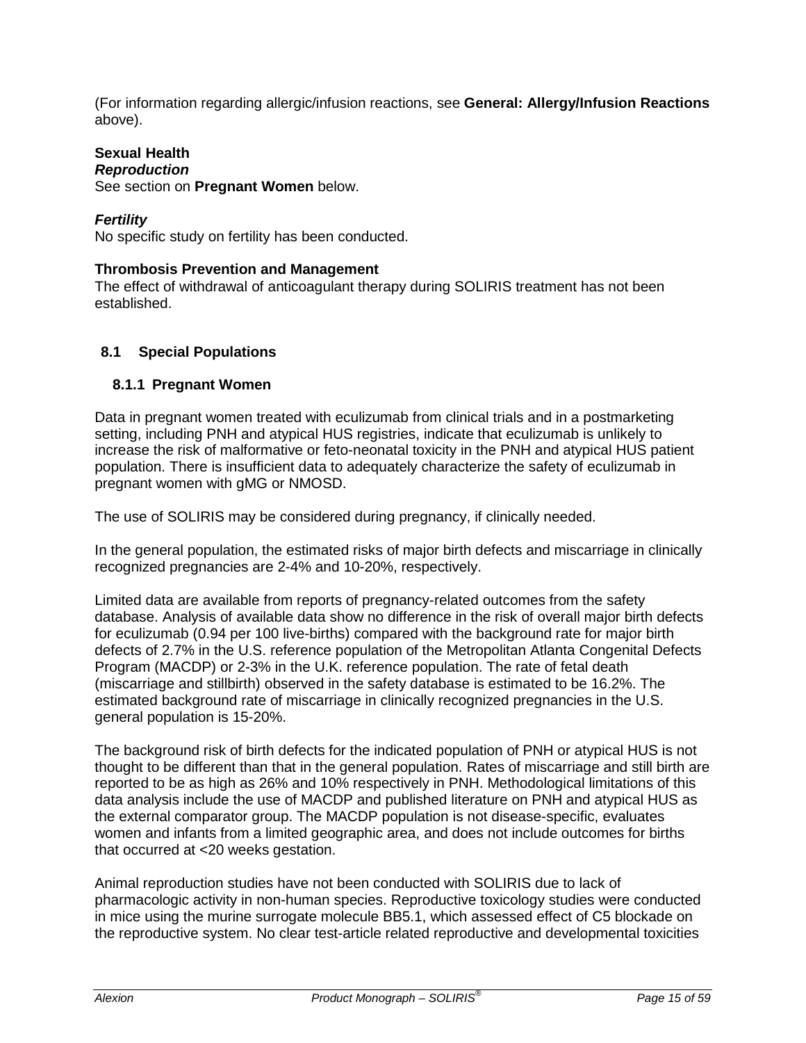(For information regarding allergic/infusion reactions, see **General: Allergy/Infusion Reactions** above).

**Sexual Health**

***Reproduction***

See section on **Pregnant Women** below.

***Fertility***

No specific study on fertility has been conducted.

**Thrombosis Prevention and Management**

The effect of withdrawal of anticoagulant therapy during SOLIRIS treatment has not been established.

## 8.1 Special Populations

### 8.1.1 Pregnant Women

Data in pregnant women treated with eculizumab from clinical trials and in a postmarketing setting, including PNH and atypical HUS registries, indicate that eculizumab is unlikely to increase the risk of malformative or feto-neonatal toxicity in the PNH and atypical HUS patient population. There is insufficient data to adequately characterize the safety of eculizumab in pregnant women with gMG or NMOSD.

The use of SOLIRIS may be considered during pregnancy, if clinically needed.

In the general population, the estimated risks of major birth defects and miscarriage in clinically recognized pregnancies are 2-4% and 10-20%, respectively.

Limited data are available from reports of pregnancy-related outcomes from the safety database. Analysis of available data show no difference in the risk of overall major birth defects for eculizumab (0.94 per 100 live-births) compared with the background rate for major birth defects of 2.7% in the U.S. reference population of the Metropolitan Atlanta Congenital Defects Program (MACDP) or 2-3% in the U.K. reference population. The rate of fetal death (miscarriage and stillbirth) observed in the safety database is estimated to be 16.2%. The estimated background rate of miscarriage in clinically recognized pregnancies in the U.S. general population is 15-20%.

The background risk of birth defects for the indicated population of PNH or atypical HUS is not thought to be different than that in the general population. Rates of miscarriage and still birth are reported to be as high as 26% and 10% respectively in PNH. Methodological limitations of this data analysis include the use of MACDP and published literature on PNH and atypical HUS as the external comparator group. The MACDP population is not disease-specific, evaluates women and infants from a limited geographic area, and does not include outcomes for births that occurred at <20 weeks gestation.

Animal reproduction studies have not been conducted with SOLIRIS due to lack of pharmacologic activity in non-human species. Reproductive toxicology studies were conducted in mice using the murine surrogate molecule BB5.1, which assessed effect of C5 blockade on the reproductive system. No clear test-article related reproductive and developmental toxicities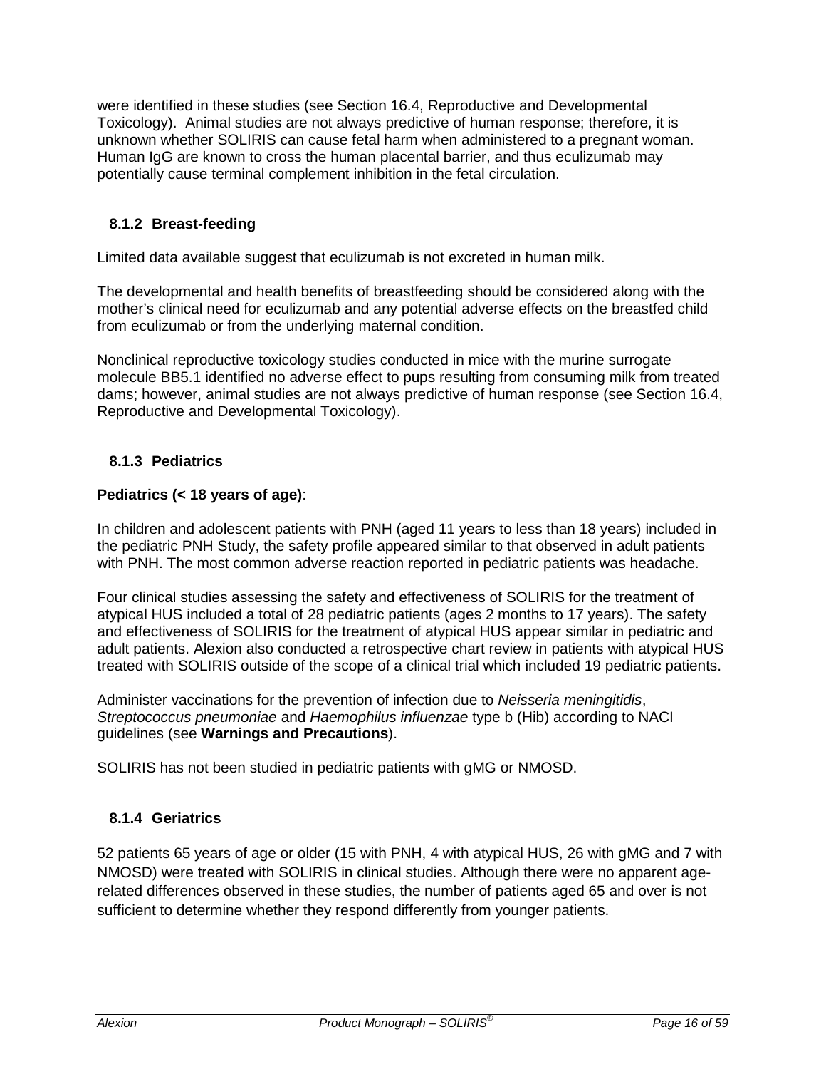were identified in these studies (see Section 16.4, Reproductive and Developmental Toxicology). Animal studies are not always predictive of human response; therefore, it is unknown whether SOLIRIS can cause fetal harm when administered to a pregnant woman. Human IgG are known to cross the human placental barrier, and thus eculizumab may potentially cause terminal complement inhibition in the fetal circulation.

### 8.1.2 Breast-feeding

Limited data available suggest that eculizumab is not excreted in human milk.

The developmental and health benefits of breastfeeding should be considered along with the mother's clinical need for eculizumab and any potential adverse effects on the breastfed child from eculizumab or from the underlying maternal condition.

Nonclinical reproductive toxicology studies conducted in mice with the murine surrogate molecule BB5.1 identified no adverse effect to pups resulting from consuming milk from treated dams; however, animal studies are not always predictive of human response (see Section 16.4, Reproductive and Developmental Toxicology).

### 8.1.3 Pediatrics

**Pediatrics (< 18 years of age)**:

In children and adolescent patients with PNH (aged 11 years to less than 18 years) included in the pediatric PNH Study, the safety profile appeared similar to that observed in adult patients with PNH. The most common adverse reaction reported in pediatric patients was headache.

Four clinical studies assessing the safety and effectiveness of SOLIRIS for the treatment of atypical HUS included a total of 28 pediatric patients (ages 2 months to 17 years). The safety and effectiveness of SOLIRIS for the treatment of atypical HUS appear similar in pediatric and adult patients. Alexion also conducted a retrospective chart review in patients with atypical HUS treated with SOLIRIS outside of the scope of a clinical trial which included 19 pediatric patients.

Administer vaccinations for the prevention of infection due to *Neisseria meningitidis*, *Streptococcus pneumoniae* and *Haemophilus influenzae* type b (Hib) according to NACI guidelines (see **Warnings and Precautions**).

SOLIRIS has not been studied in pediatric patients with gMG or NMOSD.

### 8.1.4 Geriatrics

52 patients 65 years of age or older (15 with PNH, 4 with atypical HUS, 26 with gMG and 7 with NMOSD) were treated with SOLIRIS in clinical studies. Although there were no apparent age-related differences observed in these studies, the number of patients aged 65 and over is not sufficient to determine whether they respond differently from younger patients.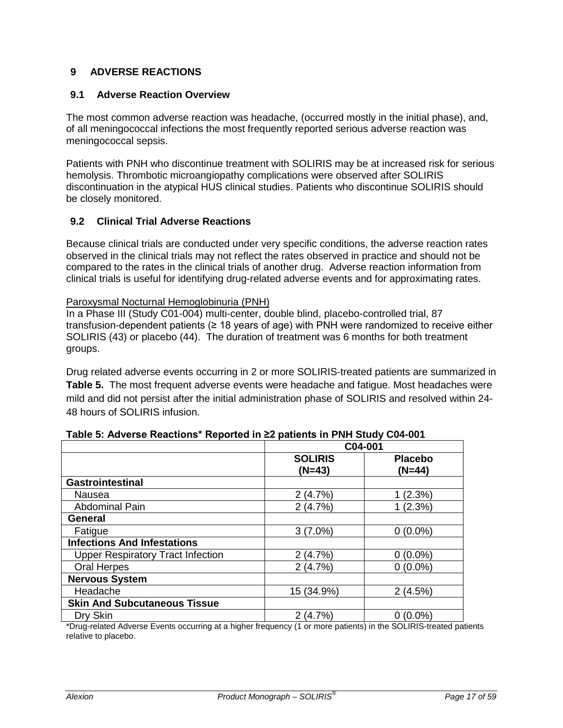## 9 ADVERSE REACTIONS

### 9.1 Adverse Reaction Overview

The most common adverse reaction was headache, (occurred mostly in the initial phase), and, of all meningococcal infections the most frequently reported serious adverse reaction was meningococcal sepsis.

Patients with PNH who discontinue treatment with SOLIRIS may be at increased risk for serious hemolysis. Thrombotic microangiopathy complications were observed after SOLIRIS discontinuation in the atypical HUS clinical studies. Patients who discontinue SOLIRIS should be closely monitored.

### 9.2 Clinical Trial Adverse Reactions

Because clinical trials are conducted under very specific conditions, the adverse reaction rates observed in the clinical trials may not reflect the rates observed in practice and should not be compared to the rates in the clinical trials of another drug. Adverse reaction information from clinical trials is useful for identifying drug-related adverse events and for approximating rates.

Paroxysmal Nocturnal Hemoglobinuria (PNH)

In a Phase III (Study C01-004) multi-center, double blind, placebo-controlled trial, 87 transfusion-dependent patients (≥ 18 years of age) with PNH were randomized to receive either SOLIRIS (43) or placebo (44). The duration of treatment was 6 months for both treatment groups.

Drug related adverse events occurring in 2 or more SOLIRIS-treated patients are summarized in **Table 5.** The most frequent adverse events were headache and fatigue. Most headaches were mild and did not persist after the initial administration phase of SOLIRIS and resolved within 24-48 hours of SOLIRIS infusion.

**Table 5: Adverse Reactions* Reported in ≥2 patients in PNH Study C04-001**

| | C04-001 | |
|---|---|---|
| | **SOLIRIS (N=43)** | **Placebo (N=44)** |
| **Gastrointestinal** | | |
| Nausea | 2 (4.7%) | 1 (2.3%) |
| Abdominal Pain | 2 (4.7%) | 1 (2.3%) |
| **General** | | |
| Fatigue | 3 (7.0%) | 0 (0.0%) |
| **Infections And Infestations** | | |
| Upper Respiratory Tract Infection | 2 (4.7%) | 0 (0.0%) |
| Oral Herpes | 2 (4.7%) | 0 (0.0%) |
| **Nervous System** | | |
| Headache | 15 (34.9%) | 2 (4.5%) |
| **Skin And Subcutaneous Tissue** | | |
| Dry Skin | 2 (4.7%) | 0 (0.0%) |

*Drug-related Adverse Events occurring at a higher frequency (1 or more patients) in the SOLIRIS-treated patients relative to placebo.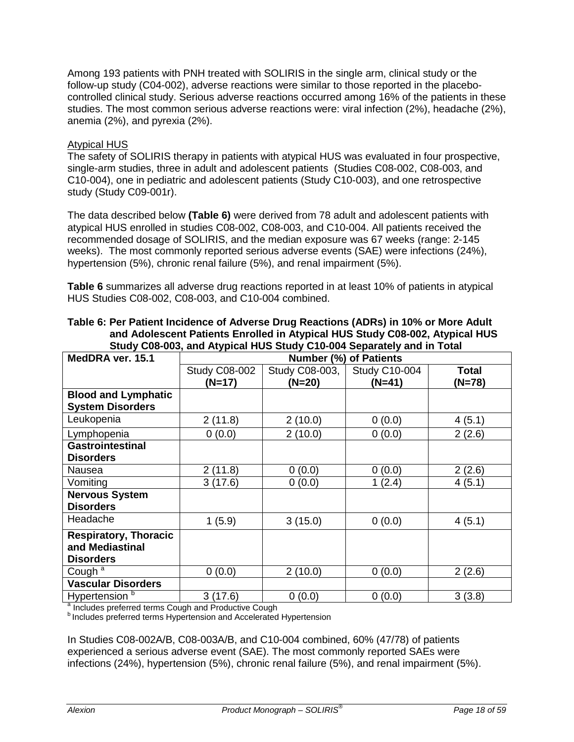Among 193 patients with PNH treated with SOLIRIS in the single arm, clinical study or the follow-up study (C04-002), adverse reactions were similar to those reported in the placebo-controlled clinical study. Serious adverse reactions occurred among 16% of the patients in these studies. The most common serious adverse reactions were: viral infection (2%), headache (2%), anemia (2%), and pyrexia (2%).

<u>Atypical HUS</u>

The safety of SOLIRIS therapy in patients with atypical HUS was evaluated in four prospective, single-arm studies, three in adult and adolescent patients (Studies C08-002, C08-003, and C10-004), one in pediatric and adolescent patients (Study C10-003), and one retrospective study (Study C09-001r).

The data described below **(Table 6)** were derived from 78 adult and adolescent patients with atypical HUS enrolled in studies C08-002, C08-003, and C10-004. All patients received the recommended dosage of SOLIRIS, and the median exposure was 67 weeks (range: 2-145 weeks). The most commonly reported serious adverse events (SAE) were infections (24%), hypertension (5%), chronic renal failure (5%), and renal impairment (5%).

**Table 6** summarizes all adverse drug reactions reported in at least 10% of patients in atypical HUS Studies C08-002, C08-003, and C10-004 combined.

**Table 6: Per Patient Incidence of Adverse Drug Reactions (ADRs) in 10% or More Adult and Adolescent Patients Enrolled in Atypical HUS Study C08-002, Atypical HUS Study C08-003, and Atypical HUS Study C10-004 Separately and in Total**

| MedDRA ver. 15.1 | Number (%) of Patients | | | |
|---|---|---|---|---|
| | Study C08-002 **(N=17)** | Study C08-003, **(N=20)** | Study C10-004 **(N=41)** | **Total (N=78)** |
| **Blood and Lymphatic System Disorders** | | | | |
| Leukopenia | 2 (11.8) | 2 (10.0) | 0 (0.0) | 4 (5.1) |
| Lymphopenia | 0 (0.0) | 2 (10.0) | 0 (0.0) | 2 (2.6) |
| **Gastrointestinal Disorders** | | | | |
| Nausea | 2 (11.8) | 0 (0.0) | 0 (0.0) | 2 (2.6) |
| Vomiting | 3 (17.6) | 0 (0.0) | 1 (2.4) | 4 (5.1) |
| **Nervous System Disorders** | | | | |
| Headache | 1 (5.9) | 3 (15.0) | 0 (0.0) | 4 (5.1) |
| **Respiratory, Thoracic and Mediastinal Disorders** | | | | |
| Cough [a] | 0 (0.0) | 2 (10.0) | 0 (0.0) | 2 (2.6) |
| **Vascular Disorders** | | | | |
| Hypertension [b] | 3 (17.6) | 0 (0.0) | 0 (0.0) | 3 (3.8) |

[a] Includes preferred terms Cough and Productive Cough

[b] Includes preferred terms Hypertension and Accelerated Hypertension

In Studies C08-002A/B, C08-003A/B, and C10-004 combined, 60% (47/78) of patients experienced a serious adverse event (SAE). The most commonly reported SAEs were infections (24%), hypertension (5%), chronic renal failure (5%), and renal impairment (5%).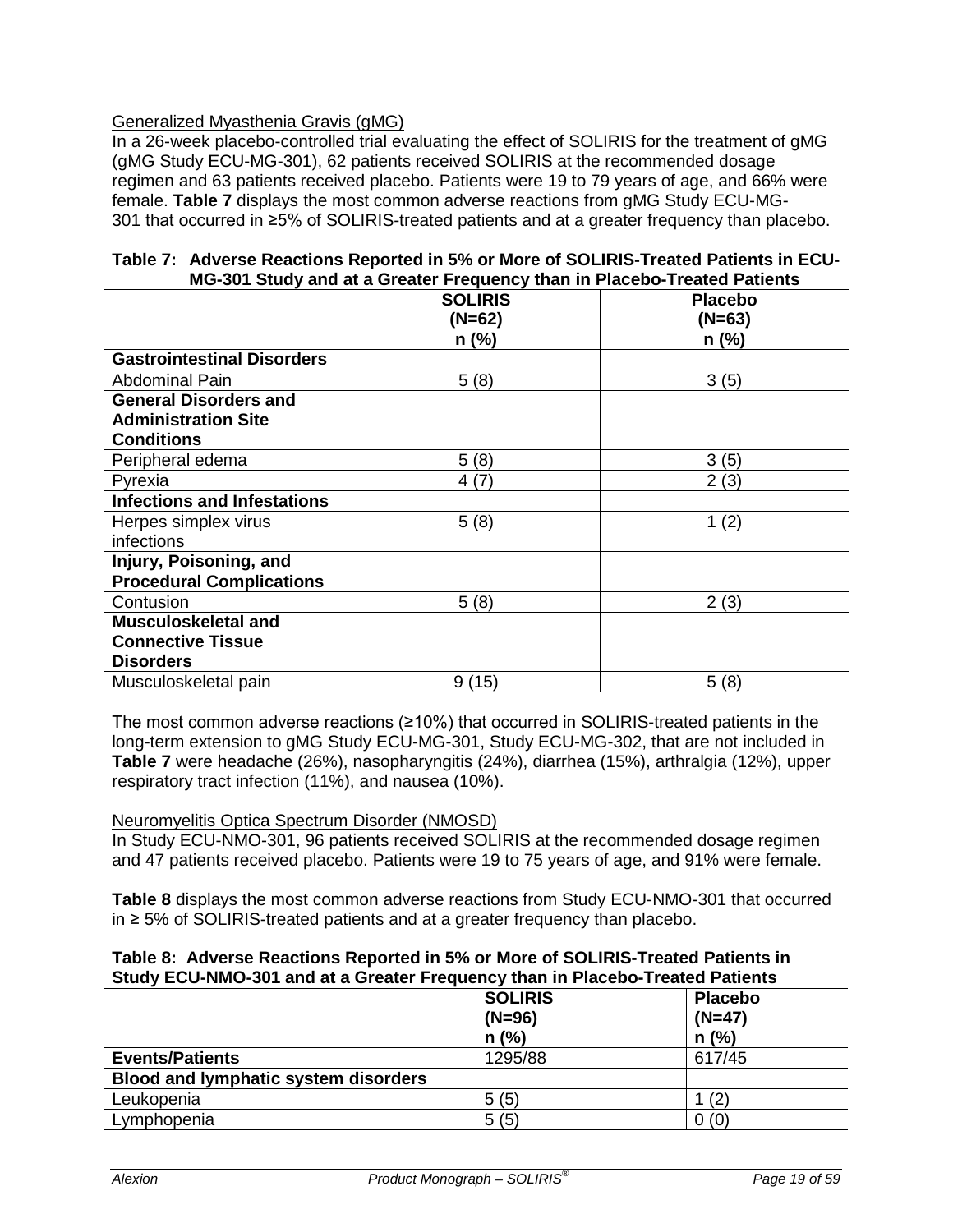Generalized Myasthenia Gravis (gMG)

In a 26-week placebo-controlled trial evaluating the effect of SOLIRIS for the treatment of gMG (gMG Study ECU-MG-301), 62 patients received SOLIRIS at the recommended dosage regimen and 63 patients received placebo. Patients were 19 to 79 years of age, and 66% were female. **Table 7** displays the most common adverse reactions from gMG Study ECU-MG-301 that occurred in ≥5% of SOLIRIS-treated patients and at a greater frequency than placebo.

**Table 7: Adverse Reactions Reported in 5% or More of SOLIRIS-Treated Patients in ECU-MG-301 Study and at a Greater Frequency than in Placebo-Treated Patients**

| | SOLIRIS (N=62) n (%) | Placebo (N=63) n (%) |
|---|---|---|
| **Gastrointestinal Disorders** | | |
| Abdominal Pain | 5 (8) | 3 (5) |
| **General Disorders and Administration Site Conditions** | | |
| Peripheral edema | 5 (8) | 3 (5) |
| Pyrexia | 4 (7) | 2 (3) |
| **Infections and Infestations** | | |
| Herpes simplex virus infections | 5 (8) | 1 (2) |
| **Injury, Poisoning, and Procedural Complications** | | |
| Contusion | 5 (8) | 2 (3) |
| **Musculoskeletal and Connective Tissue Disorders** | | |
| Musculoskeletal pain | 9 (15) | 5 (8) |

The most common adverse reactions (≥10%) that occurred in SOLIRIS-treated patients in the long-term extension to gMG Study ECU-MG-301, Study ECU-MG-302, that are not included in **Table 7** were headache (26%), nasopharyngitis (24%), diarrhea (15%), arthralgia (12%), upper respiratory tract infection (11%), and nausea (10%).

Neuromyelitis Optica Spectrum Disorder (NMOSD)

In Study ECU-NMO-301, 96 patients received SOLIRIS at the recommended dosage regimen and 47 patients received placebo. Patients were 19 to 75 years of age, and 91% were female.

**Table 8** displays the most common adverse reactions from Study ECU-NMO-301 that occurred in ≥ 5% of SOLIRIS-treated patients and at a greater frequency than placebo.

**Table 8: Adverse Reactions Reported in 5% or More of SOLIRIS-Treated Patients in Study ECU-NMO-301 and at a Greater Frequency than in Placebo-Treated Patients**

| | SOLIRIS (N=96) n (%) | Placebo (N=47) n (%) |
|---|---|---|
| **Events/Patients** | 1295/88 | 617/45 |
| **Blood and lymphatic system disorders** | | |
| Leukopenia | 5 (5) | 1 (2) |
| Lymphopenia | 5 (5) | 0 (0) |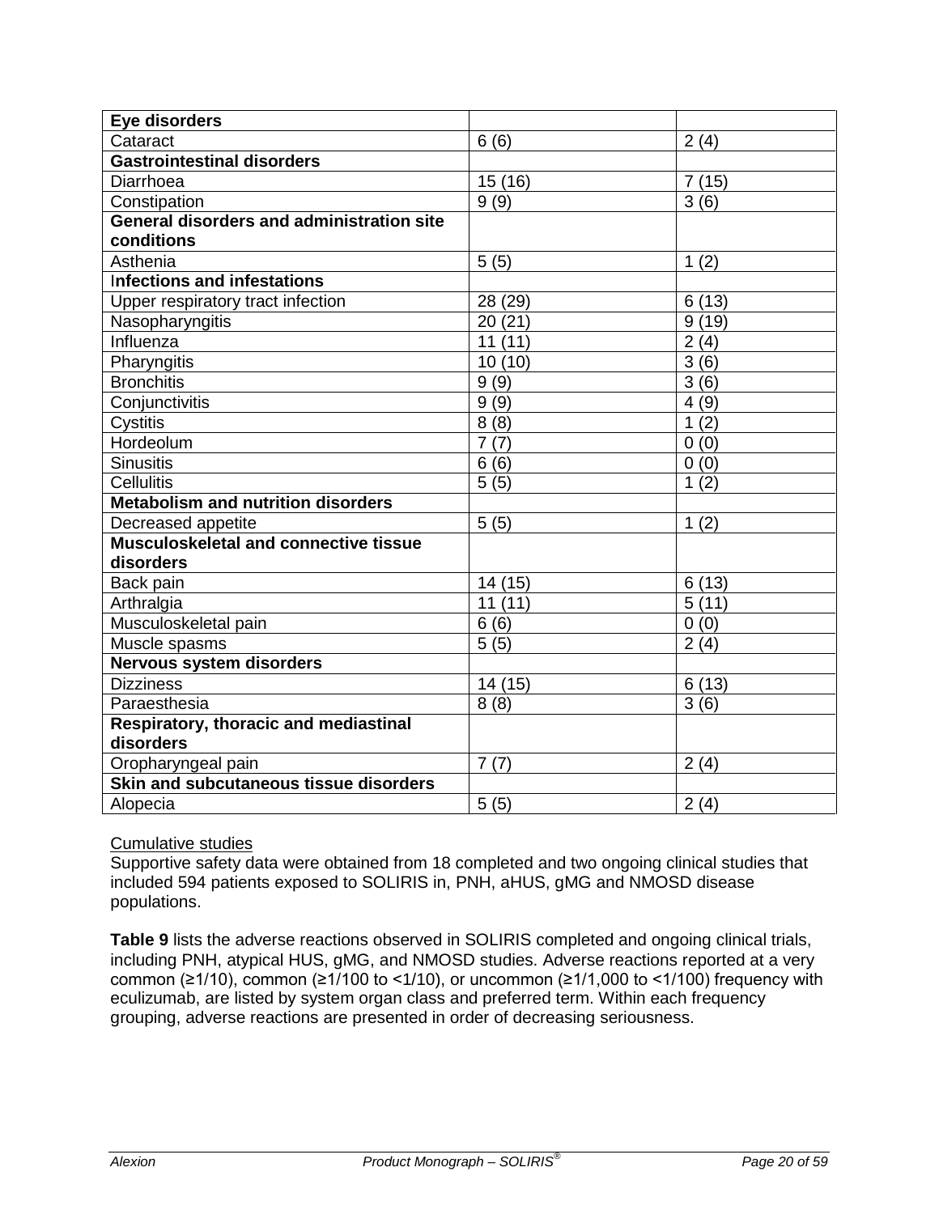| Eye disorders | | |
|---|---|---|
| Cataract | 6 (6) | 2 (4) |
| **Gastrointestinal disorders** | | |
| Diarrhoea | 15 (16) | 7 (15) |
| Constipation | 9 (9) | 3 (6) |
| **General disorders and administration site conditions** | | |
| Asthenia | 5 (5) | 1 (2) |
| **Infections and infestations** | | |
| Upper respiratory tract infection | 28 (29) | 6 (13) |
| Nasopharyngitis | 20 (21) | 9 (19) |
| Influenza | 11 (11) | 2 (4) |
| Pharyngitis | 10 (10) | 3 (6) |
| Bronchitis | 9 (9) | 3 (6) |
| Conjunctivitis | 9 (9) | 4 (9) |
| Cystitis | 8 (8) | 1 (2) |
| Hordeolum | 7 (7) | 0 (0) |
| Sinusitis | 6 (6) | 0 (0) |
| Cellulitis | 5 (5) | 1 (2) |
| **Metabolism and nutrition disorders** | | |
| Decreased appetite | 5 (5) | 1 (2) |
| **Musculoskeletal and connective tissue disorders** | | |
| Back pain | 14 (15) | 6 (13) |
| Arthralgia | 11 (11) | 5 (11) |
| Musculoskeletal pain | 6 (6) | 0 (0) |
| Muscle spasms | 5 (5) | 2 (4) |
| **Nervous system disorders** | | |
| Dizziness | 14 (15) | 6 (13) |
| Paraesthesia | 8 (8) | 3 (6) |
| **Respiratory, thoracic and mediastinal disorders** | | |
| Oropharyngeal pain | 7 (7) | 2 (4) |
| **Skin and subcutaneous tissue disorders** | | |
| Alopecia | 5 (5) | 2 (4) |

Cumulative studies

Supportive safety data were obtained from 18 completed and two ongoing clinical studies that included 594 patients exposed to SOLIRIS in, PNH, aHUS, gMG and NMOSD disease populations.

**Table 9** lists the adverse reactions observed in SOLIRIS completed and ongoing clinical trials, including PNH, atypical HUS, gMG, and NMOSD studies. Adverse reactions reported at a very common (≥1/10), common (≥1/100 to <1/10), or uncommon (≥1/1,000 to <1/100) frequency with eculizumab, are listed by system organ class and preferred term. Within each frequency grouping, adverse reactions are presented in order of decreasing seriousness.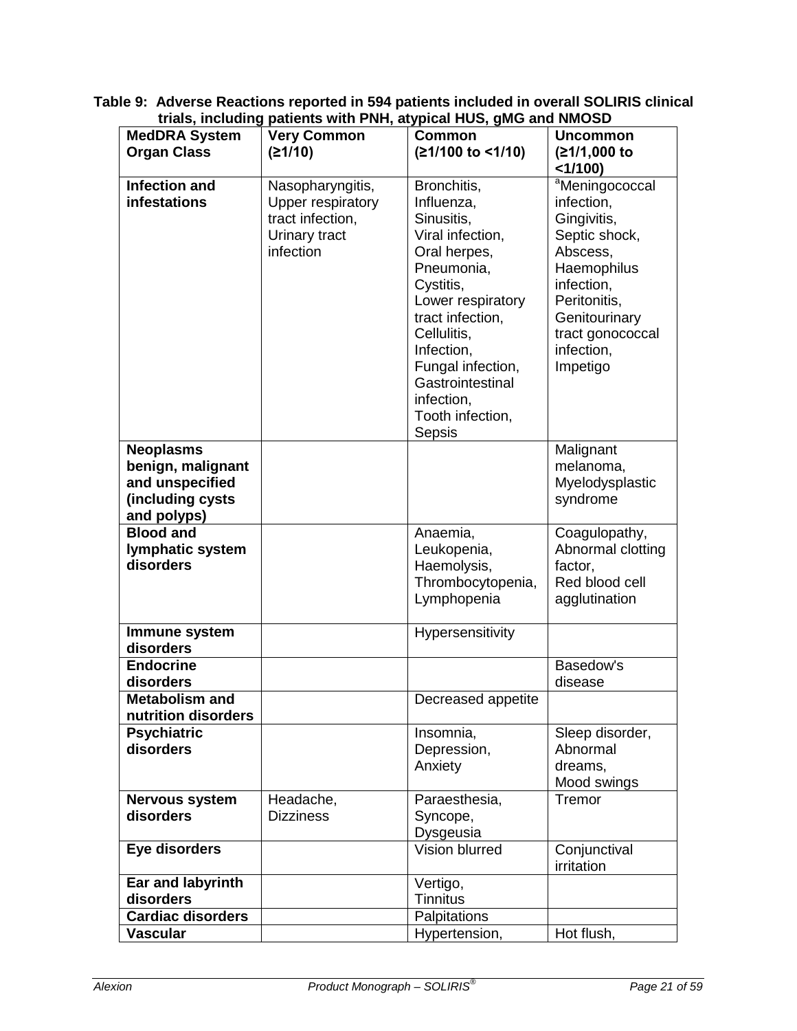**Table 9: Adverse Reactions reported in 594 patients included in overall SOLIRIS clinical trials, including patients with PNH, atypical HUS, gMG and NMOSD**

| MedDRA System Organ Class | Very Common (≥1/10) | Common (≥1/100 to <1/10) | Uncommon (≥1/1,000 to <1/100) |
|---|---|---|---|
| **Infection and infestations** | Nasopharyngitis, Upper respiratory tract infection, Urinary tract infection | Bronchitis, Influenza, Sinusitis, Viral infection, Oral herpes, Pneumonia, Cystitis, Lower respiratory tract infection, Cellulitis, Infection, Fungal infection, Gastrointestinal infection, Tooth infection, Sepsis | [a]Meningococcal infection, Gingivitis, Septic shock, Abscess, Haemophilus infection, Peritonitis, Genitourinary tract gonococcal infection, Impetigo |
| **Neoplasms benign, malignant and unspecified (including cysts and polyps)** | | | Malignant melanoma, Myelodysplastic syndrome |
| **Blood and lymphatic system disorders** | | Anaemia, Leukopenia, Haemolysis, Thrombocytopenia, Lymphopenia | Coagulopathy, Abnormal clotting factor, Red blood cell agglutination |
| **Immune system disorders** | | Hypersensitivity | |
| **Endocrine disorders** | | | Basedow's disease |
| **Metabolism and nutrition disorders** | | Decreased appetite | |
| **Psychiatric disorders** | | Insomnia, Depression, Anxiety | Sleep disorder, Abnormal dreams, Mood swings |
| **Nervous system disorders** | Headache, Dizziness | Paraesthesia, Syncope, Dysgeusia | Tremor |
| **Eye disorders** | | Vision blurred | Conjunctival irritation |
| **Ear and labyrinth disorders** | | Vertigo, Tinnitus | |
| **Cardiac disorders** | | Palpitations | |
| **Vascular** | | Hypertension, | Hot flush, |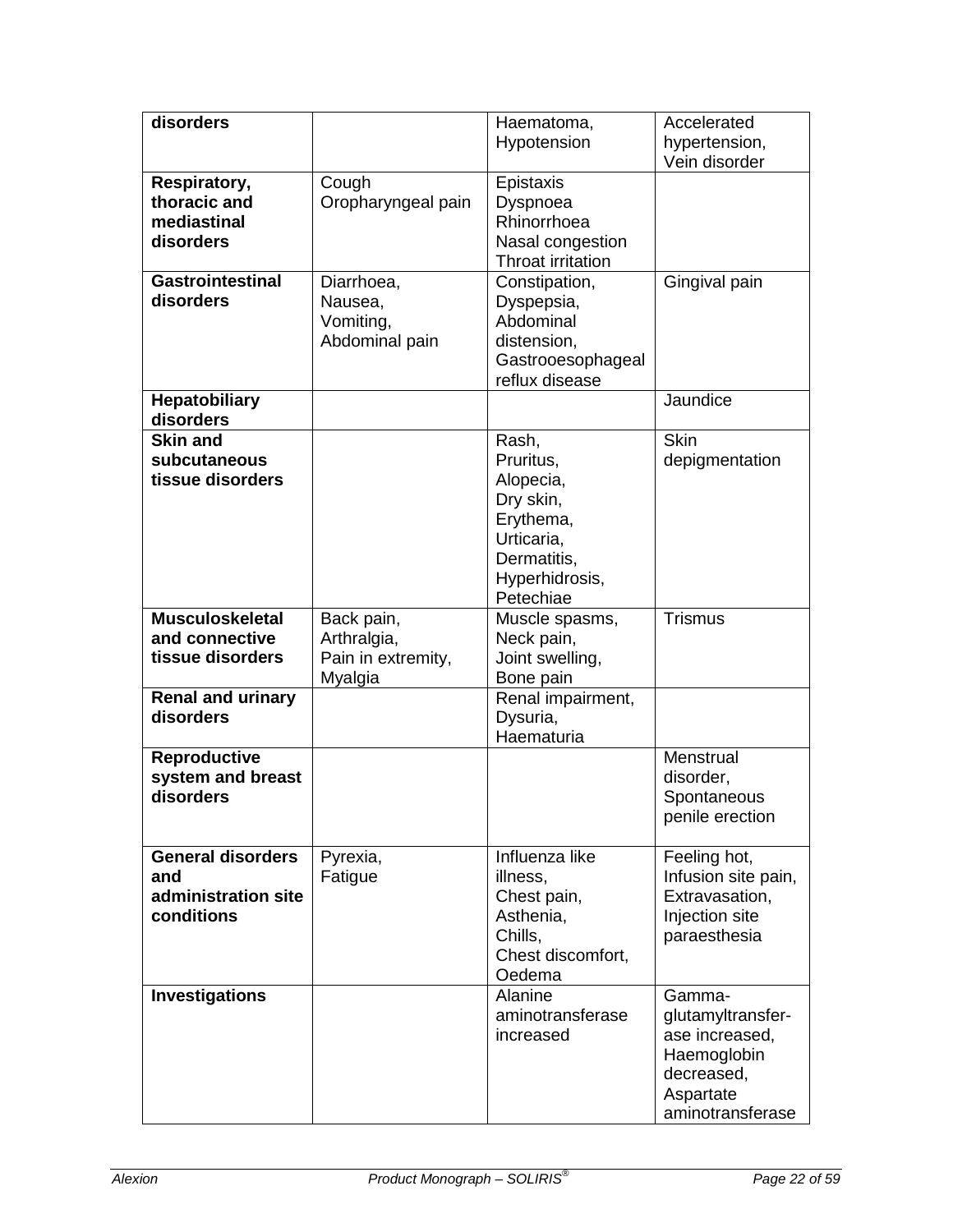| disorders | | Haematoma, Hypotension | Accelerated hypertension, Vein disorder |
|---|---|---|---|
| **Respiratory, thoracic and mediastinal disorders** | Cough Oropharyngeal pain | Epistaxis Dyspnoea Rhinorrhoea Nasal congestion Throat irritation | |
| **Gastrointestinal disorders** | Diarrhoea, Nausea, Vomiting, Abdominal pain | Constipation, Dyspepsia, Abdominal distension, Gastrooesophageal reflux disease | Gingival pain |
| **Hepatobiliary disorders** | | | Jaundice |
| **Skin and subcutaneous tissue disorders** | | Rash, Pruritus, Alopecia, Dry skin, Erythema, Urticaria, Dermatitis, Hyperhidrosis, Petechiae | Skin depigmentation |
| **Musculoskeletal and connective tissue disorders** | Back pain, Arthralgia, Pain in extremity, Myalgia | Muscle spasms, Neck pain, Joint swelling, Bone pain | Trismus |
| **Renal and urinary disorders** | | Renal impairment, Dysuria, Haematuria | |
| **Reproductive system and breast disorders** | | | Menstrual disorder, Spontaneous penile erection |
| **General disorders and administration site conditions** | Pyrexia, Fatigue | Influenza like illness, Chest pain, Asthenia, Chills, Chest discomfort, Oedema | Feeling hot, Infusion site pain, Extravasation, Injection site paraesthesia |
| **Investigations** | | Alanine aminotransferase increased | Gamma-glutamyltransfer-ase increased, Haemoglobin decreased, Aspartate aminotransferase |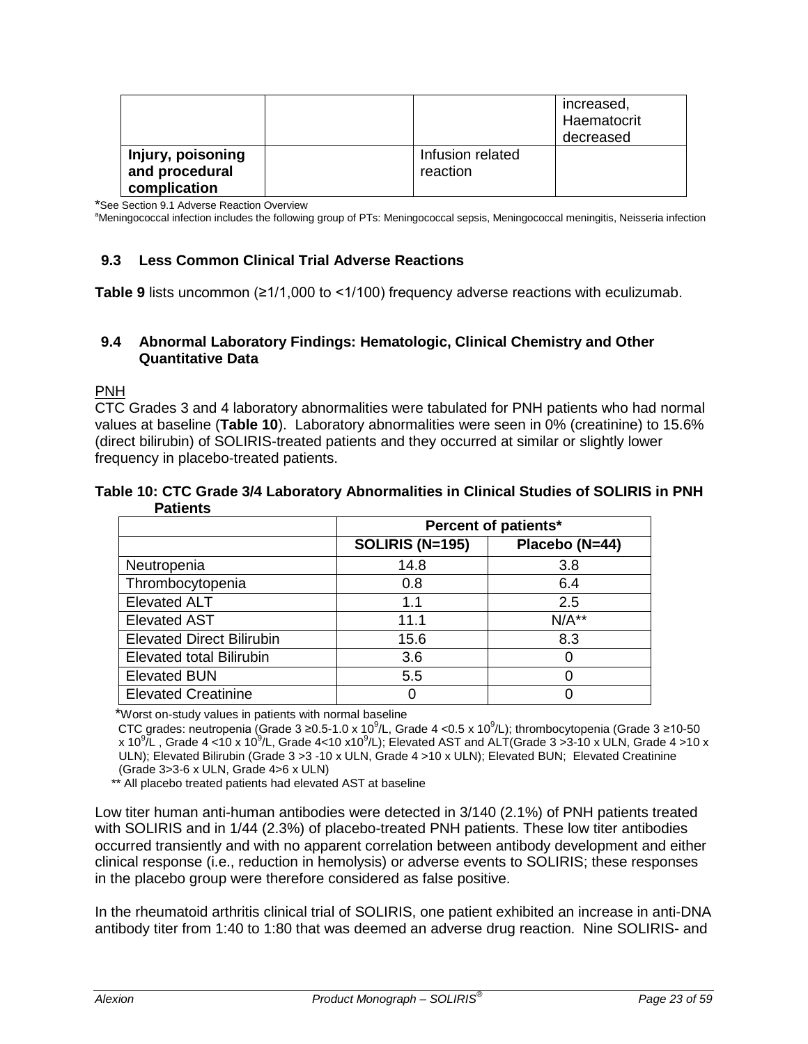|  |  |  | increased, Haematocrit decreased |
|---|---|---|---|
| **Injury, poisoning and procedural complication** |  | Infusion related reaction |  |

*See Section 9.1 Adverse Reaction Overview

[a]Meningococcal infection includes the following group of PTs: Meningococcal sepsis, Meningococcal meningitis, Neisseria infection

### 9.3 Less Common Clinical Trial Adverse Reactions

**Table 9** lists uncommon (≥1/1,000 to <1/100) frequency adverse reactions with eculizumab.

### 9.4 Abnormal Laboratory Findings: Hematologic, Clinical Chemistry and Other Quantitative Data

PNH

CTC Grades 3 and 4 laboratory abnormalities were tabulated for PNH patients who had normal values at baseline (**Table 10**). Laboratory abnormalities were seen in 0% (creatinine) to 15.6% (direct bilirubin) of SOLIRIS-treated patients and they occurred at similar or slightly lower frequency in placebo-treated patients.

**Table 10: CTC Grade 3/4 Laboratory Abnormalities in Clinical Studies of SOLIRIS in PNH Patients**

|  | **Percent of patients*** |  |
|---|---|---|
|  | **SOLIRIS (N=195)** | **Placebo (N=44)** |
| Neutropenia | 14.8 | 3.8 |
| Thrombocytopenia | 0.8 | 6.4 |
| Elevated ALT | 1.1 | 2.5 |
| Elevated AST | 11.1 | N/A** |
| Elevated Direct Bilirubin | 15.6 | 8.3 |
| Elevated total Bilirubin | 3.6 | 0 |
| Elevated BUN | 5.5 | 0 |
| Elevated Creatinine | 0 | 0 |

*Worst on-study values in patients with normal baseline

CTC grades: neutropenia (Grade 3 ≥0.5-1.0 x $10^9$/L, Grade 4 <0.5 x $10^9$/L); thrombocytopenia (Grade 3 ≥10-50 x $10^9$/L , Grade 4 <10 x $10^9$/L, Grade 4<10 x$10^9$/L); Elevated AST and ALT(Grade 3 >3-10 x ULN, Grade 4 >10 x ULN); Elevated Bilirubin (Grade 3 >3 -10 x ULN, Grade 4 >10 x ULN); Elevated BUN; Elevated Creatinine (Grade 3>3-6 x ULN, Grade 4>6 x ULN)

** All placebo treated patients had elevated AST at baseline

Low titer human anti-human antibodies were detected in 3/140 (2.1%) of PNH patients treated with SOLIRIS and in 1/44 (2.3%) of placebo-treated PNH patients. These low titer antibodies occurred transiently and with no apparent correlation between antibody development and either clinical response (i.e., reduction in hemolysis) or adverse events to SOLIRIS; these responses in the placebo group were therefore considered as false positive.

In the rheumatoid arthritis clinical trial of SOLIRIS, one patient exhibited an increase in anti-DNA antibody titer from 1:40 to 1:80 that was deemed an adverse drug reaction. Nine SOLIRIS- and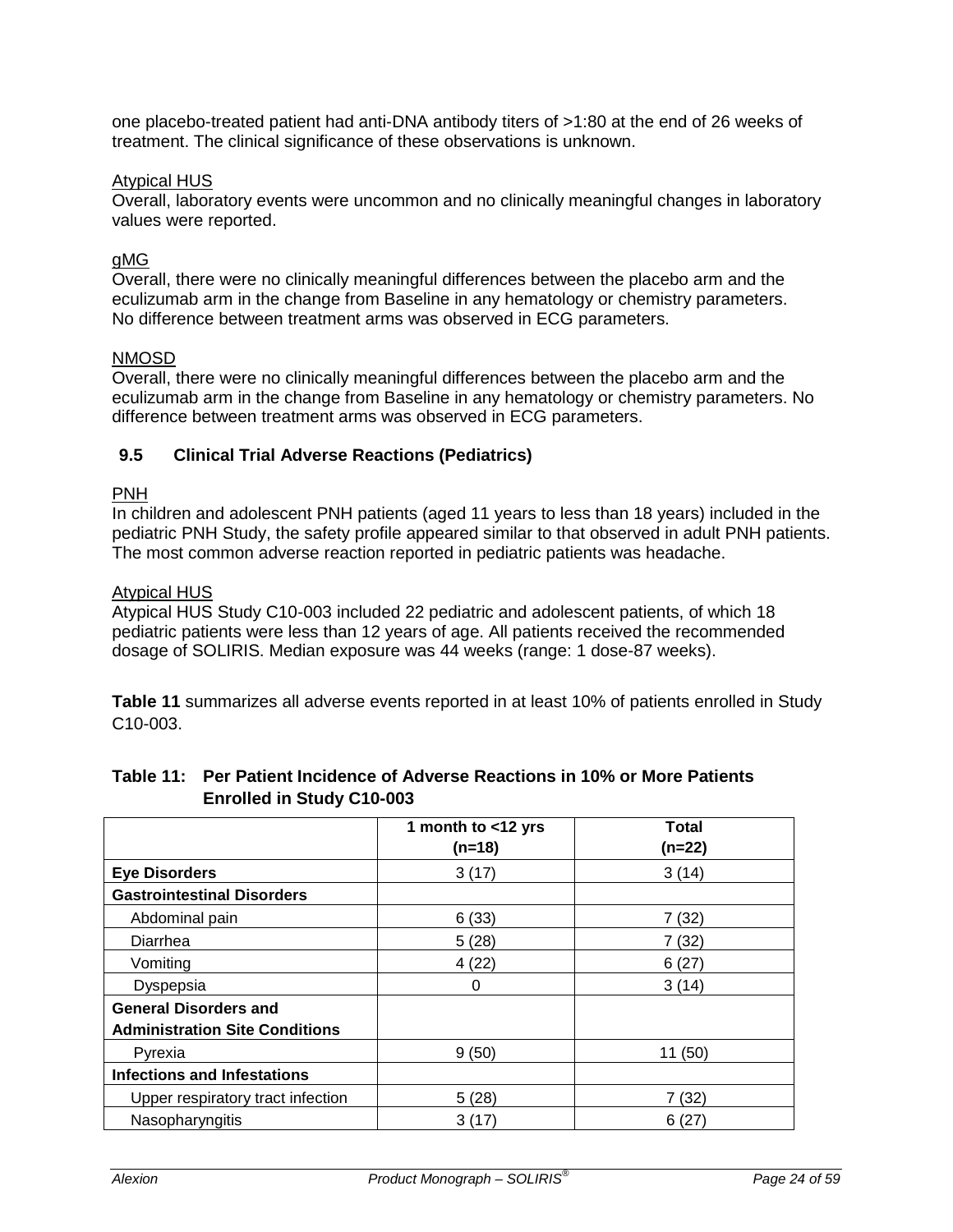one placebo-treated patient had anti-DNA antibody titers of >1:80 at the end of 26 weeks of treatment. The clinical significance of these observations is unknown.

Atypical HUS

Overall, laboratory events were uncommon and no clinically meaningful changes in laboratory values were reported.

gMG

Overall, there were no clinically meaningful differences between the placebo arm and the eculizumab arm in the change from Baseline in any hematology or chemistry parameters. No difference between treatment arms was observed in ECG parameters.

NMOSD

Overall, there were no clinically meaningful differences between the placebo arm and the eculizumab arm in the change from Baseline in any hematology or chemistry parameters. No difference between treatment arms was observed in ECG parameters.

## 9.5 Clinical Trial Adverse Reactions (Pediatrics)

PNH

In children and adolescent PNH patients (aged 11 years to less than 18 years) included in the pediatric PNH Study, the safety profile appeared similar to that observed in adult PNH patients. The most common adverse reaction reported in pediatric patients was headache.

Atypical HUS

Atypical HUS Study C10-003 included 22 pediatric and adolescent patients, of which 18 pediatric patients were less than 12 years of age. All patients received the recommended dosage of SOLIRIS. Median exposure was 44 weeks (range: 1 dose-87 weeks).

**Table 11** summarizes all adverse events reported in at least 10% of patients enrolled in Study C10-003.

**Table 11: Per Patient Incidence of Adverse Reactions in 10% or More Patients Enrolled in Study C10-003**

| | 1 month to <12 yrs (n=18) | Total (n=22) |
|---|---|---|
| **Eye Disorders** | 3 (17) | 3 (14) |
| **Gastrointestinal Disorders** | | |
| Abdominal pain | 6 (33) | 7 (32) |
| Diarrhea | 5 (28) | 7 (32) |
| Vomiting | 4 (22) | 6 (27) |
| Dyspepsia | 0 | 3 (14) |
| **General Disorders and Administration Site Conditions** | | |
| Pyrexia | 9 (50) | 11 (50) |
| **Infections and Infestations** | | |
| Upper respiratory tract infection | 5 (28) | 7 (32) |
| Nasopharyngitis | 3 (17) | 6 (27) |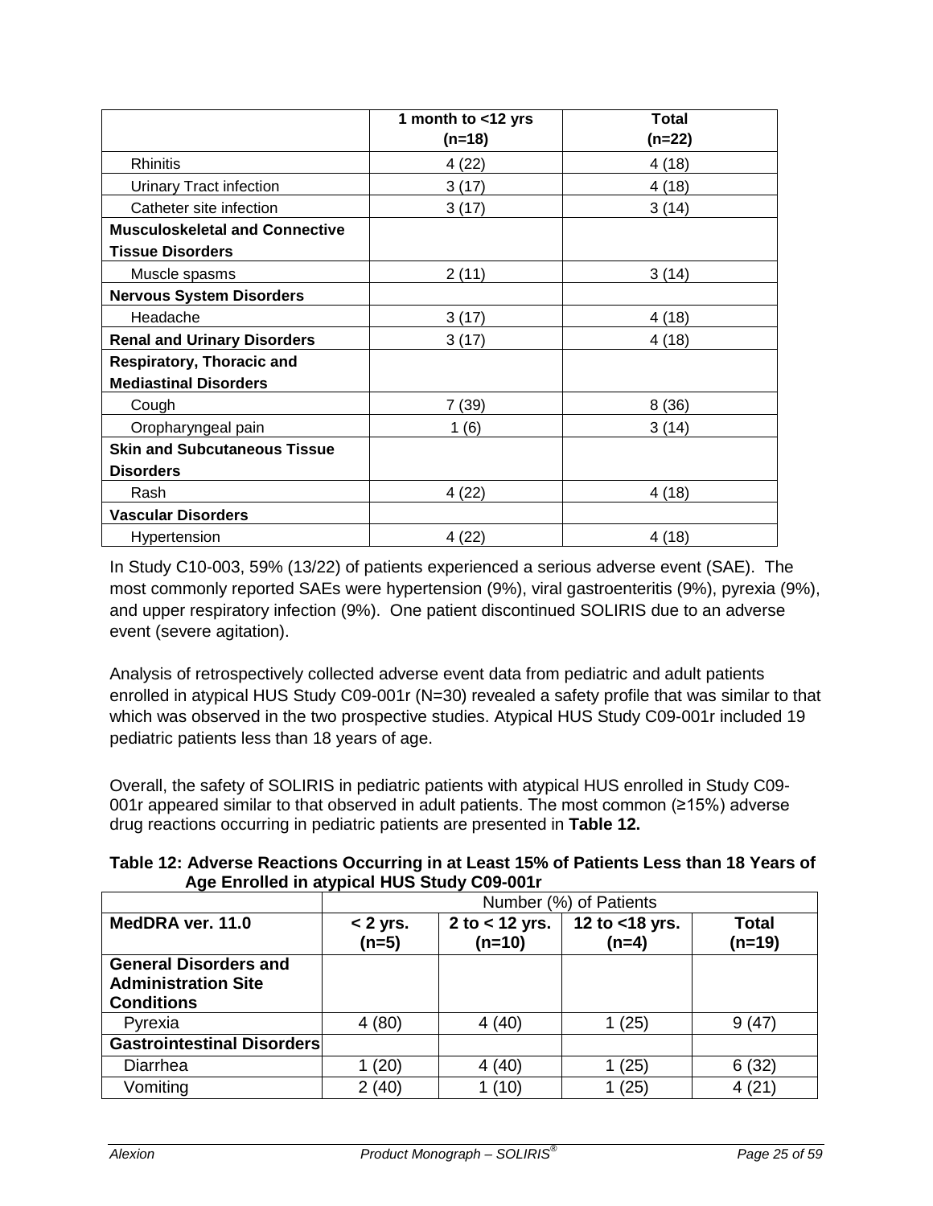| | 1 month to <12 yrs (n=18) | Total (n=22) |
|---|---|---|
| Rhinitis | 4 (22) | 4 (18) |
| Urinary Tract infection | 3 (17) | 4 (18) |
| Catheter site infection | 3 (17) | 3 (14) |
| **Musculoskeletal and Connective Tissue Disorders** | | |
| Muscle spasms | 2 (11) | 3 (14) |
| **Nervous System Disorders** | | |
| Headache | 3 (17) | 4 (18) |
| **Renal and Urinary Disorders** | 3 (17) | 4 (18) |
| **Respiratory, Thoracic and Mediastinal Disorders** | | |
| Cough | 7 (39) | 8 (36) |
| Oropharyngeal pain | 1 (6) | 3 (14) |
| **Skin and Subcutaneous Tissue Disorders** | | |
| Rash | 4 (22) | 4 (18) |
| **Vascular Disorders** | | |
| Hypertension | 4 (22) | 4 (18) |

In Study C10-003, 59% (13/22) of patients experienced a serious adverse event (SAE). The most commonly reported SAEs were hypertension (9%), viral gastroenteritis (9%), pyrexia (9%), and upper respiratory infection (9%). One patient discontinued SOLIRIS due to an adverse event (severe agitation).

Analysis of retrospectively collected adverse event data from pediatric and adult patients enrolled in atypical HUS Study C09-001r (N=30) revealed a safety profile that was similar to that which was observed in the two prospective studies. Atypical HUS Study C09-001r included 19 pediatric patients less than 18 years of age.

Overall, the safety of SOLIRIS in pediatric patients with atypical HUS enrolled in Study C09-001r appeared similar to that observed in adult patients. The most common (≥15%) adverse drug reactions occurring in pediatric patients are presented in **Table 12.**

**Table 12: Adverse Reactions Occurring in at Least 15% of Patients Less than 18 Years of Age Enrolled in atypical HUS Study C09-001r**

| | Number (%) of Patients | | | |
|---|---|---|---|---|
| **MedDRA ver. 11.0** | **< 2 yrs. (n=5)** | **2 to < 12 yrs. (n=10)** | **12 to <18 yrs. (n=4)** | **Total (n=19)** |
| **General Disorders and Administration Site Conditions** | | | | |
| Pyrexia | 4 (80) | 4 (40) | 1 (25) | 9 (47) |
| **Gastrointestinal Disorders** | | | | |
| Diarrhea | 1 (20) | 4 (40) | 1 (25) | 6 (32) |
| Vomiting | 2 (40) | 1 (10) | 1 (25) | 4 (21) |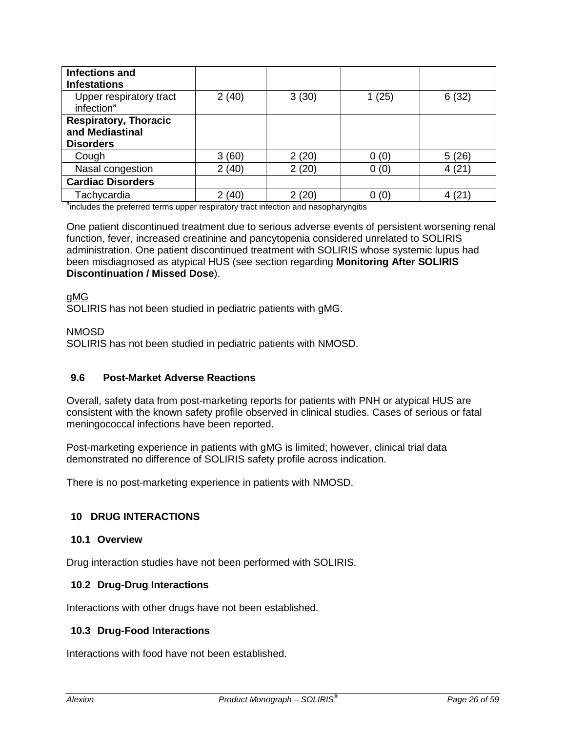| | | | | |
|---|---|---|---|---|
| **Infections and Infestations** | | | | |
| Upper respiratory tract infection[a] | 2 (40) | 3 (30) | 1 (25) | 6 (32) |
| **Respiratory, Thoracic and Mediastinal Disorders** | | | | |
| Cough | 3 (60) | 2 (20) | 0 (0) | 5 (26) |
| Nasal congestion | 2 (40) | 2 (20) | 0 (0) | 4 (21) |
| **Cardiac Disorders** | | | | |
| Tachycardia | 2 (40) | 2 (20) | 0 (0) | 4 (21) |

[a]includes the preferred terms upper respiratory tract infection and nasopharyngitis

One patient discontinued treatment due to serious adverse events of persistent worsening renal function, fever, increased creatinine and pancytopenia considered unrelated to SOLIRIS administration. One patient discontinued treatment with SOLIRIS whose systemic lupus had been misdiagnosed as atypical HUS (see section regarding **Monitoring After SOLIRIS Discontinuation / Missed Dose**).

gMG

SOLIRIS has not been studied in pediatric patients with gMG.

NMOSD

SOLIRIS has not been studied in pediatric patients with NMOSD.

### 9.6 Post-Market Adverse Reactions

Overall, safety data from post-marketing reports for patients with PNH or atypical HUS are consistent with the known safety profile observed in clinical studies. Cases of serious or fatal meningococcal infections have been reported.

Post-marketing experience in patients with gMG is limited; however, clinical trial data demonstrated no difference of SOLIRIS safety profile across indication.

There is no post-marketing experience in patients with NMOSD.

## 10 DRUG INTERACTIONS

### 10.1 Overview

Drug interaction studies have not been performed with SOLIRIS.

### 10.2 Drug-Drug Interactions

Interactions with other drugs have not been established.

### 10.3 Drug-Food Interactions

Interactions with food have not been established.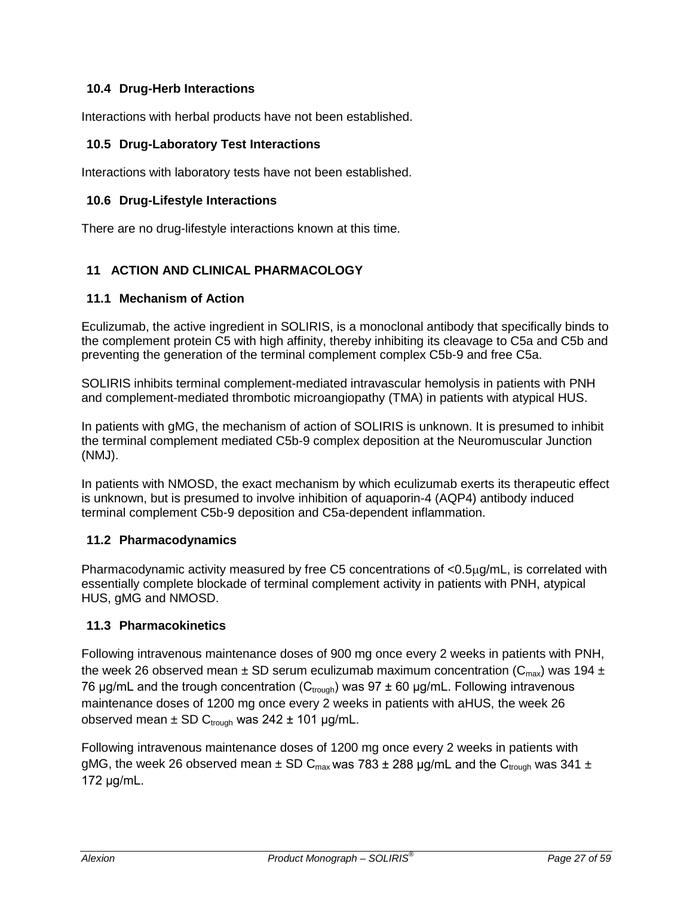### 10.4 Drug-Herb Interactions

Interactions with herbal products have not been established.

### 10.5 Drug-Laboratory Test Interactions

Interactions with laboratory tests have not been established.

### 10.6 Drug-Lifestyle Interactions

There are no drug-lifestyle interactions known at this time.

## 11 ACTION AND CLINICAL PHARMACOLOGY

### 11.1 Mechanism of Action

Eculizumab, the active ingredient in SOLIRIS, is a monoclonal antibody that specifically binds to the complement protein C5 with high affinity, thereby inhibiting its cleavage to C5a and C5b and preventing the generation of the terminal complement complex C5b-9 and free C5a.

SOLIRIS inhibits terminal complement-mediated intravascular hemolysis in patients with PNH and complement-mediated thrombotic microangiopathy (TMA) in patients with atypical HUS.

In patients with gMG, the mechanism of action of SOLIRIS is unknown. It is presumed to inhibit the terminal complement mediated C5b-9 complex deposition at the Neuromuscular Junction (NMJ).

In patients with NMOSD, the exact mechanism by which eculizumab exerts its therapeutic effect is unknown, but is presumed to involve inhibition of aquaporin-4 (AQP4) antibody induced terminal complement C5b-9 deposition and C5a-dependent inflammation.

### 11.2 Pharmacodynamics

Pharmacodynamic activity measured by free C5 concentrations of <0.5μg/mL, is correlated with essentially complete blockade of terminal complement activity in patients with PNH, atypical HUS, gMG and NMOSD.

### 11.3 Pharmacokinetics

Following intravenous maintenance doses of 900 mg once every 2 weeks in patients with PNH, the week 26 observed mean ± SD serum eculizumab maximum concentration ($C_{max}$) was 194 ± 76 μg/mL and the trough concentration ($C_{trough}$) was 97 ± 60 μg/mL. Following intravenous maintenance doses of 1200 mg once every 2 weeks in patients with aHUS, the week 26 observed mean ± SD $C_{trough}$ was 242 ± 101 μg/mL.

Following intravenous maintenance doses of 1200 mg once every 2 weeks in patients with gMG, the week 26 observed mean ± SD $C_{max}$ was 783 ± 288 μg/mL and the $C_{trough}$ was 341 ± 172 μg/mL.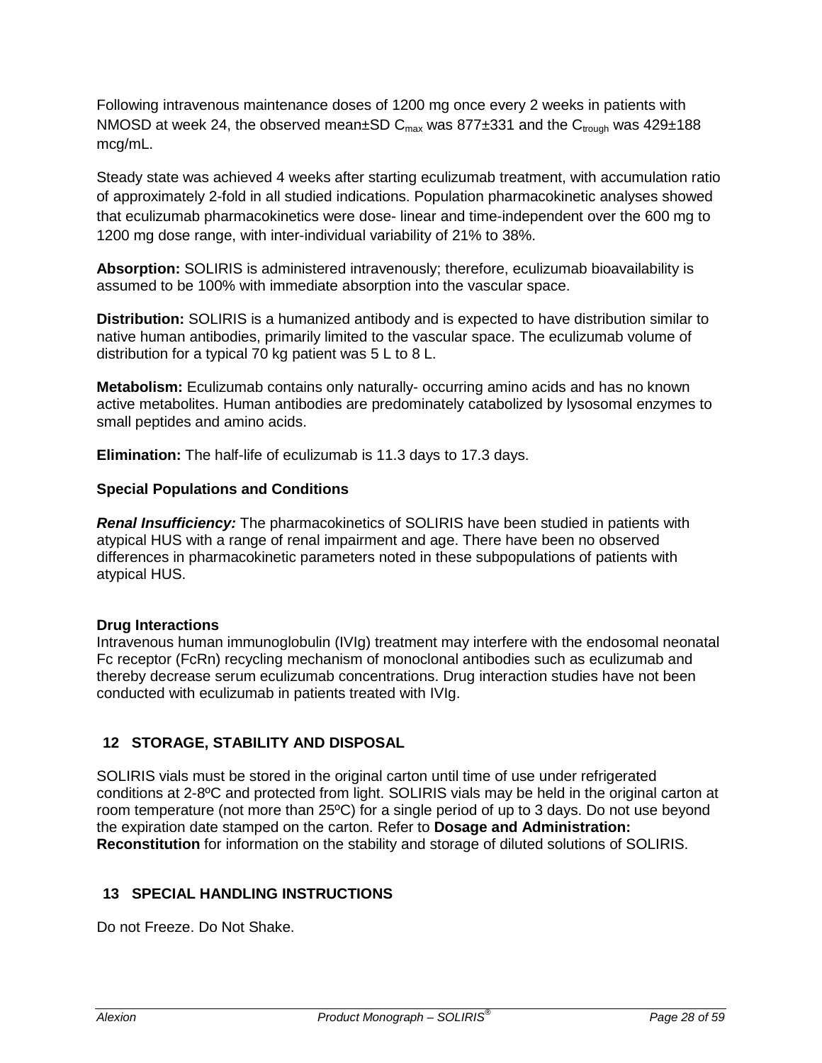Following intravenous maintenance doses of 1200 mg once every 2 weeks in patients with NMOSD at week 24, the observed mean±SD $C_{max}$ was 877±331 and the $C_{trough}$ was 429±188 mcg/mL.

Steady state was achieved 4 weeks after starting eculizumab treatment, with accumulation ratio of approximately 2-fold in all studied indications. Population pharmacokinetic analyses showed that eculizumab pharmacokinetics were dose- linear and time-independent over the 600 mg to 1200 mg dose range, with inter-individual variability of 21% to 38%.

**Absorption:** SOLIRIS is administered intravenously; therefore, eculizumab bioavailability is assumed to be 100% with immediate absorption into the vascular space.

**Distribution:** SOLIRIS is a humanized antibody and is expected to have distribution similar to native human antibodies, primarily limited to the vascular space. The eculizumab volume of distribution for a typical 70 kg patient was 5 L to 8 L.

**Metabolism:** Eculizumab contains only naturally- occurring amino acids and has no known active metabolites. Human antibodies are predominately catabolized by lysosomal enzymes to small peptides and amino acids.

**Elimination:** The half-life of eculizumab is 11.3 days to 17.3 days.

**Special Populations and Conditions**

***Renal Insufficiency:*** The pharmacokinetics of SOLIRIS have been studied in patients with atypical HUS with a range of renal impairment and age. There have been no observed differences in pharmacokinetic parameters noted in these subpopulations of patients with atypical HUS.

**Drug Interactions**

Intravenous human immunoglobulin (IVIg) treatment may interfere with the endosomal neonatal Fc receptor (FcRn) recycling mechanism of monoclonal antibodies such as eculizumab and thereby decrease serum eculizumab concentrations. Drug interaction studies have not been conducted with eculizumab in patients treated with IVIg.

## 12 STORAGE, STABILITY AND DISPOSAL

SOLIRIS vials must be stored in the original carton until time of use under refrigerated conditions at 2-8ºC and protected from light. SOLIRIS vials may be held in the original carton at room temperature (not more than 25ºC) for a single period of up to 3 days. Do not use beyond the expiration date stamped on the carton. Refer to **Dosage and Administration: Reconstitution** for information on the stability and storage of diluted solutions of SOLIRIS.

## 13 SPECIAL HANDLING INSTRUCTIONS

Do not Freeze. Do Not Shake.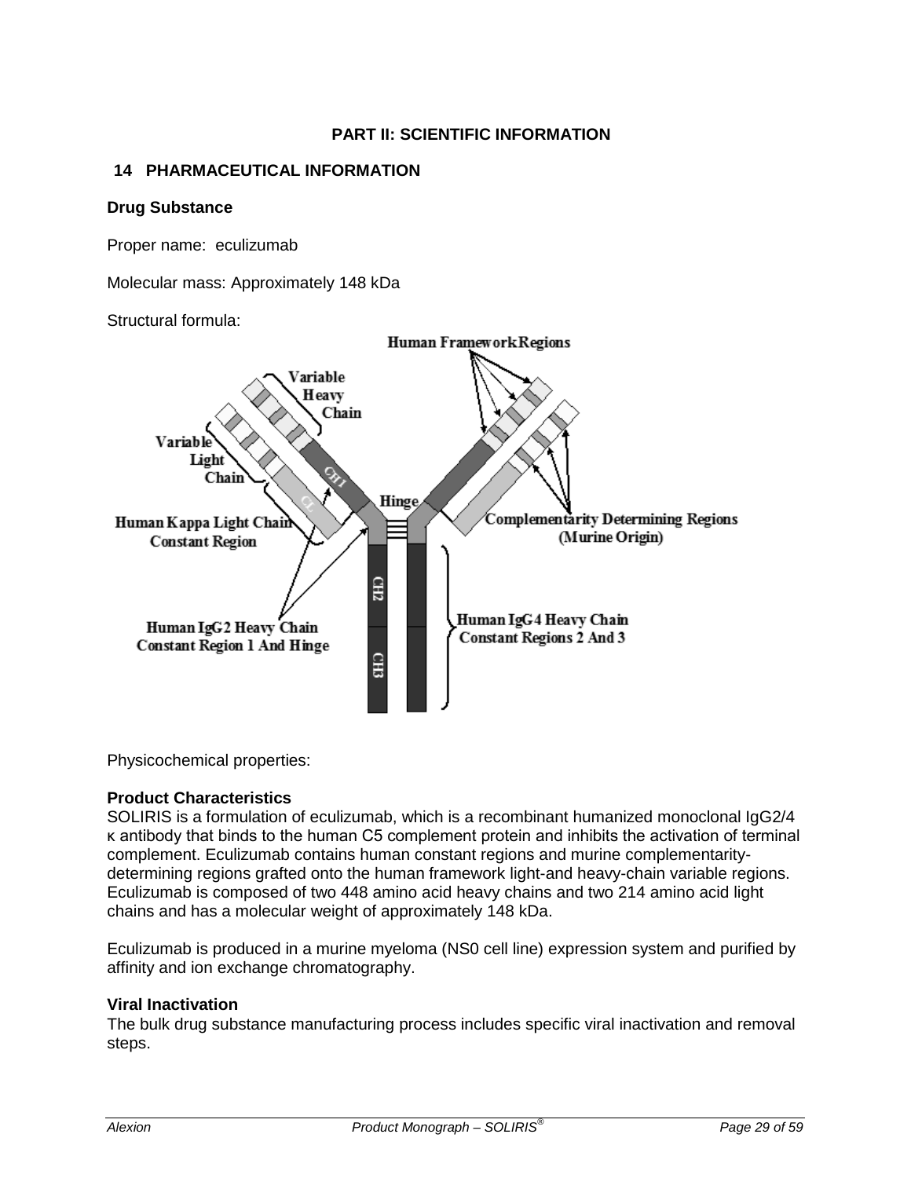# PART II: SCIENTIFIC INFORMATION

## 14 PHARMACEUTICAL INFORMATION

### Drug Substance

Proper name: eculizumab

Molecular mass: Approximately 148 kDa

Structural formula:

Physicochemical properties:

**Product Characteristics**

SOLIRIS is a formulation of eculizumab, which is a recombinant humanized monoclonal IgG2/4 κ antibody that binds to the human C5 complement protein and inhibits the activation of terminal complement. Eculizumab contains human constant regions and murine complementarity-determining regions grafted onto the human framework light-and heavy-chain variable regions. Eculizumab is composed of two 448 amino acid heavy chains and two 214 amino acid light chains and has a molecular weight of approximately 148 kDa.

Eculizumab is produced in a murine myeloma (NS0 cell line) expression system and purified by affinity and ion exchange chromatography.

**Viral Inactivation**

The bulk drug substance manufacturing process includes specific viral inactivation and removal steps.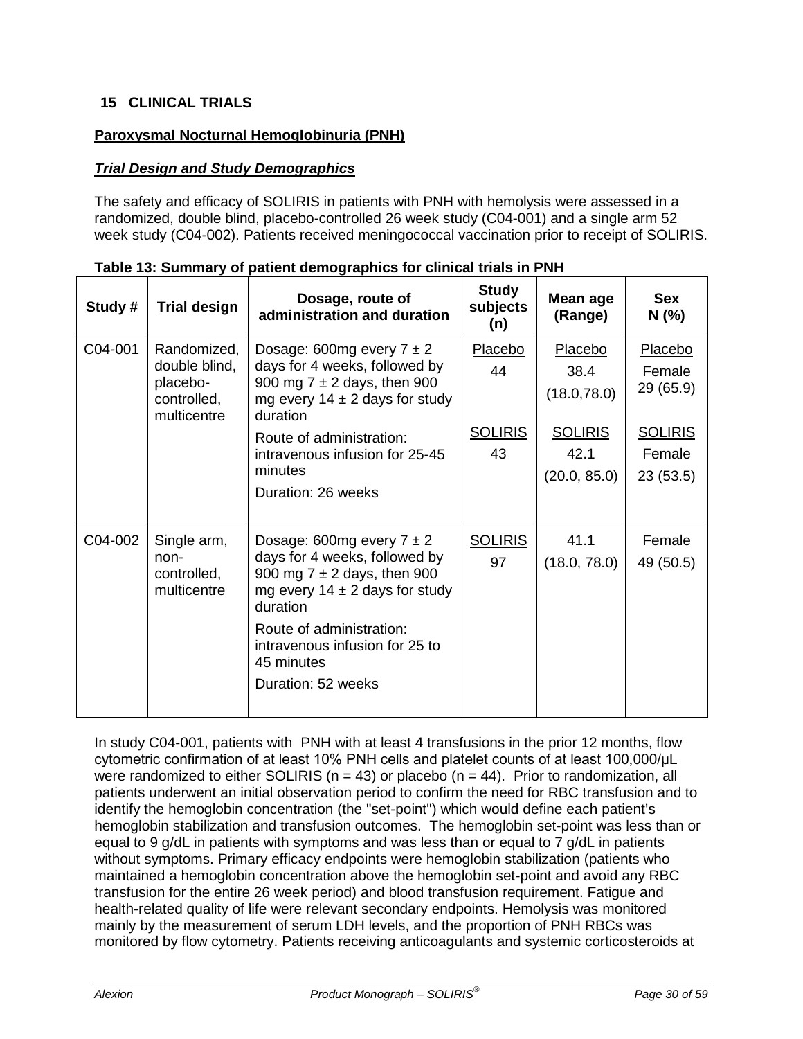## 15 CLINICAL TRIALS

### Paroxysmal Nocturnal Hemoglobinuria (PNH)

#### *Trial Design and Study Demographics*

The safety and efficacy of SOLIRIS in patients with PNH with hemolysis were assessed in a randomized, double blind, placebo-controlled 26 week study (C04-001) and a single arm 52 week study (C04-002). Patients received meningococcal vaccination prior to receipt of SOLIRIS.

**Table 13: Summary of patient demographics for clinical trials in PNH**

| Study # | Trial design | Dosage, route of administration and duration | Study subjects (n) | Mean age (Range) | Sex N (%) |
|---|---|---|---|---|---|
| C04-001 | Randomized, double blind, placebo-controlled, multicentre | Dosage: 600mg every 7 ± 2 days for 4 weeks, followed by 900 mg 7 ± 2 days, then 900 mg every 14 ± 2 days for study duration<br>Route of administration: intravenous infusion for 25-45 minutes<br>Duration: 26 weeks | Placebo<br>44<br><br>SOLIRIS<br>43 | Placebo<br>38.4<br>(18.0,78.0)<br><br>SOLIRIS<br>42.1<br>(20.0, 85.0) | Placebo<br>Female<br>29 (65.9)<br><br>SOLIRIS<br>Female<br>23 (53.5) |
| C04-002 | Single arm, non-controlled, multicentre | Dosage: 600mg every 7 ± 2 days for 4 weeks, followed by 900 mg 7 ± 2 days, then 900 mg every 14 ± 2 days for study duration<br>Route of administration: intravenous infusion for 25 to 45 minutes<br>Duration: 52 weeks | SOLIRIS<br>97 | 41.1<br>(18.0, 78.0) | Female<br>49 (50.5) |

In study C04-001, patients with PNH with at least 4 transfusions in the prior 12 months, flow cytometric confirmation of at least 10% PNH cells and platelet counts of at least 100,000/μL were randomized to either SOLIRIS (n = 43) or placebo (n = 44). Prior to randomization, all patients underwent an initial observation period to confirm the need for RBC transfusion and to identify the hemoglobin concentration (the "set-point") which would define each patient's hemoglobin stabilization and transfusion outcomes. The hemoglobin set-point was less than or equal to 9 g/dL in patients with symptoms and was less than or equal to 7 g/dL in patients without symptoms. Primary efficacy endpoints were hemoglobin stabilization (patients who maintained a hemoglobin concentration above the hemoglobin set-point and avoid any RBC transfusion for the entire 26 week period) and blood transfusion requirement. Fatigue and health-related quality of life were relevant secondary endpoints. Hemolysis was monitored mainly by the measurement of serum LDH levels, and the proportion of PNH RBCs was monitored by flow cytometry. Patients receiving anticoagulants and systemic corticosteroids at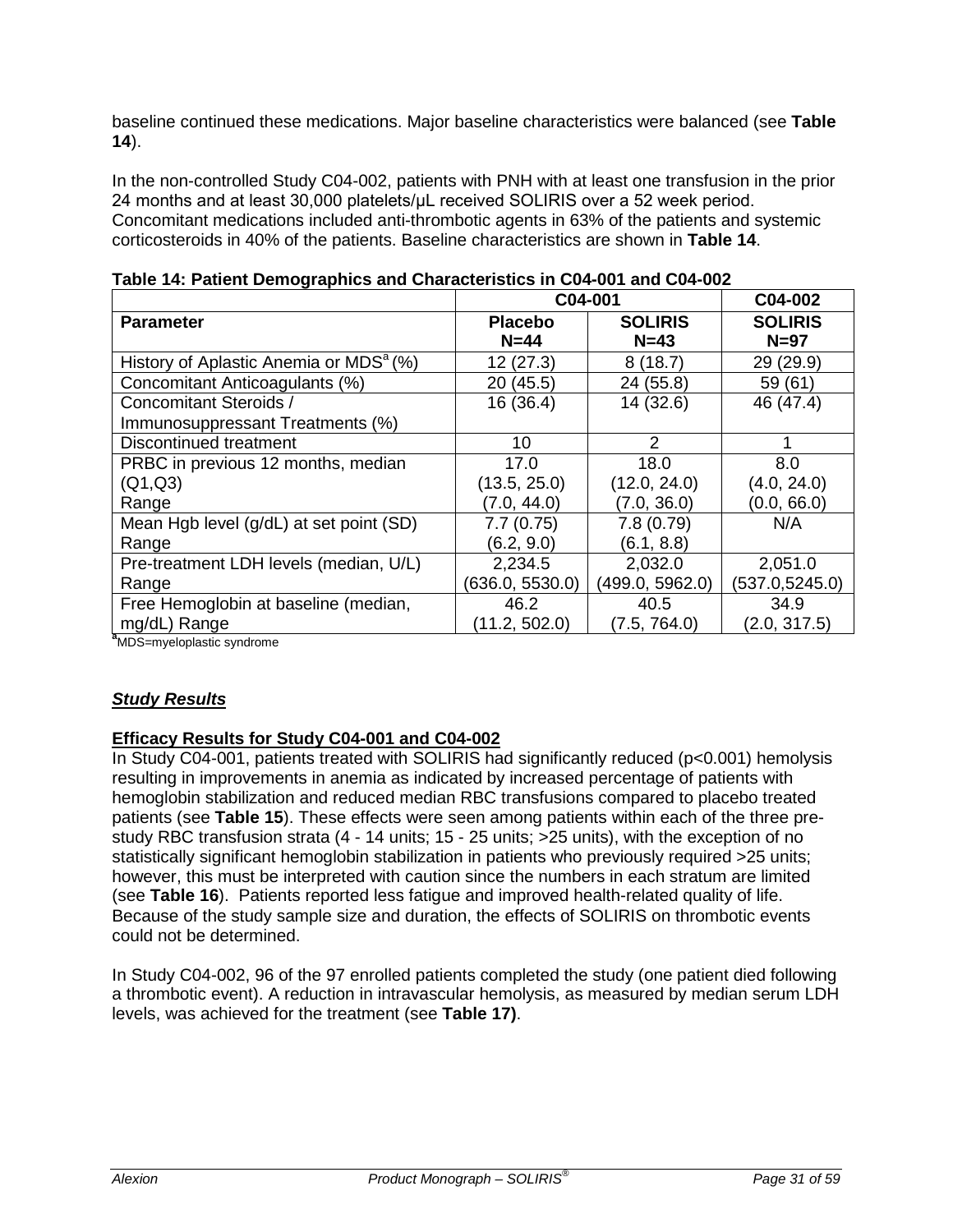baseline continued these medications. Major baseline characteristics were balanced (see **Table 14**).

In the non-controlled Study C04-002, patients with PNH with at least one transfusion in the prior 24 months and at least 30,000 platelets/μL received SOLIRIS over a 52 week period. Concomitant medications included anti-thrombotic agents in 63% of the patients and systemic corticosteroids in 40% of the patients. Baseline characteristics are shown in **Table 14**.

**Table 14: Patient Demographics and Characteristics in C04-001 and C04-002**

| | C04-001 | | C04-002 |
|---|---|---|---|
| **Parameter** | **Placebo N=44** | **SOLIRIS N=43** | **SOLIRIS N=97** |
| History of Aplastic Anemia or MDS[a] (%) | 12 (27.3) | 8 (18.7) | 29 (29.9) |
| Concomitant Anticoagulants (%) | 20 (45.5) | 24 (55.8) | 59 (61) |
| Concomitant Steroids / Immunosuppressant Treatments (%) | 16 (36.4) | 14 (32.6) | 46 (47.4) |
| Discontinued treatment | 10 | 2 | 1 |
| PRBC in previous 12 months, median (Q1,Q3) Range | 17.0 (13.5, 25.0) (7.0, 44.0) | 18.0 (12.0, 24.0) (7.0, 36.0) | 8.0 (4.0, 24.0) (0.0, 66.0) |
| Mean Hgb level (g/dL) at set point (SD) Range | 7.7 (0.75) (6.2, 9.0) | 7.8 (0.79) (6.1, 8.8) | N/A |
| Pre-treatment LDH levels (median, U/L) Range | 2,234.5 (636.0, 5530.0) | 2,032.0 (499.0, 5962.0) | 2,051.0 (537.0,5245.0) |
| Free Hemoglobin at baseline (median, mg/dL) Range | 46.2 (11.2, 502.0) | 40.5 (7.5, 764.0) | 34.9 (2.0, 317.5) |

[a]MDS=myeloplastic syndrome

## ***Study Results***

**Efficacy Results for Study C04-001 and C04-002**

In Study C04-001, patients treated with SOLIRIS had significantly reduced (p<0.001) hemolysis resulting in improvements in anemia as indicated by increased percentage of patients with hemoglobin stabilization and reduced median RBC transfusions compared to placebo treated patients (see **Table 15**). These effects were seen among patients within each of the three pre-study RBC transfusion strata (4 - 14 units; 15 - 25 units; >25 units), with the exception of no statistically significant hemoglobin stabilization in patients who previously required >25 units; however, this must be interpreted with caution since the numbers in each stratum are limited (see **Table 16**). Patients reported less fatigue and improved health-related quality of life. Because of the study sample size and duration, the effects of SOLIRIS on thrombotic events could not be determined.

In Study C04-002, 96 of the 97 enrolled patients completed the study (one patient died following a thrombotic event). A reduction in intravascular hemolysis, as measured by median serum LDH levels, was achieved for the treatment (see **Table 17)**.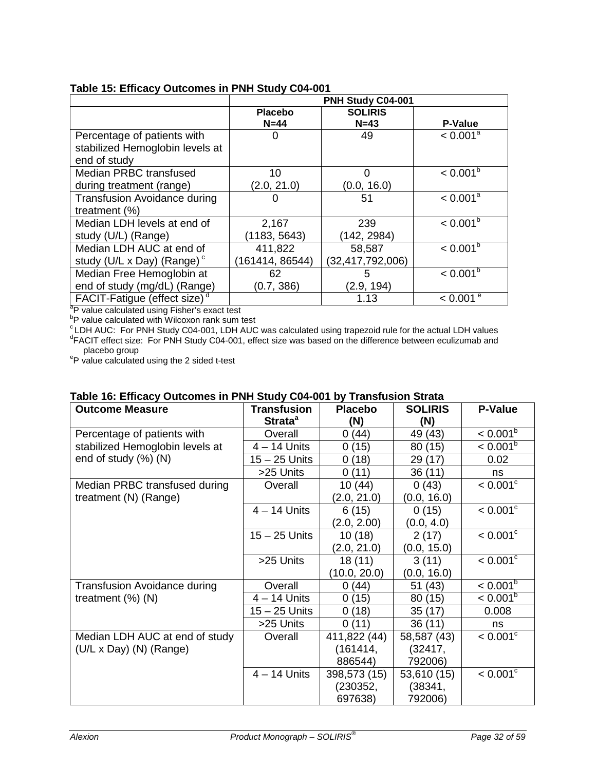**Table 15: Efficacy Outcomes in PNH Study C04-001**

| | PNH Study C04-001 | | |
|---|---|---|---|
| | Placebo N=44 | SOLIRIS N=43 | P-Value |
| Percentage of patients with stabilized Hemoglobin levels at end of study | 0 | 49 | < 0.001[a] |
| Median PRBC transfused during treatment (range) | 10 (2.0, 21.0) | 0 (0.0, 16.0) | < 0.001[b] |
| Transfusion Avoidance during treatment (%) | 0 | 51 | < 0.001[a] |
| Median LDH levels at end of study (U/L) (Range) | 2,167 (1183, 5643) | 239 (142, 2984) | < 0.001[b] |
| Median LDH AUC at end of study (U/L x Day) (Range)[c] | 411,822 (161414, 86544) | 58,587 (32,417,792,006) | < 0.001[b] |
| Median Free Hemoglobin at end of study (mg/dL) (Range) | 62 (0.7, 386) | 5 (2.9, 194) | < 0.001[b] |
| FACIT-Fatigue (effect size)[d] | | 1.13 | < 0.001[e] |

[a]P value calculated using Fisher's exact test
[b]P value calculated with Wilcoxon rank sum test
[c] LDH AUC: For PNH Study C04-001, LDH AUC was calculated using trapezoid rule for the actual LDH values
[d]FACIT effect size: For PNH Study C04-001, effect size was based on the difference between eculizumab and placebo group
[e]P value calculated using the 2 sided t-test

**Table 16: Efficacy Outcomes in PNH Study C04-001 by Transfusion Strata**

| Outcome Measure | Transfusion Strata[a] | Placebo (N) | SOLIRIS (N) | P-Value |
|---|---|---|---|---|
| Percentage of patients with stabilized Hemoglobin levels at end of study (%) (N) | Overall | 0 (44) | 49 (43) | < 0.001[b] |
| | 4 – 14 Units | 0 (15) | 80 (15) | < 0.001[b] |
| | 15 – 25 Units | 0 (18) | 29 (17) | 0.02 |
| | >25 Units | 0 (11) | 36 (11) | ns |
| Median PRBC transfused during treatment (N) (Range) | Overall | 10 (44) (2.0, 21.0) | 0 (43) (0.0, 16.0) | < 0.001[c] |
| | 4 – 14 Units | 6 (15) (2.0, 2.00) | 0 (15) (0.0, 4.0) | < 0.001[c] |
| | 15 – 25 Units | 10 (18) (2.0, 21.0) | 2 (17) (0.0, 15.0) | < 0.001[c] |
| | >25 Units | 18 (11) (10.0, 20.0) | 3 (11) (0.0, 16.0) | < 0.001[c] |
| Transfusion Avoidance during treatment (%) (N) | Overall | 0 (44) | 51 (43) | < 0.001[b] |
| | 4 – 14 Units | 0 (15) | 80 (15) | < 0.001[b] |
| | 15 – 25 Units | 0 (18) | 35 (17) | 0.008 |
| | >25 Units | 0 (11) | 36 (11) | ns |
| Median LDH AUC at end of study (U/L x Day) (N) (Range) | Overall | 411,822 (44) (161414, 886544) | 58,587 (43) (32417, 792006) | < 0.001[c] |
| | 4 – 14 Units | 398,573 (15) (230352, 697638) | 53,610 (15) (38341, 792006) | < 0.001[c] |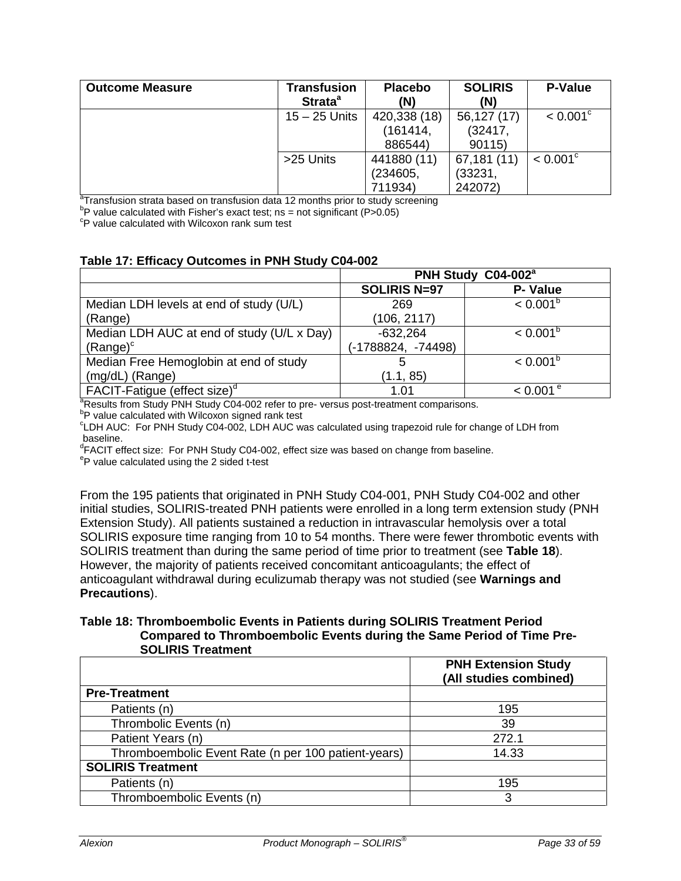| Outcome Measure | Transfusion Strata[a] | Placebo (N) | SOLIRIS (N) | P-Value |
|---|---|---|---|---|
| | 15 – 25 Units | 420,338 (18) (161414, 886544) | 56,127 (17) (32417, 90115) | < 0.001[c] |
| | >25 Units | 441880 (11) (234605, 711934) | 67,181 (11) (33231, 242072) | < 0.001[c] |

[a]Transfusion strata based on transfusion data 12 months prior to study screening
[b]P value calculated with Fisher's exact test; ns = not significant (P>0.05)
[c]P value calculated with Wilcoxon rank sum test

**Table 17: Efficacy Outcomes in PNH Study C04-002**

| | PNH Study C04-002[a] | |
|---|---|---|
| | **SOLIRIS N=97** | **P- Value** |
| Median LDH levels at end of study (U/L) (Range) | 269 (106, 2117) | < 0.001[b] |
| Median LDH AUC at end of study (U/L x Day) (Range)[c] | -632,264 (-1788824, -74498) | < 0.001[b] |
| Median Free Hemoglobin at end of study (mg/dL) (Range) | 5 (1.1, 85) | < 0.001[b] |
| FACIT-Fatigue (effect size)[d] | 1.01 | < 0.001 [e] |

[a]Results from Study PNH Study C04-002 refer to pre- versus post-treatment comparisons.
[b]P value calculated with Wilcoxon signed rank test
[c]LDH AUC: For PNH Study C04-002, LDH AUC was calculated using trapezoid rule for change of LDH from baseline.
[d]FACIT effect size: For PNH Study C04-002, effect size was based on change from baseline.
[e]P value calculated using the 2 sided t-test

From the 195 patients that originated in PNH Study C04-001, PNH Study C04-002 and other initial studies, SOLIRIS-treated PNH patients were enrolled in a long term extension study (PNH Extension Study). All patients sustained a reduction in intravascular hemolysis over a total SOLIRIS exposure time ranging from 10 to 54 months. There were fewer thrombotic events with SOLIRIS treatment than during the same period of time prior to treatment (see **Table 18**). However, the majority of patients received concomitant anticoagulants; the effect of anticoagulant withdrawal during eculizumab therapy was not studied (see **Warnings and Precautions**).

**Table 18: Thromboembolic Events in Patients during SOLIRIS Treatment Period Compared to Thromboembolic Events during the Same Period of Time Pre-SOLIRIS Treatment**

| | PNH Extension Study (All studies combined) |
|---|---|
| **Pre-Treatment** | |
| Patients (n) | 195 |
| Thrombolic Events (n) | 39 |
| Patient Years (n) | 272.1 |
| Thromboembolic Event Rate (n per 100 patient-years) | 14.33 |
| **SOLIRIS Treatment** | |
| Patients (n) | 195 |
| Thromboembolic Events (n) | 3 |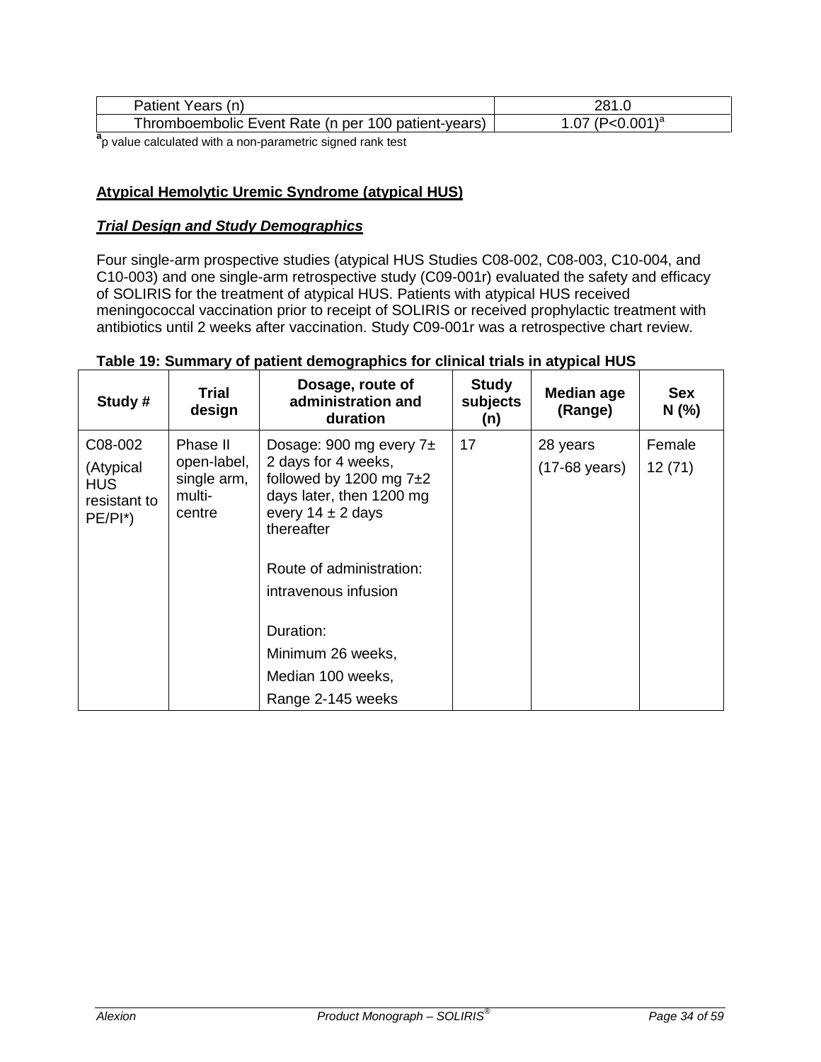| Patient Years (n) | 281.0 |
| --- | --- |
| Thromboembolic Event Rate (n per 100 patient-years) | 1.07 (P<0.001)[a] |

[a]p value calculated with a non-parametric signed rank test

## Atypical Hemolytic Uremic Syndrome (atypical HUS)

### *Trial Design and Study Demographics*

Four single-arm prospective studies (atypical HUS Studies C08-002, C08-003, C10-004, and C10-003) and one single-arm retrospective study (C09-001r) evaluated the safety and efficacy of SOLIRIS for the treatment of atypical HUS. Patients with atypical HUS received meningococcal vaccination prior to receipt of SOLIRIS or received prophylactic treatment with antibiotics until 2 weeks after vaccination. Study C09-001r was a retrospective chart review.

**Table 19: Summary of patient demographics for clinical trials in atypical HUS**

| Study # | Trial design | Dosage, route of administration and duration | Study subjects (n) | Median age (Range) | Sex N (%) |
| --- | --- | --- | --- | --- | --- |
| C08-002 (Atypical HUS resistant to PE/PI*) | Phase II open-label, single arm, multi-centre | Dosage: 900 mg every 7± 2 days for 4 weeks, followed by 1200 mg 7±2 days later, then 1200 mg every 14 ± 2 days thereafter<br><br>Route of administration: intravenous infusion<br><br>Duration: Minimum 26 weeks, Median 100 weeks, Range 2-145 weeks | 17 | 28 years (17-68 years) | Female 12 (71) |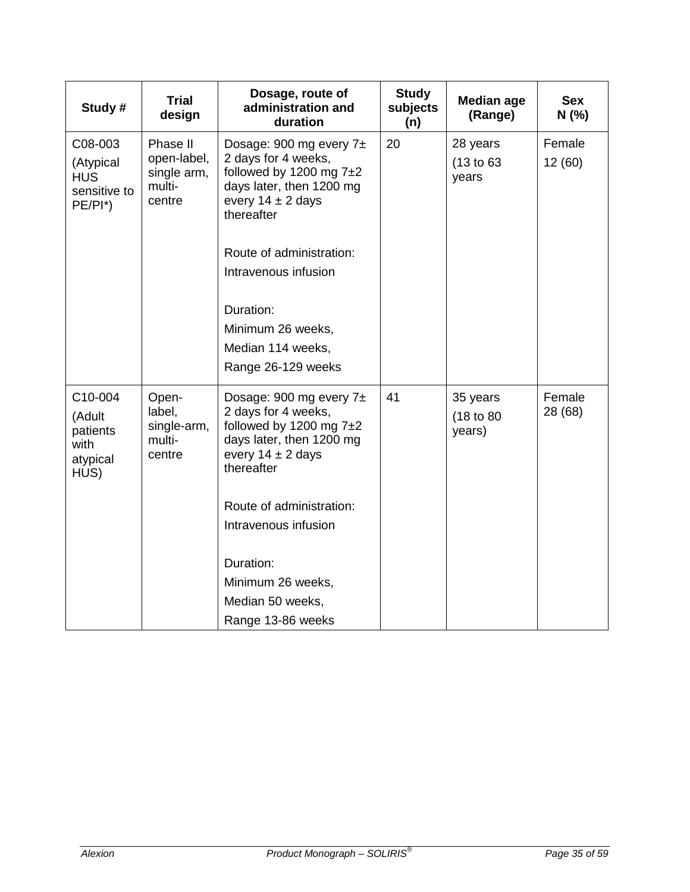| Study # | Trial design | Dosage, route of administration and duration | Study subjects (n) | Median age (Range) | Sex N (%) |
|---|---|---|---|---|---|
| C08-003 (Atypical HUS sensitive to PE/PI*) | Phase II open-label, single arm, multi-centre | Dosage: 900 mg every 7± 2 days for 4 weeks, followed by 1200 mg 7±2 days later, then 1200 mg every 14 ± 2 days thereafter<br><br>Route of administration: Intravenous infusion<br><br>Duration: Minimum 26 weeks, Median 114 weeks, Range 26-129 weeks | 20 | 28 years (13 to 63 years | Female 12 (60) |
| C10-004 (Adult patients with atypical HUS) | Open-label, single-arm, multi-centre | Dosage: 900 mg every 7± 2 days for 4 weeks, followed by 1200 mg 7±2 days later, then 1200 mg every 14 ± 2 days thereafter<br><br>Route of administration: Intravenous infusion<br><br>Duration: Minimum 26 weeks, Median 50 weeks, Range 13-86 weeks | 41 | 35 years (18 to 80 years) | Female 28 (68) |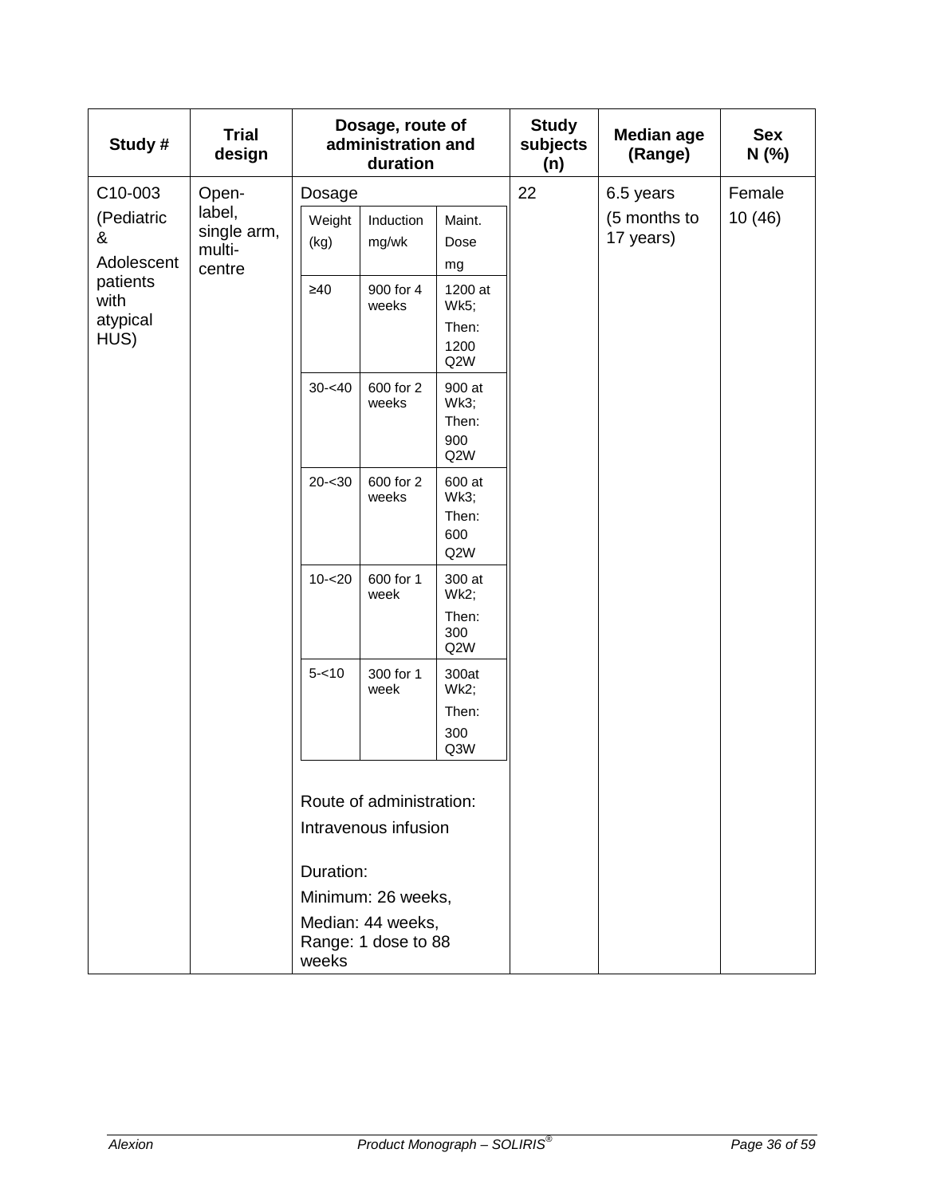| Study # | Trial design | Dosage, route of administration and duration | Study subjects (n) | Median age (Range) | Sex N (%) |
|---|---|---|---|---|---|
| C10-003 (Pediatric & Adolescent patients with atypical HUS) | Open-label, single arm, multi-centre | Dosage<br><br>Weight (kg) / Induction mg/wk / Maint. Dose mg:<br>≥40 / 900 for 4 weeks / 1200 at Wk5; Then: 1200 Q2W<br>30-<40 / 600 for 2 weeks / 900 at Wk3; Then: 900 Q2W<br>20-<30 / 600 for 2 weeks / 600 at Wk3; Then: 600 Q2W<br>10-<20 / 600 for 1 week / 300 at Wk2; Then: 300 Q2W<br>5-<10 / 300 for 1 week / 300at Wk2; Then: 300 Q3W<br><br>Route of administration:<br>Intravenous infusion<br><br>Duration:<br>Minimum: 26 weeks,<br>Median: 44 weeks,<br>Range: 1 dose to 88 weeks | 22 | 6.5 years (5 months to 17 years) | Female 10 (46) |

| Weight (kg) | Induction mg/wk | Maint. Dose mg |
|---|---|---|
| ≥40 | 900 for 4 weeks | 1200 at Wk5; Then: 1200 Q2W |
| 30-<40 | 600 for 2 weeks | 900 at Wk3; Then: 900 Q2W |
| 20-<30 | 600 for 2 weeks | 600 at Wk3; Then: 600 Q2W |
| 10-<20 | 600 for 1 week | 300 at Wk2; Then: 300 Q2W |
| 5-<10 | 300 for 1 week | 300at Wk2; Then: 300 Q3W |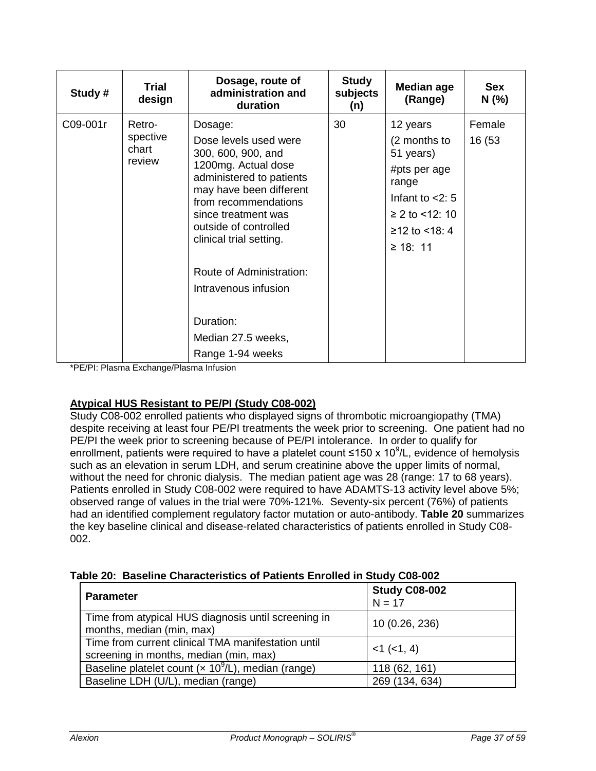| Study # | Trial design | Dosage, route of administration and duration | Study subjects (n) | Median age (Range) | Sex N (%) |
|---|---|---|---|---|---|
| C09-001r | Retro-spective chart review | Dosage:<br>Dose levels used were 300, 600, 900, and 1200mg. Actual dose administered to patients may have been different from recommendations since treatment was outside of controlled clinical trial setting.<br><br>Route of Administration:<br>Intravenous infusion<br><br>Duration:<br>Median 27.5 weeks,<br>Range 1-94 weeks | 30 | 12 years<br>(2 months to 51 years)<br>#pts per age range<br>Infant to <2: 5<br>≥ 2 to <12: 10<br>≥12 to <18: 4<br>≥ 18: 11 | Female<br>16 (53 |

*PE/PI: Plasma Exchange/Plasma Infusion

**Atypical HUS Resistant to PE/PI (Study C08-002)**

Study C08-002 enrolled patients who displayed signs of thrombotic microangiopathy (TMA) despite receiving at least four PE/PI treatments the week prior to screening. One patient had no PE/PI the week prior to screening because of PE/PI intolerance. In order to qualify for enrollment, patients were required to have a platelet count ≤150 x $10^9$/L, evidence of hemolysis such as an elevation in serum LDH, and serum creatinine above the upper limits of normal, without the need for chronic dialysis. The median patient age was 28 (range: 17 to 68 years). Patients enrolled in Study C08-002 were required to have ADAMTS-13 activity level above 5%; observed range of values in the trial were 70%-121%. Seventy-six percent (76%) of patients had an identified complement regulatory factor mutation or auto-antibody. **Table 20** summarizes the key baseline clinical and disease-related characteristics of patients enrolled in Study C08-002.

**Table 20: Baseline Characteristics of Patients Enrolled in Study C08-002**

| Parameter | Study C08-002 N = 17 |
|---|---|
| Time from atypical HUS diagnosis until screening in months, median (min, max) | 10 (0.26, 236) |
| Time from current clinical TMA manifestation until screening in months, median (min, max) | <1 (<1, 4) |
| Baseline platelet count (× $10^9$/L), median (range) | 118 (62, 161) |
| Baseline LDH (U/L), median (range) | 269 (134, 634) |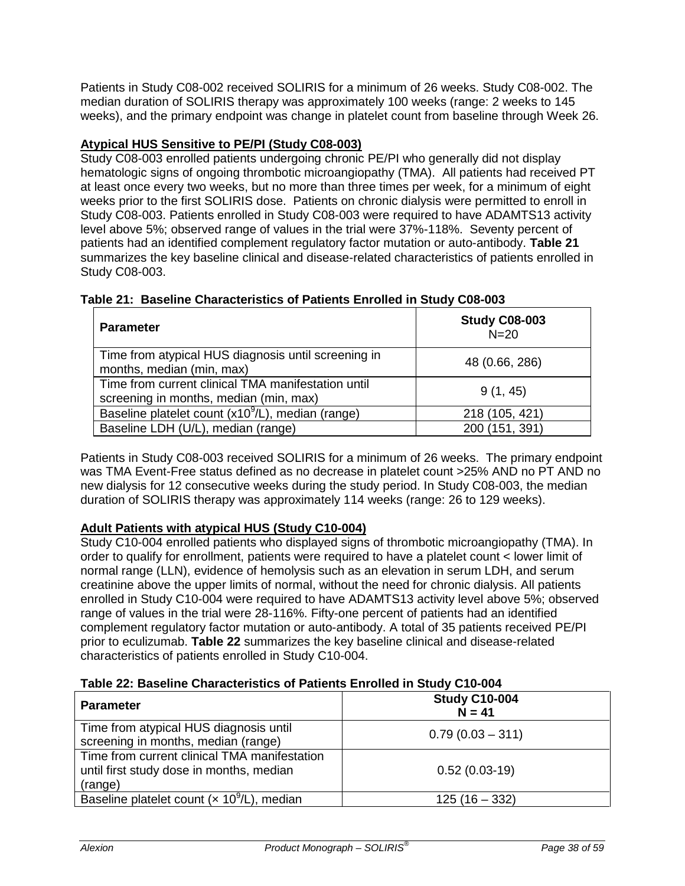Patients in Study C08-002 received SOLIRIS for a minimum of 26 weeks. Study C08-002. The median duration of SOLIRIS therapy was approximately 100 weeks (range: 2 weeks to 145 weeks), and the primary endpoint was change in platelet count from baseline through Week 26.

**Atypical HUS Sensitive to PE/PI (Study C08-003)**

Study C08-003 enrolled patients undergoing chronic PE/PI who generally did not display hematologic signs of ongoing thrombotic microangiopathy (TMA). All patients had received PT at least once every two weeks, but no more than three times per week, for a minimum of eight weeks prior to the first SOLIRIS dose. Patients on chronic dialysis were permitted to enroll in Study C08-003. Patients enrolled in Study C08-003 were required to have ADAMTS13 activity level above 5%; observed range of values in the trial were 37%-118%. Seventy percent of patients had an identified complement regulatory factor mutation or auto-antibody. **Table 21** summarizes the key baseline clinical and disease-related characteristics of patients enrolled in Study C08-003.

**Table 21: Baseline Characteristics of Patients Enrolled in Study C08-003**

| **Parameter** | **Study C08-003** N=20 |
|---|---|
| Time from atypical HUS diagnosis until screening in months, median (min, max) | 48 (0.66, 286) |
| Time from current clinical TMA manifestation until screening in months, median (min, max) | 9 (1, 45) |
| Baseline platelet count ($x10^9$/L), median (range) | 218 (105, 421) |
| Baseline LDH (U/L), median (range) | 200 (151, 391) |

Patients in Study C08-003 received SOLIRIS for a minimum of 26 weeks. The primary endpoint was TMA Event-Free status defined as no decrease in platelet count >25% AND no PT AND no new dialysis for 12 consecutive weeks during the study period. In Study C08-003, the median duration of SOLIRIS therapy was approximately 114 weeks (range: 26 to 129 weeks).

**Adult Patients with atypical HUS (Study C10-004)**

Study C10-004 enrolled patients who displayed signs of thrombotic microangiopathy (TMA). In order to qualify for enrollment, patients were required to have a platelet count < lower limit of normal range (LLN), evidence of hemolysis such as an elevation in serum LDH, and serum creatinine above the upper limits of normal, without the need for chronic dialysis. All patients enrolled in Study C10-004 were required to have ADAMTS13 activity level above 5%; observed range of values in the trial were 28-116%. Fifty-one percent of patients had an identified complement regulatory factor mutation or auto-antibody. A total of 35 patients received PE/PI prior to eculizumab. **Table 22** summarizes the key baseline clinical and disease-related characteristics of patients enrolled in Study C10-004.

**Table 22: Baseline Characteristics of Patients Enrolled in Study C10-004**

| **Parameter** | **Study C10-004** **N = 41** |
|---|---|
| Time from atypical HUS diagnosis until screening in months, median (range) | 0.79 (0.03 – 311) |
| Time from current clinical TMA manifestation until first study dose in months, median (range) | 0.52 (0.03-19) |
| Baseline platelet count ($\times 10^9$/L), median | 125 (16 – 332) |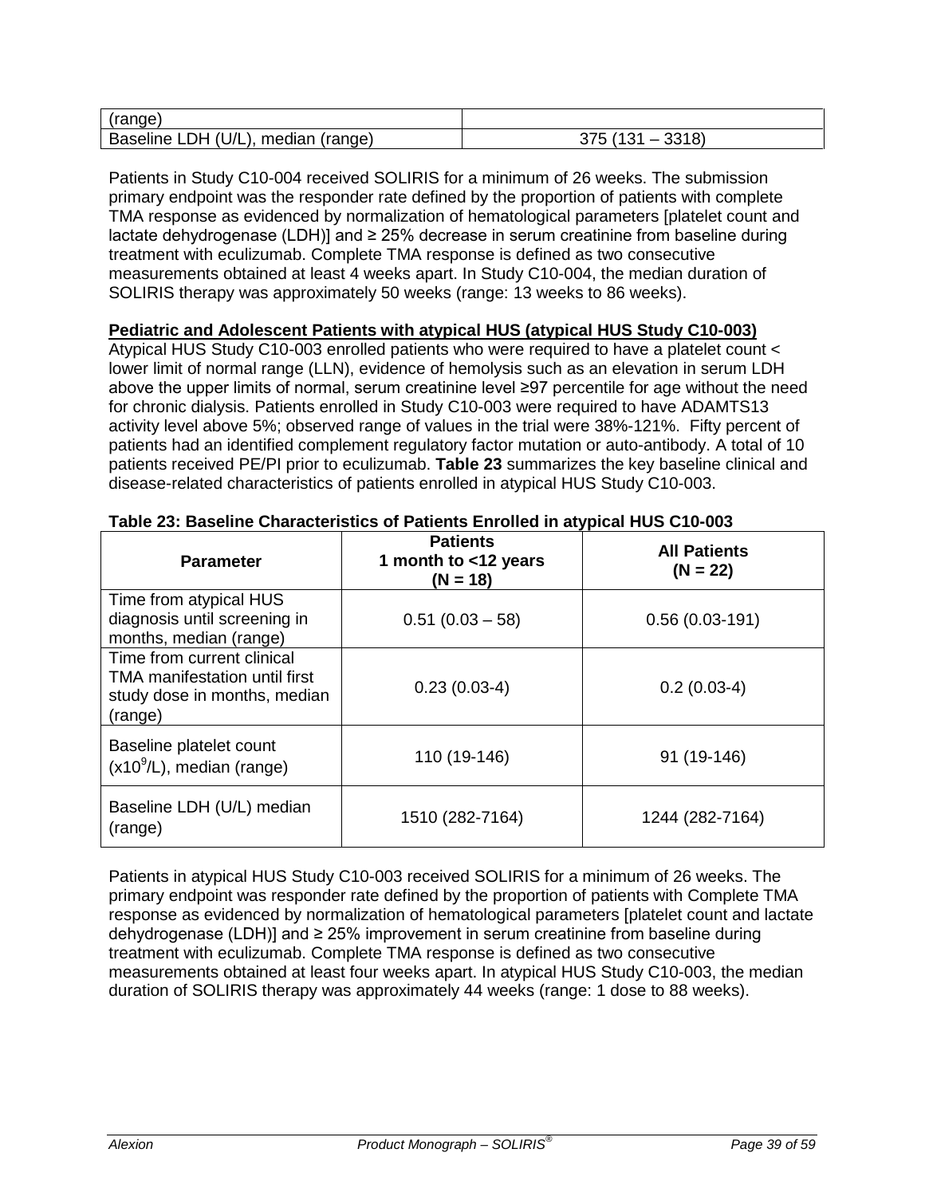| (range) | |
|---|---|
| Baseline LDH (U/L), median (range) | 375 (131 – 3318) |

Patients in Study C10-004 received SOLIRIS for a minimum of 26 weeks. The submission primary endpoint was the responder rate defined by the proportion of patients with complete TMA response as evidenced by normalization of hematological parameters [platelet count and lactate dehydrogenase (LDH)] and ≥ 25% decrease in serum creatinine from baseline during treatment with eculizumab. Complete TMA response is defined as two consecutive measurements obtained at least 4 weeks apart. In Study C10-004, the median duration of SOLIRIS therapy was approximately 50 weeks (range: 13 weeks to 86 weeks).

**Pediatric and Adolescent Patients with atypical HUS (atypical HUS Study C10-003)**

Atypical HUS Study C10-003 enrolled patients who were required to have a platelet count < lower limit of normal range (LLN), evidence of hemolysis such as an elevation in serum LDH above the upper limits of normal, serum creatinine level ≥97 percentile for age without the need for chronic dialysis. Patients enrolled in Study C10-003 were required to have ADAMTS13 activity level above 5%; observed range of values in the trial were 38%-121%. Fifty percent of patients had an identified complement regulatory factor mutation or auto-antibody. A total of 10 patients received PE/PI prior to eculizumab. **Table 23** summarizes the key baseline clinical and disease-related characteristics of patients enrolled in atypical HUS Study C10-003.

**Table 23: Baseline Characteristics of Patients Enrolled in atypical HUS C10-003**

| Parameter | Patients 1 month to <12 years (N = 18) | All Patients (N = 22) |
|---|---|---|
| Time from atypical HUS diagnosis until screening in months, median (range) | 0.51 (0.03 – 58) | 0.56 (0.03-191) |
| Time from current clinical TMA manifestation until first study dose in months, median (range) | 0.23 (0.03-4) | 0.2 (0.03-4) |
| Baseline platelet count ($x10^9$/L), median (range) | 110 (19-146) | 91 (19-146) |
| Baseline LDH (U/L) median (range) | 1510 (282-7164) | 1244 (282-7164) |

Patients in atypical HUS Study C10-003 received SOLIRIS for a minimum of 26 weeks. The primary endpoint was responder rate defined by the proportion of patients with Complete TMA response as evidenced by normalization of hematological parameters [platelet count and lactate dehydrogenase (LDH)] and ≥ 25% improvement in serum creatinine from baseline during treatment with eculizumab. Complete TMA response is defined as two consecutive measurements obtained at least four weeks apart. In atypical HUS Study C10-003, the median duration of SOLIRIS therapy was approximately 44 weeks (range: 1 dose to 88 weeks).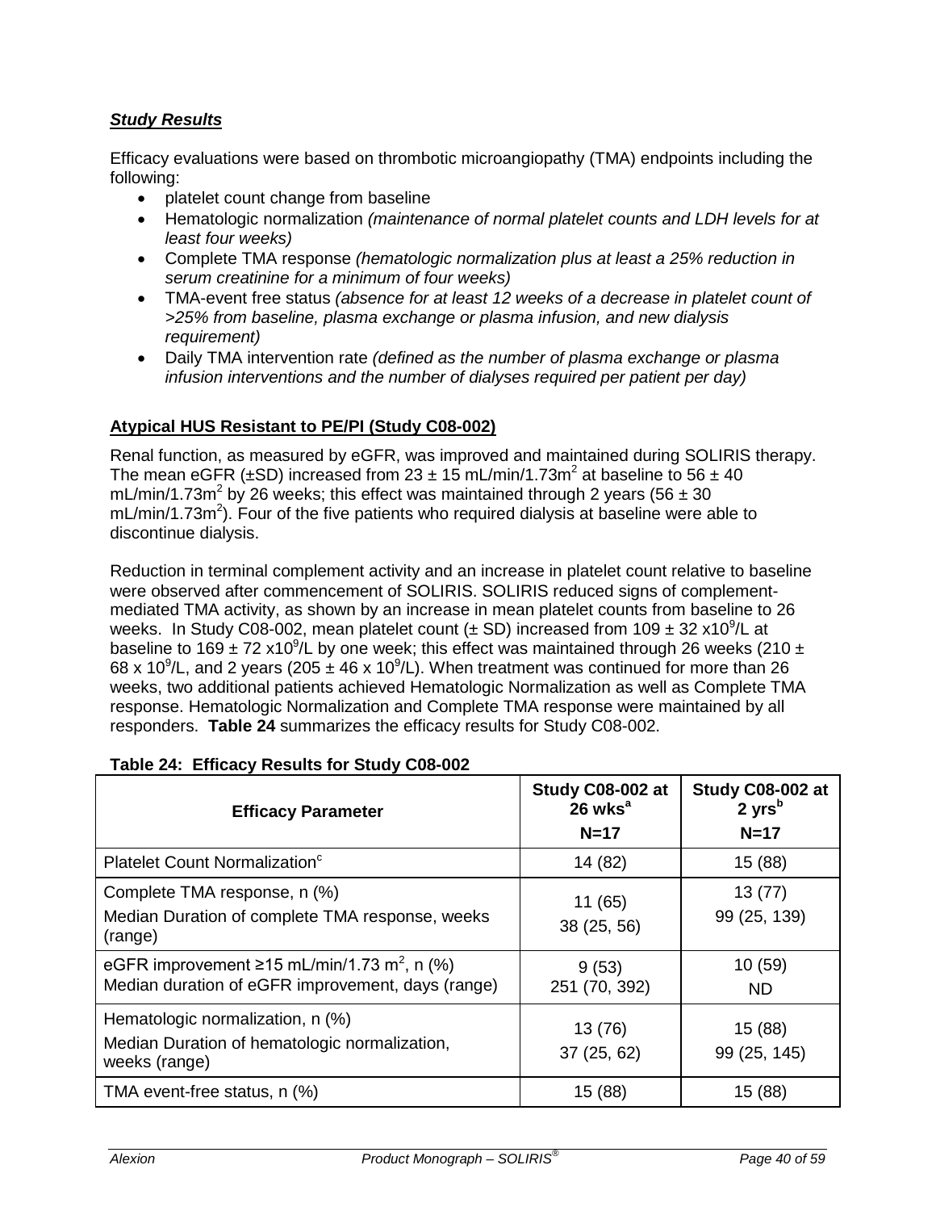### *Study Results*

Efficacy evaluations were based on thrombotic microangiopathy (TMA) endpoints including the following:

- platelet count change from baseline
- Hematologic normalization *(maintenance of normal platelet counts and LDH levels for at least four weeks)*
- Complete TMA response *(hematologic normalization plus at least a 25% reduction in serum creatinine for a minimum of four weeks)*
- TMA-event free status *(absence for at least 12 weeks of a decrease in platelet count of >25% from baseline, plasma exchange or plasma infusion, and new dialysis requirement)*
- Daily TMA intervention rate *(defined as the number of plasma exchange or plasma infusion interventions and the number of dialyses required per patient per day)*

**Atypical HUS Resistant to PE/PI (Study C08-002)**

Renal function, as measured by eGFR, was improved and maintained during SOLIRIS therapy. The mean eGFR (±SD) increased from 23 ± 15 mL/min/1.73m$^2$ at baseline to 56 ± 40 mL/min/1.73m$^2$ by 26 weeks; this effect was maintained through 2 years (56 ± 30 mL/min/1.73m$^2$). Four of the five patients who required dialysis at baseline were able to discontinue dialysis.

Reduction in terminal complement activity and an increase in platelet count relative to baseline were observed after commencement of SOLIRIS. SOLIRIS reduced signs of complement-mediated TMA activity, as shown by an increase in mean platelet counts from baseline to 26 weeks. In Study C08-002, mean platelet count (± SD) increased from 109 ± 32 x10$^9$/L at baseline to 169 ± 72 x10$^9$/L by one week; this effect was maintained through 26 weeks (210 ± 68 x 10$^9$/L, and 2 years (205 ± 46 x 10$^9$/L). When treatment was continued for more than 26 weeks, two additional patients achieved Hematologic Normalization as well as Complete TMA response. Hematologic Normalization and Complete TMA response were maintained by all responders. **Table 24** summarizes the efficacy results for Study C08-002.

**Table 24: Efficacy Results for Study C08-002**

| Efficacy Parameter | Study C08-002 at 26 wks[a] N=17 | Study C08-002 at 2 yrs[b] N=17 |
|---|---|---|
| Platelet Count Normalization[c] | 14 (82) | 15 (88) |
| Complete TMA response, n (%)<br>Median Duration of complete TMA response, weeks (range) | 11 (65)<br>38 (25, 56) | 13 (77)<br>99 (25, 139) |
| eGFR improvement ≥15 mL/min/1.73 m$^2$, n (%)<br>Median duration of eGFR improvement, days (range) | 9 (53)<br>251 (70, 392) | 10 (59)<br>ND |
| Hematologic normalization, n (%)<br>Median Duration of hematologic normalization, weeks (range) | 13 (76)<br>37 (25, 62) | 15 (88)<br>99 (25, 145) |
| TMA event-free status, n (%) | 15 (88) | 15 (88) |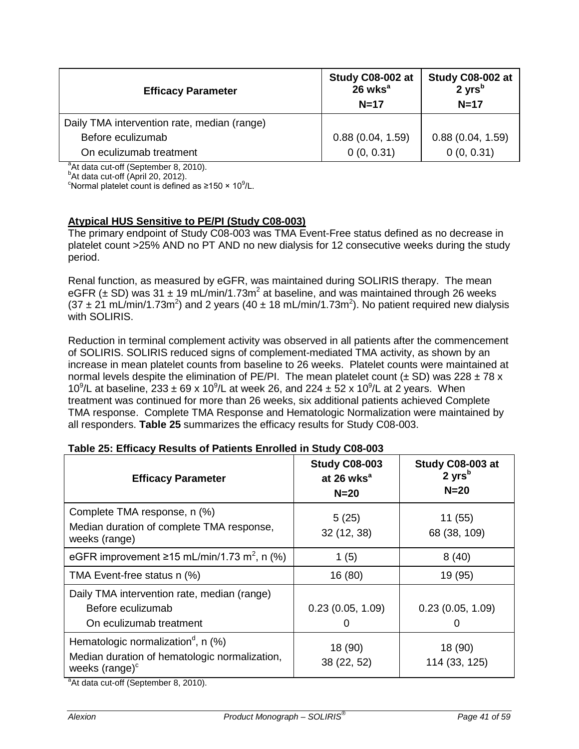| Efficacy Parameter | Study C08-002 at 26 wks[a] N=17 | Study C08-002 at 2 yrs[b] N=17 |
|---|---|---|
| Daily TMA intervention rate, median (range) | | |
| Before eculizumab | 0.88 (0.04, 1.59) | 0.88 (0.04, 1.59) |
| On eculizumab treatment | 0 (0, 0.31) | 0 (0, 0.31) |

[a]At data cut-off (September 8, 2010).
[b]At data cut-off (April 20, 2012).
[c]Normal platelet count is defined as ≥150 × $10^9$/L.

**Atypical HUS Sensitive to PE/PI (Study C08-003)**

The primary endpoint of Study C08-003 was TMA Event-Free status defined as no decrease in platelet count >25% AND no PT AND no new dialysis for 12 consecutive weeks during the study period.

Renal function, as measured by eGFR, was maintained during SOLIRIS therapy. The mean eGFR (± SD) was 31 ± 19 mL/min/1.73$m^2$ at baseline, and was maintained through 26 weeks (37 ± 21 mL/min/1.73$m^2$) and 2 years (40 ± 18 mL/min/1.73$m^2$). No patient required new dialysis with SOLIRIS.

Reduction in terminal complement activity was observed in all patients after the commencement of SOLIRIS. SOLIRIS reduced signs of complement-mediated TMA activity, as shown by an increase in mean platelet counts from baseline to 26 weeks. Platelet counts were maintained at normal levels despite the elimination of PE/PI. The mean platelet count (± SD) was 228 ± 78 x $10^9$/L at baseline, 233 ± 69 x $10^9$/L at week 26, and 224 ± 52 x $10^9$/L at 2 years. When treatment was continued for more than 26 weeks, six additional patients achieved Complete TMA response. Complete TMA Response and Hematologic Normalization were maintained by all responders. **Table 25** summarizes the efficacy results for Study C08-003.

**Table 25: Efficacy Results of Patients Enrolled in Study C08-003**

| Efficacy Parameter | Study C08-003 at 26 wks[a] N=20 | Study C08-003 at 2 yrs[b] N=20 |
|---|---|---|
| Complete TMA response, n (%)<br>Median duration of complete TMA response, weeks (range) | 5 (25)<br>32 (12, 38) | 11 (55)<br>68 (38, 109) |
| eGFR improvement ≥15 mL/min/1.73 $m^2$, n (%) | 1 (5) | 8 (40) |
| TMA Event-free status n (%) | 16 (80) | 19 (95) |
| Daily TMA intervention rate, median (range)<br>Before eculizumab<br>On eculizumab treatment | <br>0.23 (0.05, 1.09)<br>0 | <br>0.23 (0.05, 1.09)<br>0 |
| Hematologic normalization[d], n (%)<br>Median duration of hematologic normalization, weeks (range)[c] | 18 (90)<br>38 (22, 52) | 18 (90)<br>114 (33, 125) |

[a]At data cut-off (September 8, 2010).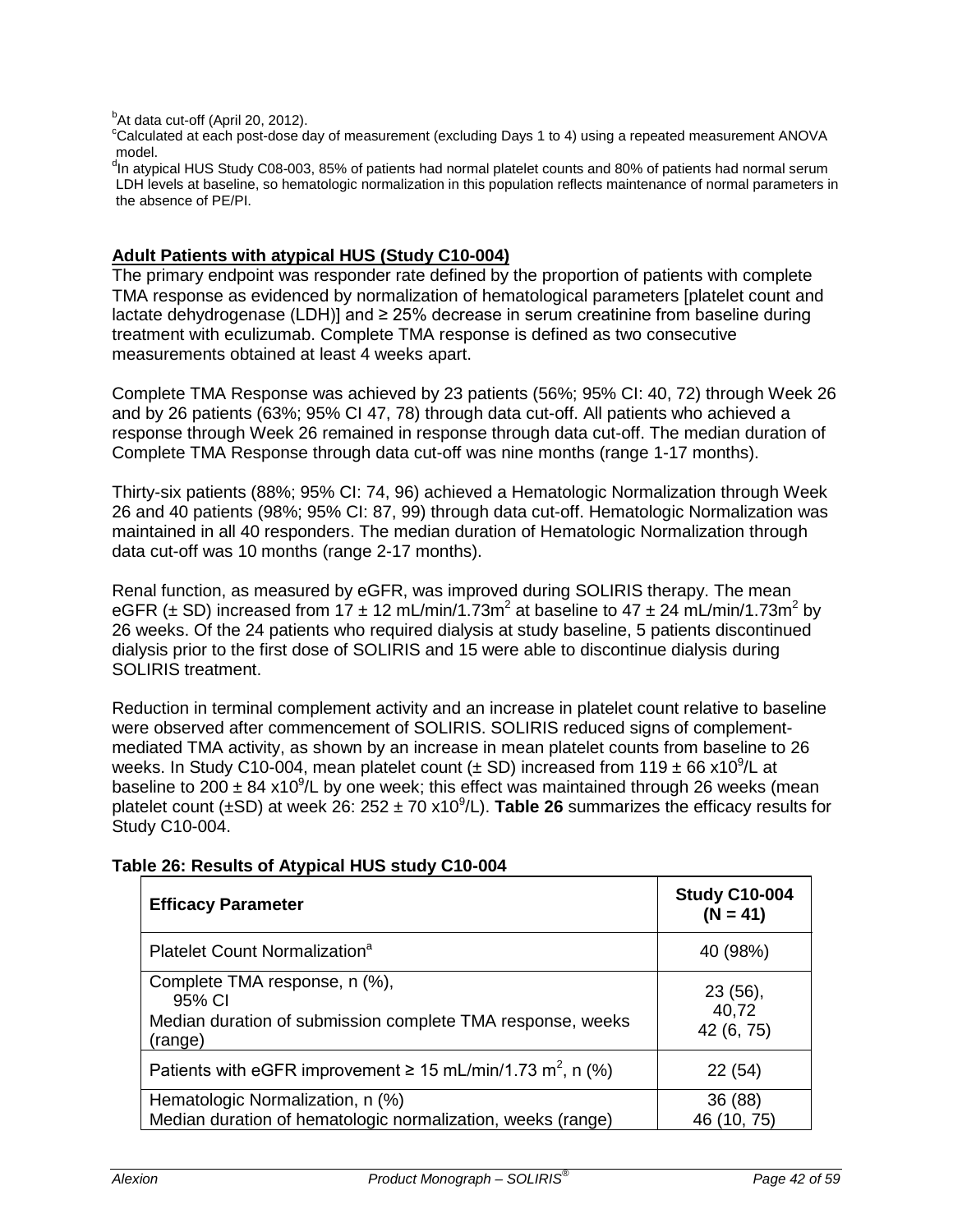[b]At data cut-off (April 20, 2012).
[c]Calculated at each post-dose day of measurement (excluding Days 1 to 4) using a repeated measurement ANOVA model.
[d]In atypical HUS Study C08-003, 85% of patients had normal platelet counts and 80% of patients had normal serum LDH levels at baseline, so hematologic normalization in this population reflects maintenance of normal parameters in the absence of PE/PI.

**Adult Patients with atypical HUS (Study C10-004)**

The primary endpoint was responder rate defined by the proportion of patients with complete TMA response as evidenced by normalization of hematological parameters [platelet count and lactate dehydrogenase (LDH)] and ≥ 25% decrease in serum creatinine from baseline during treatment with eculizumab. Complete TMA response is defined as two consecutive measurements obtained at least 4 weeks apart.

Complete TMA Response was achieved by 23 patients (56%; 95% CI: 40, 72) through Week 26 and by 26 patients (63%; 95% CI 47, 78) through data cut-off. All patients who achieved a response through Week 26 remained in response through data cut-off. The median duration of Complete TMA Response through data cut-off was nine months (range 1-17 months).

Thirty-six patients (88%; 95% CI: 74, 96) achieved a Hematologic Normalization through Week 26 and 40 patients (98%; 95% CI: 87, 99) through data cut-off. Hematologic Normalization was maintained in all 40 responders. The median duration of Hematologic Normalization through data cut-off was 10 months (range 2-17 months).

Renal function, as measured by eGFR, was improved during SOLIRIS therapy. The mean eGFR (± SD) increased from 17 ± 12 mL/min/1.73m$^2$ at baseline to 47 ± 24 mL/min/1.73m$^2$ by 26 weeks. Of the 24 patients who required dialysis at study baseline, 5 patients discontinued dialysis prior to the first dose of SOLIRIS and 15 were able to discontinue dialysis during SOLIRIS treatment.

Reduction in terminal complement activity and an increase in platelet count relative to baseline were observed after commencement of SOLIRIS. SOLIRIS reduced signs of complement-mediated TMA activity, as shown by an increase in mean platelet counts from baseline to 26 weeks. In Study C10-004, mean platelet count (± SD) increased from 119 ± 66 x10$^9$/L at baseline to 200 ± 84 x10$^9$/L by one week; this effect was maintained through 26 weeks (mean platelet count (±SD) at week 26: 252 ± 70 x10$^9$/L). **Table 26** summarizes the efficacy results for Study C10-004.

**Table 26: Results of Atypical HUS study C10-004**

| Efficacy Parameter | Study C10-004 (N = 41) |
|---|---|
| Platelet Count Normalization[a] | 40 (98%) |
| Complete TMA response, n (%), 95% CI<br>Median duration of submission complete TMA response, weeks (range) | 23 (56), 40,72<br>42 (6, 75) |
| Patients with eGFR improvement ≥ 15 mL/min/1.73 m$^2$, n (%) | 22 (54) |
| Hematologic Normalization, n (%)<br>Median duration of hematologic normalization, weeks (range) | 36 (88)<br>46 (10, 75) |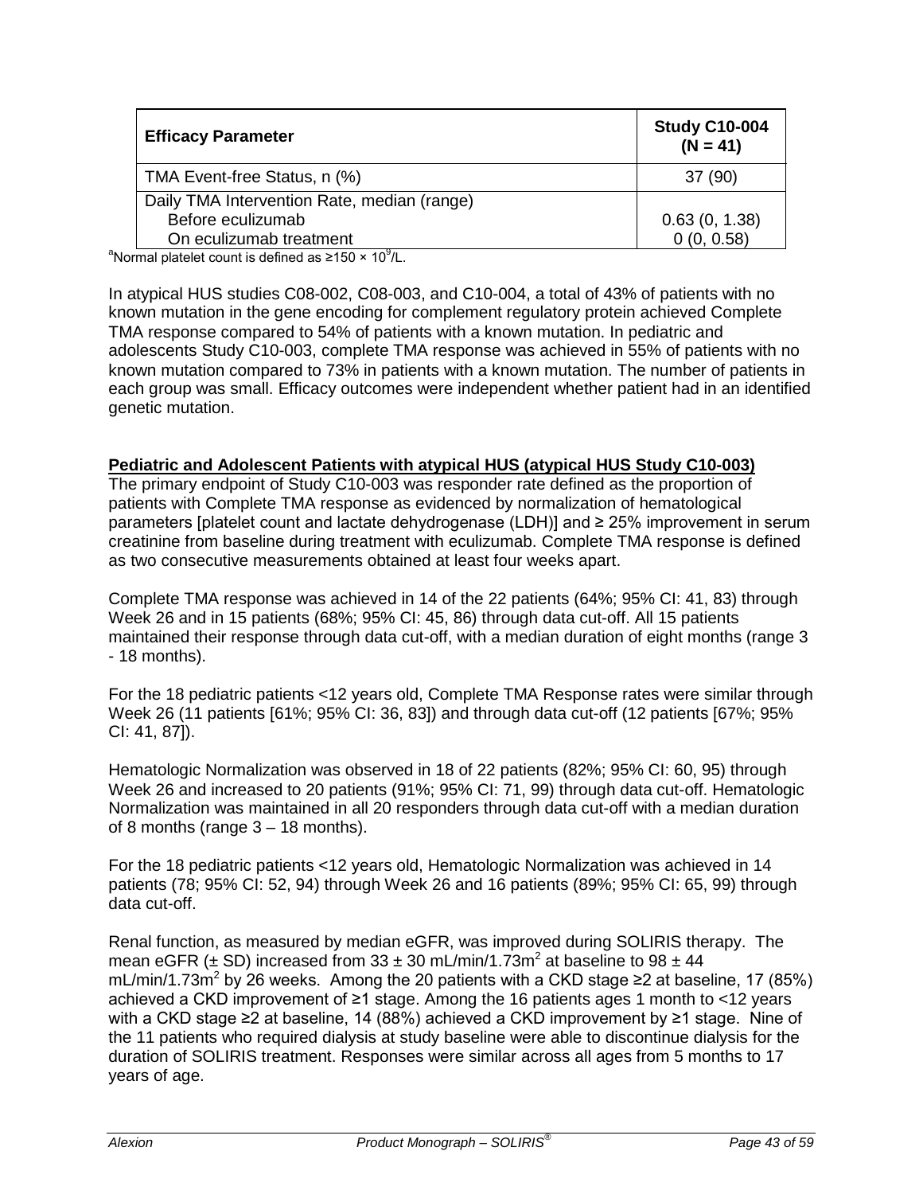| Efficacy Parameter | Study C10-004 (N = 41) |
|---|---|
| TMA Event-free Status, n (%) | 37 (90) |
| Daily TMA Intervention Rate, median (range) | |
| Before eculizumab | 0.63 (0, 1.38) |
| On eculizumab treatment | 0 (0, 0.58) |

[a]Normal platelet count is defined as ≥150 × $10^9$/L.

In atypical HUS studies C08-002, C08-003, and C10-004, a total of 43% of patients with no known mutation in the gene encoding for complement regulatory protein achieved Complete TMA response compared to 54% of patients with a known mutation. In pediatric and adolescents Study C10-003, complete TMA response was achieved in 55% of patients with no known mutation compared to 73% in patients with a known mutation. The number of patients in each group was small. Efficacy outcomes were independent whether patient had in an identified genetic mutation.

**Pediatric and Adolescent Patients with atypical HUS (atypical HUS Study C10-003)**

The primary endpoint of Study C10-003 was responder rate defined as the proportion of patients with Complete TMA response as evidenced by normalization of hematological parameters [platelet count and lactate dehydrogenase (LDH)] and ≥ 25% improvement in serum creatinine from baseline during treatment with eculizumab. Complete TMA response is defined as two consecutive measurements obtained at least four weeks apart.

Complete TMA response was achieved in 14 of the 22 patients (64%; 95% CI: 41, 83) through Week 26 and in 15 patients (68%; 95% CI: 45, 86) through data cut-off. All 15 patients maintained their response through data cut-off, with a median duration of eight months (range 3 - 18 months).

For the 18 pediatric patients <12 years old, Complete TMA Response rates were similar through Week 26 (11 patients [61%; 95% CI: 36, 83]) and through data cut-off (12 patients [67%; 95% CI: 41, 87]).

Hematologic Normalization was observed in 18 of 22 patients (82%; 95% CI: 60, 95) through Week 26 and increased to 20 patients (91%; 95% CI: 71, 99) through data cut-off. Hematologic Normalization was maintained in all 20 responders through data cut-off with a median duration of 8 months (range 3 – 18 months).

For the 18 pediatric patients <12 years old, Hematologic Normalization was achieved in 14 patients (78; 95% CI: 52, 94) through Week 26 and 16 patients (89%; 95% CI: 65, 99) through data cut-off.

Renal function, as measured by median eGFR, was improved during SOLIRIS therapy. The mean eGFR (± SD) increased from 33 ± 30 mL/min/1.73$m^2$ at baseline to 98 ± 44 mL/min/1.73$m^2$ by 26 weeks. Among the 20 patients with a CKD stage ≥2 at baseline, 17 (85%) achieved a CKD improvement of ≥1 stage. Among the 16 patients ages 1 month to <12 years with a CKD stage ≥2 at baseline, 14 (88%) achieved a CKD improvement by ≥1 stage. Nine of the 11 patients who required dialysis at study baseline were able to discontinue dialysis for the duration of SOLIRIS treatment. Responses were similar across all ages from 5 months to 17 years of age.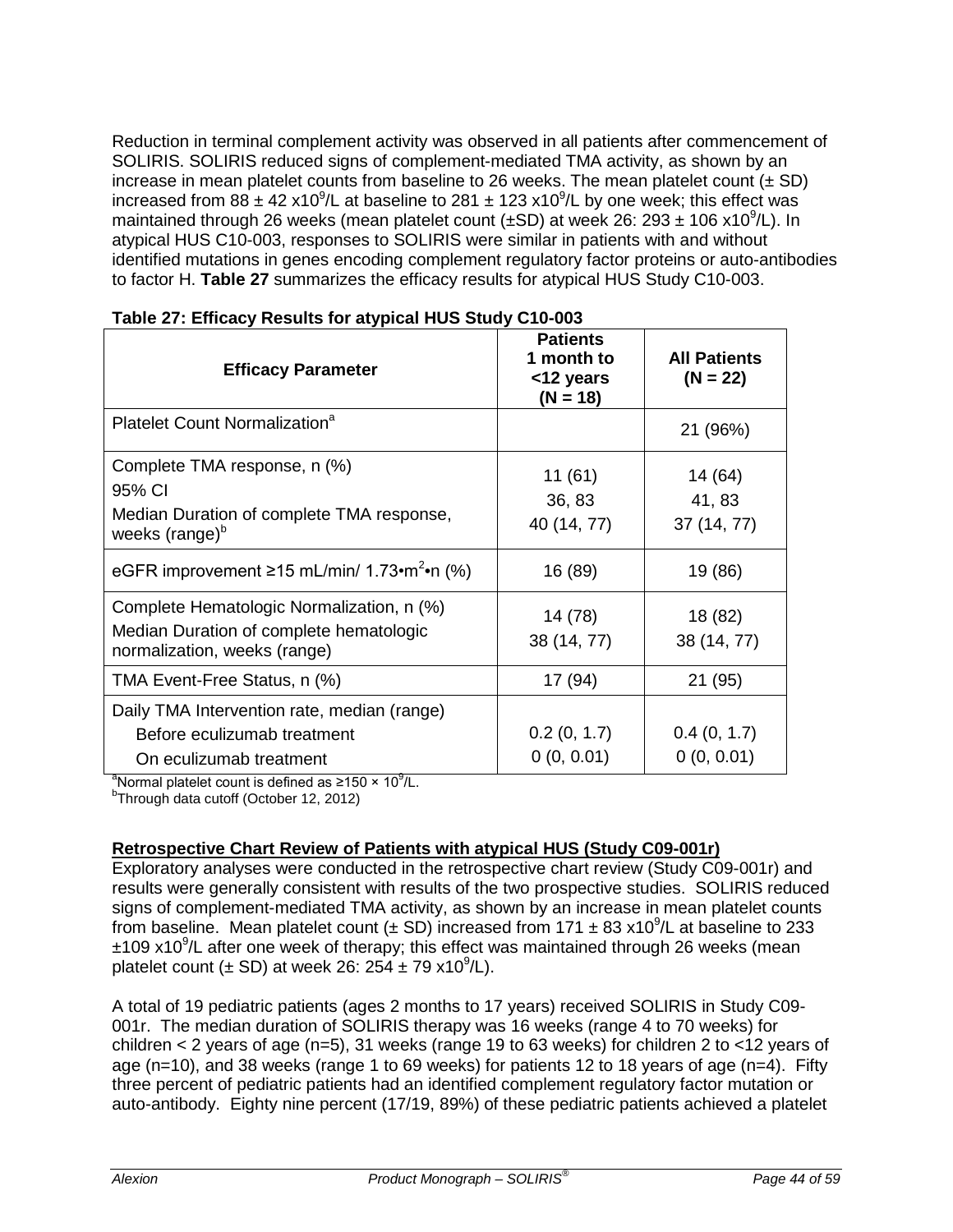Reduction in terminal complement activity was observed in all patients after commencement of SOLIRIS. SOLIRIS reduced signs of complement-mediated TMA activity, as shown by an increase in mean platelet counts from baseline to 26 weeks. The mean platelet count (± SD) increased from 88 ± 42 x$10^9$/L at baseline to 281 ± 123 x$10^9$/L by one week; this effect was maintained through 26 weeks (mean platelet count (±SD) at week 26: 293 ± 106 x$10^9$/L). In atypical HUS C10-003, responses to SOLIRIS were similar in patients with and without identified mutations in genes encoding complement regulatory factor proteins or auto-antibodies to factor H. **Table 27** summarizes the efficacy results for atypical HUS Study C10-003.

**Table 27: Efficacy Results for atypical HUS Study C10-003**

| Efficacy Parameter | Patients 1 month to <12 years (N = 18) | All Patients (N = 22) |
|---|---|---|
| Platelet Count Normalization[a] | | 21 (96%) |
| Complete TMA response, n (%)<br>95% CI<br>Median Duration of complete TMA response, weeks (range)[b] | 11 (61)<br>36, 83<br>40 (14, 77) | 14 (64)<br>41, 83<br>37 (14, 77) |
| eGFR improvement ≥15 mL/min/ 1.73•$m^2$•n (%) | 16 (89) | 19 (86) |
| Complete Hematologic Normalization, n (%)<br>Median Duration of complete hematologic normalization, weeks (range) | 14 (78)<br>38 (14, 77) | 18 (82)<br>38 (14, 77) |
| TMA Event-Free Status, n (%) | 17 (94) | 21 (95) |
| Daily TMA Intervention rate, median (range)<br>Before eculizumab treatment<br>On eculizumab treatment | <br>0.2 (0, 1.7)<br>0 (0, 0.01) | <br>0.4 (0, 1.7)<br>0 (0, 0.01) |

[a]Normal platelet count is defined as ≥150 × $10^9$/L.
[b]Through data cutoff (October 12, 2012)

**Retrospective Chart Review of Patients with atypical HUS (Study C09-001r)**

Exploratory analyses were conducted in the retrospective chart review (Study C09-001r) and results were generally consistent with results of the two prospective studies. SOLIRIS reduced signs of complement-mediated TMA activity, as shown by an increase in mean platelet counts from baseline. Mean platelet count (± SD) increased from 171 ± 83 x$10^9$/L at baseline to 233 ±109 x$10^9$/L after one week of therapy; this effect was maintained through 26 weeks (mean platelet count (± SD) at week 26: 254 ± 79 x$10^9$/L).

A total of 19 pediatric patients (ages 2 months to 17 years) received SOLIRIS in Study C09-001r. The median duration of SOLIRIS therapy was 16 weeks (range 4 to 70 weeks) for children < 2 years of age (n=5), 31 weeks (range 19 to 63 weeks) for children 2 to <12 years of age (n=10), and 38 weeks (range 1 to 69 weeks) for patients 12 to 18 years of age (n=4). Fifty three percent of pediatric patients had an identified complement regulatory factor mutation or auto-antibody. Eighty nine percent (17/19, 89%) of these pediatric patients achieved a platelet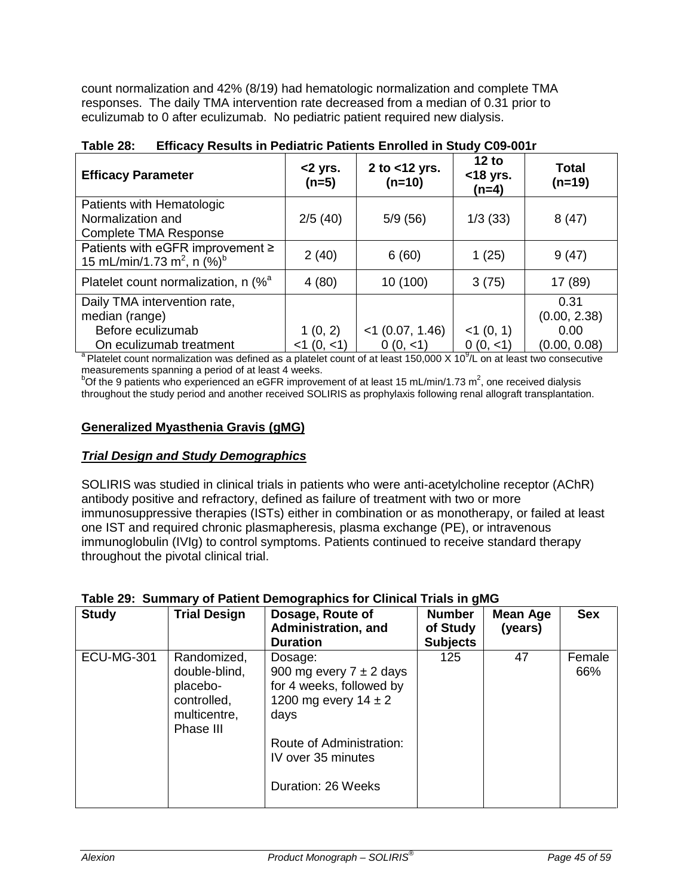count normalization and 42% (8/19) had hematologic normalization and complete TMA responses. The daily TMA intervention rate decreased from a median of 0.31 prior to eculizumab to 0 after eculizumab. No pediatric patient required new dialysis.

**Table 28: Efficacy Results in Pediatric Patients Enrolled in Study C09-001r**

| Efficacy Parameter | <2 yrs. (n=5) | 2 to <12 yrs. (n=10) | 12 to <18 yrs. (n=4) | Total (n=19) |
|---|---|---|---|---|
| Patients with Hematologic Normalization and Complete TMA Response | 2/5 (40) | 5/9 (56) | 1/3 (33) | 8 (47) |
| Patients with eGFR improvement ≥ 15 mL/min/1.73 $m^2$, n (%)[b] | 2 (40) | 6 (60) | 1 (25) | 9 (47) |
| Platelet count normalization, n (%[a] | 4 (80) | 10 (100) | 3 (75) | 17 (89) |
| Daily TMA intervention rate, median (range) | | | | |
| Before eculizumab | 1 (0, 2) | <1 (0.07, 1.46) | <1 (0, 1) | 0.31 (0.00, 2.38) |
| On eculizumab treatment | <1 (0, <1) | 0 (0, <1) | 0 (0, <1) | 0.00 (0.00, 0.08) |

[a] Platelet count normalization was defined as a platelet count of at least 150,000 X $10^9$/L on at least two consecutive measurements spanning a period of at least 4 weeks.
[b] Of the 9 patients who experienced an eGFR improvement of at least 15 mL/min/1.73 $m^2$, one received dialysis throughout the study period and another received SOLIRIS as prophylaxis following renal allograft transplantation.

**Generalized Myasthenia Gravis (gMG)**

***Trial Design and Study Demographics***

SOLIRIS was studied in clinical trials in patients who were anti-acetylcholine receptor (AChR) antibody positive and refractory, defined as failure of treatment with two or more immunosuppressive therapies (ISTs) either in combination or as monotherapy, or failed at least one IST and required chronic plasmapheresis, plasma exchange (PE), or intravenous immunoglobulin (IVIg) to control symptoms. Patients continued to receive standard therapy throughout the pivotal clinical trial.

**Table 29: Summary of Patient Demographics for Clinical Trials in gMG**

| Study | Trial Design | Dosage, Route of Administration, and Duration | Number of Study Subjects | Mean Age (years) | Sex |
|---|---|---|---|---|---|
| ECU-MG-301 | Randomized, double-blind, placebo-controlled, multicentre, Phase III | Dosage: 900 mg every 7 ± 2 days for 4 weeks, followed by 1200 mg every 14 ± 2 days<br><br>Route of Administration: IV over 35 minutes<br><br>Duration: 26 Weeks | 125 | 47 | Female 66% |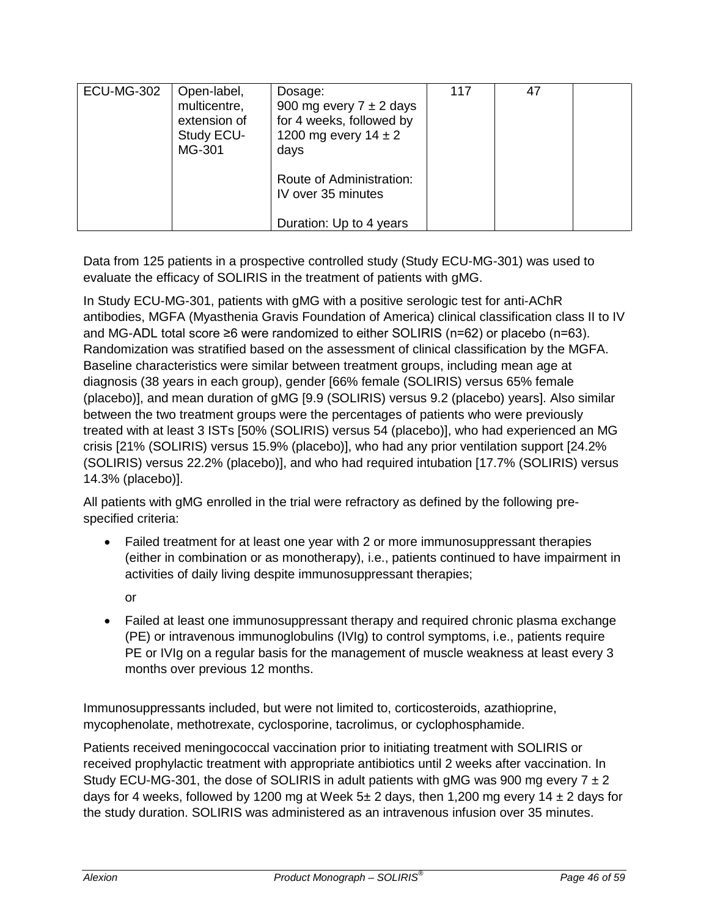| ECU-MG-302 | Open-label, multicentre, extension of Study ECU-MG-301 | Dosage: 900 mg every 7 ± 2 days for 4 weeks, followed by 1200 mg every 14 ± 2 days<br><br>Route of Administration: IV over 35 minutes<br><br>Duration: Up to 4 years | 117 | 47 | |
|---|---|---|---|---|---|

Data from 125 patients in a prospective controlled study (Study ECU-MG-301) was used to evaluate the efficacy of SOLIRIS in the treatment of patients with gMG.

In Study ECU-MG-301, patients with gMG with a positive serologic test for anti-AChR antibodies, MGFA (Myasthenia Gravis Foundation of America) clinical classification class II to IV and MG-ADL total score ≥6 were randomized to either SOLIRIS (n=62) or placebo (n=63). Randomization was stratified based on the assessment of clinical classification by the MGFA. Baseline characteristics were similar between treatment groups, including mean age at diagnosis (38 years in each group), gender [66% female (SOLIRIS) versus 65% female (placebo)], and mean duration of gMG [9.9 (SOLIRIS) versus 9.2 (placebo) years]. Also similar between the two treatment groups were the percentages of patients who were previously treated with at least 3 ISTs [50% (SOLIRIS) versus 54 (placebo)], who had experienced an MG crisis [21% (SOLIRIS) versus 15.9% (placebo)], who had any prior ventilation support [24.2% (SOLIRIS) versus 22.2% (placebo)], and who had required intubation [17.7% (SOLIRIS) versus 14.3% (placebo)].

All patients with gMG enrolled in the trial were refractory as defined by the following pre-specified criteria:

- Failed treatment for at least one year with 2 or more immunosuppressant therapies (either in combination or as monotherapy), i.e., patients continued to have impairment in activities of daily living despite immunosuppressant therapies;

  or

- Failed at least one immunosuppressant therapy and required chronic plasma exchange (PE) or intravenous immunoglobulins (IVIg) to control symptoms, i.e., patients require PE or IVIg on a regular basis for the management of muscle weakness at least every 3 months over previous 12 months.

Immunosuppressants included, but were not limited to, corticosteroids, azathioprine, mycophenolate, methotrexate, cyclosporine, tacrolimus, or cyclophosphamide.

Patients received meningococcal vaccination prior to initiating treatment with SOLIRIS or received prophylactic treatment with appropriate antibiotics until 2 weeks after vaccination. In Study ECU-MG-301, the dose of SOLIRIS in adult patients with gMG was 900 mg every 7 ± 2 days for 4 weeks, followed by 1200 mg at Week 5± 2 days, then 1,200 mg every 14 ± 2 days for the study duration. SOLIRIS was administered as an intravenous infusion over 35 minutes.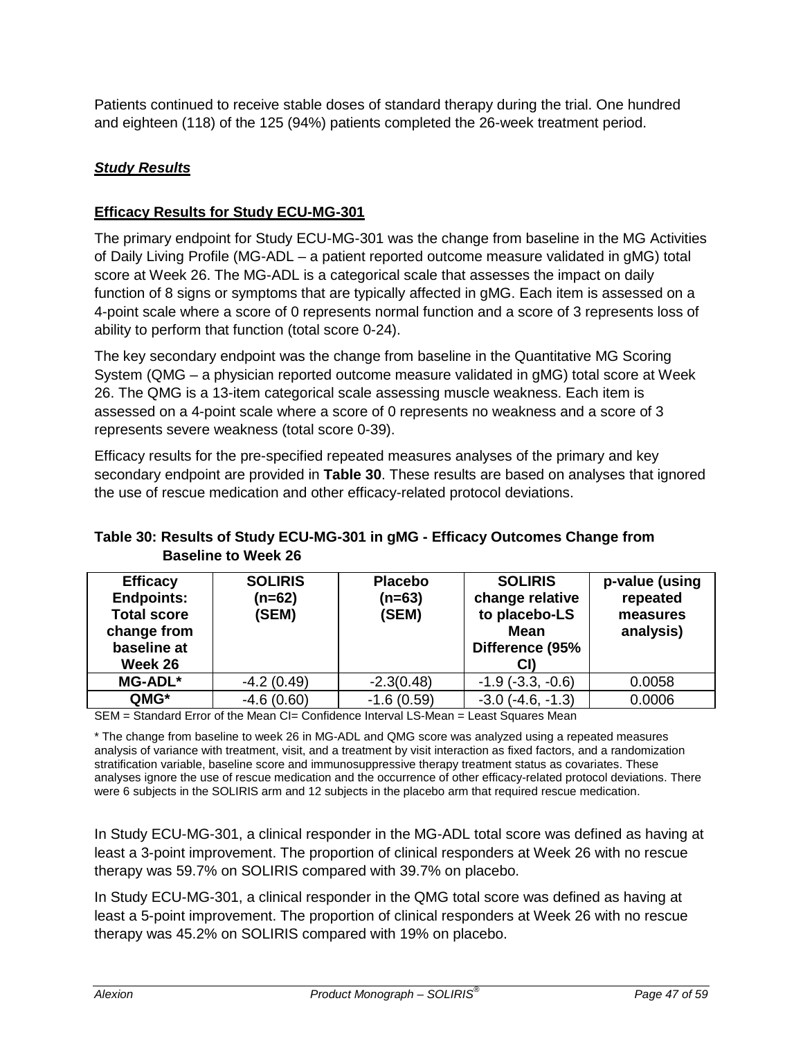Patients continued to receive stable doses of standard therapy during the trial. One hundred and eighteen (118) of the 125 (94%) patients completed the 26-week treatment period.

### ***Study Results***

#### **Efficacy Results for Study ECU-MG-301**

The primary endpoint for Study ECU-MG-301 was the change from baseline in the MG Activities of Daily Living Profile (MG-ADL – a patient reported outcome measure validated in gMG) total score at Week 26. The MG-ADL is a categorical scale that assesses the impact on daily function of 8 signs or symptoms that are typically affected in gMG. Each item is assessed on a 4-point scale where a score of 0 represents normal function and a score of 3 represents loss of ability to perform that function (total score 0-24).

The key secondary endpoint was the change from baseline in the Quantitative MG Scoring System (QMG – a physician reported outcome measure validated in gMG) total score at Week 26. The QMG is a 13-item categorical scale assessing muscle weakness. Each item is assessed on a 4-point scale where a score of 0 represents no weakness and a score of 3 represents severe weakness (total score 0-39).

Efficacy results for the pre-specified repeated measures analyses of the primary and key secondary endpoint are provided in **Table 30**. These results are based on analyses that ignored the use of rescue medication and other efficacy-related protocol deviations.

**Table 30: Results of Study ECU-MG-301 in gMG - Efficacy Outcomes Change from Baseline to Week 26**

| Efficacy Endpoints: Total score change from baseline at Week 26 | SOLIRIS (n=62) (SEM) | Placebo (n=63) (SEM) | SOLIRIS change relative to placebo-LS Mean Difference (95% CI) | p-value (using repeated measures analysis) |
|---|---|---|---|---|
| MG-ADL* | -4.2 (0.49) | -2.3(0.48) | -1.9 (-3.3, -0.6) | 0.0058 |
| QMG* | -4.6 (0.60) | -1.6 (0.59) | -3.0 (-4.6, -1.3) | 0.0006 |

SEM = Standard Error of the Mean CI= Confidence Interval LS-Mean = Least Squares Mean

* The change from baseline to week 26 in MG-ADL and QMG score was analyzed using a repeated measures analysis of variance with treatment, visit, and a treatment by visit interaction as fixed factors, and a randomization stratification variable, baseline score and immunosuppressive therapy treatment status as covariates. These analyses ignore the use of rescue medication and the occurrence of other efficacy-related protocol deviations. There were 6 subjects in the SOLIRIS arm and 12 subjects in the placebo arm that required rescue medication.

In Study ECU-MG-301, a clinical responder in the MG-ADL total score was defined as having at least a 3-point improvement. The proportion of clinical responders at Week 26 with no rescue therapy was 59.7% on SOLIRIS compared with 39.7% on placebo.

In Study ECU-MG-301, a clinical responder in the QMG total score was defined as having at least a 5-point improvement. The proportion of clinical responders at Week 26 with no rescue therapy was 45.2% on SOLIRIS compared with 19% on placebo.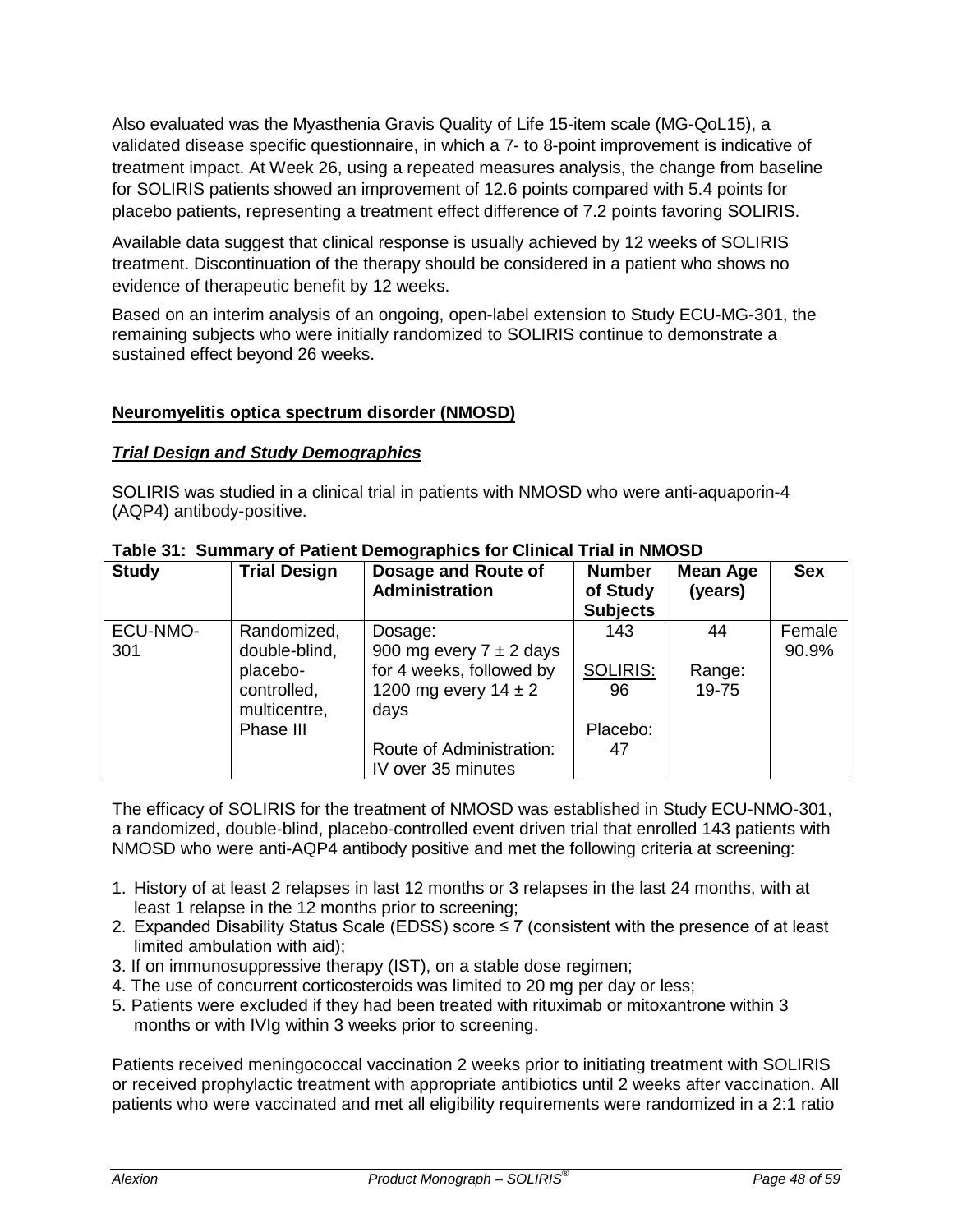Also evaluated was the Myasthenia Gravis Quality of Life 15-item scale (MG-QoL15), a validated disease specific questionnaire, in which a 7- to 8-point improvement is indicative of treatment impact. At Week 26, using a repeated measures analysis, the change from baseline for SOLIRIS patients showed an improvement of 12.6 points compared with 5.4 points for placebo patients, representing a treatment effect difference of 7.2 points favoring SOLIRIS.

Available data suggest that clinical response is usually achieved by 12 weeks of SOLIRIS treatment. Discontinuation of the therapy should be considered in a patient who shows no evidence of therapeutic benefit by 12 weeks.

Based on an interim analysis of an ongoing, open-label extension to Study ECU-MG-301, the remaining subjects who were initially randomized to SOLIRIS continue to demonstrate a sustained effect beyond 26 weeks.

## Neuromyelitis optica spectrum disorder (NMOSD)

### *Trial Design and Study Demographics*

SOLIRIS was studied in a clinical trial in patients with NMOSD who were anti-aquaporin-4 (AQP4) antibody-positive.

**Table 31: Summary of Patient Demographics for Clinical Trial in NMOSD**

| Study | Trial Design | Dosage and Route of Administration | Number of Study Subjects | Mean Age (years) | Sex |
|---|---|---|---|---|---|
| ECU-NMO-301 | Randomized, double-blind, placebo-controlled, multicentre, Phase III | Dosage: 900 mg every 7 ± 2 days for 4 weeks, followed by 1200 mg every 14 ± 2 days<br><br>Route of Administration: IV over 35 minutes | 143<br><br>SOLIRIS: 96<br><br>Placebo: 47 | 44<br><br>Range: 19-75 | Female 90.9% |

The efficacy of SOLIRIS for the treatment of NMOSD was established in Study ECU-NMO-301, a randomized, double-blind, placebo-controlled event driven trial that enrolled 143 patients with NMOSD who were anti-AQP4 antibody positive and met the following criteria at screening:

1. History of at least 2 relapses in last 12 months or 3 relapses in the last 24 months, with at least 1 relapse in the 12 months prior to screening;
2. Expanded Disability Status Scale (EDSS) score ≤ 7 (consistent with the presence of at least limited ambulation with aid);
3. If on immunosuppressive therapy (IST), on a stable dose regimen;
4. The use of concurrent corticosteroids was limited to 20 mg per day or less;
5. Patients were excluded if they had been treated with rituximab or mitoxantrone within 3 months or with IVIg within 3 weeks prior to screening.

Patients received meningococcal vaccination 2 weeks prior to initiating treatment with SOLIRIS or received prophylactic treatment with appropriate antibiotics until 2 weeks after vaccination. All patients who were vaccinated and met all eligibility requirements were randomized in a 2:1 ratio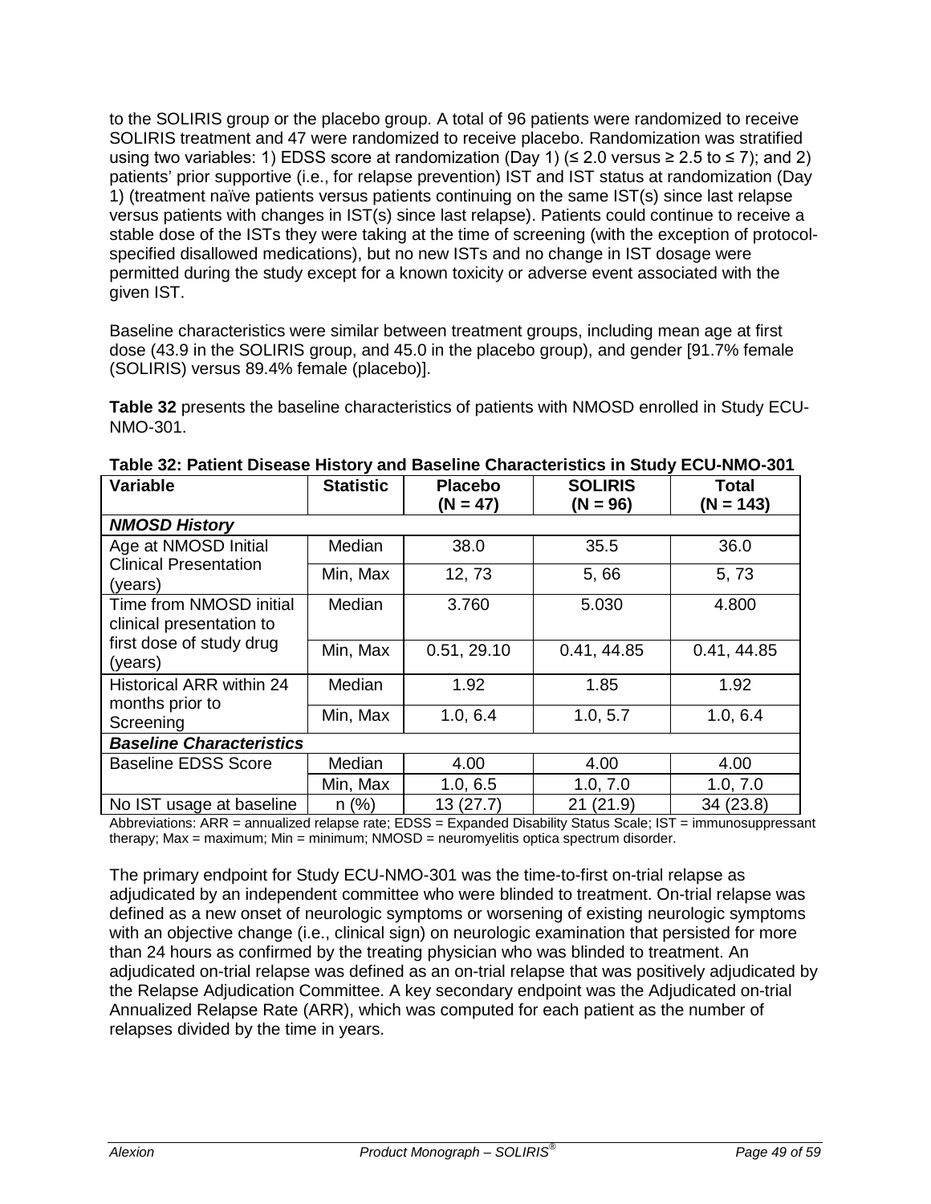to the SOLIRIS group or the placebo group. A total of 96 patients were randomized to receive SOLIRIS treatment and 47 were randomized to receive placebo. Randomization was stratified using two variables: 1) EDSS score at randomization (Day 1) (≤ 2.0 versus ≥ 2.5 to ≤ 7); and 2) patients' prior supportive (i.e., for relapse prevention) IST and IST status at randomization (Day 1) (treatment naïve patients versus patients continuing on the same IST(s) since last relapse versus patients with changes in IST(s) since last relapse). Patients could continue to receive a stable dose of the ISTs they were taking at the time of screening (with the exception of protocol-specified disallowed medications), but no new ISTs and no change in IST dosage were permitted during the study except for a known toxicity or adverse event associated with the given IST.

Baseline characteristics were similar between treatment groups, including mean age at first dose (43.9 in the SOLIRIS group, and 45.0 in the placebo group), and gender [91.7% female (SOLIRIS) versus 89.4% female (placebo)].

**Table 32** presents the baseline characteristics of patients with NMOSD enrolled in Study ECU-NMO-301.

**Table 32: Patient Disease History and Baseline Characteristics in Study ECU-NMO-301**

| Variable | Statistic | Placebo (N = 47) | SOLIRIS (N = 96) | Total (N = 143) |
|---|---|---|---|---|
| ***NMOSD History*** | | | | |
| Age at NMOSD Initial Clinical Presentation (years) | Median | 38.0 | 35.5 | 36.0 |
| | Min, Max | 12, 73 | 5, 66 | 5, 73 |
| Time from NMOSD initial clinical presentation to first dose of study drug (years) | Median | 3.760 | 5.030 | 4.800 |
| | Min, Max | 0.51, 29.10 | 0.41, 44.85 | 0.41, 44.85 |
| Historical ARR within 24 months prior to Screening | Median | 1.92 | 1.85 | 1.92 |
| | Min, Max | 1.0, 6.4 | 1.0, 5.7 | 1.0, 6.4 |
| ***Baseline Characteristics*** | | | | |
| Baseline EDSS Score | Median | 4.00 | 4.00 | 4.00 |
| | Min, Max | 1.0, 6.5 | 1.0, 7.0 | 1.0, 7.0 |
| No IST usage at baseline | n (%) | 13 (27.7) | 21 (21.9) | 34 (23.8) |

Abbreviations: ARR = annualized relapse rate; EDSS = Expanded Disability Status Scale; IST = immunosuppressant therapy; Max = maximum; Min = minimum; NMOSD = neuromyelitis optica spectrum disorder.

The primary endpoint for Study ECU-NMO-301 was the time-to-first on-trial relapse as adjudicated by an independent committee who were blinded to treatment. On-trial relapse was defined as a new onset of neurologic symptoms or worsening of existing neurologic symptoms with an objective change (i.e., clinical sign) on neurologic examination that persisted for more than 24 hours as confirmed by the treating physician who was blinded to treatment. An adjudicated on-trial relapse was defined as an on-trial relapse that was positively adjudicated by the Relapse Adjudication Committee. A key secondary endpoint was the Adjudicated on-trial Annualized Relapse Rate (ARR), which was computed for each patient as the number of relapses divided by the time in years.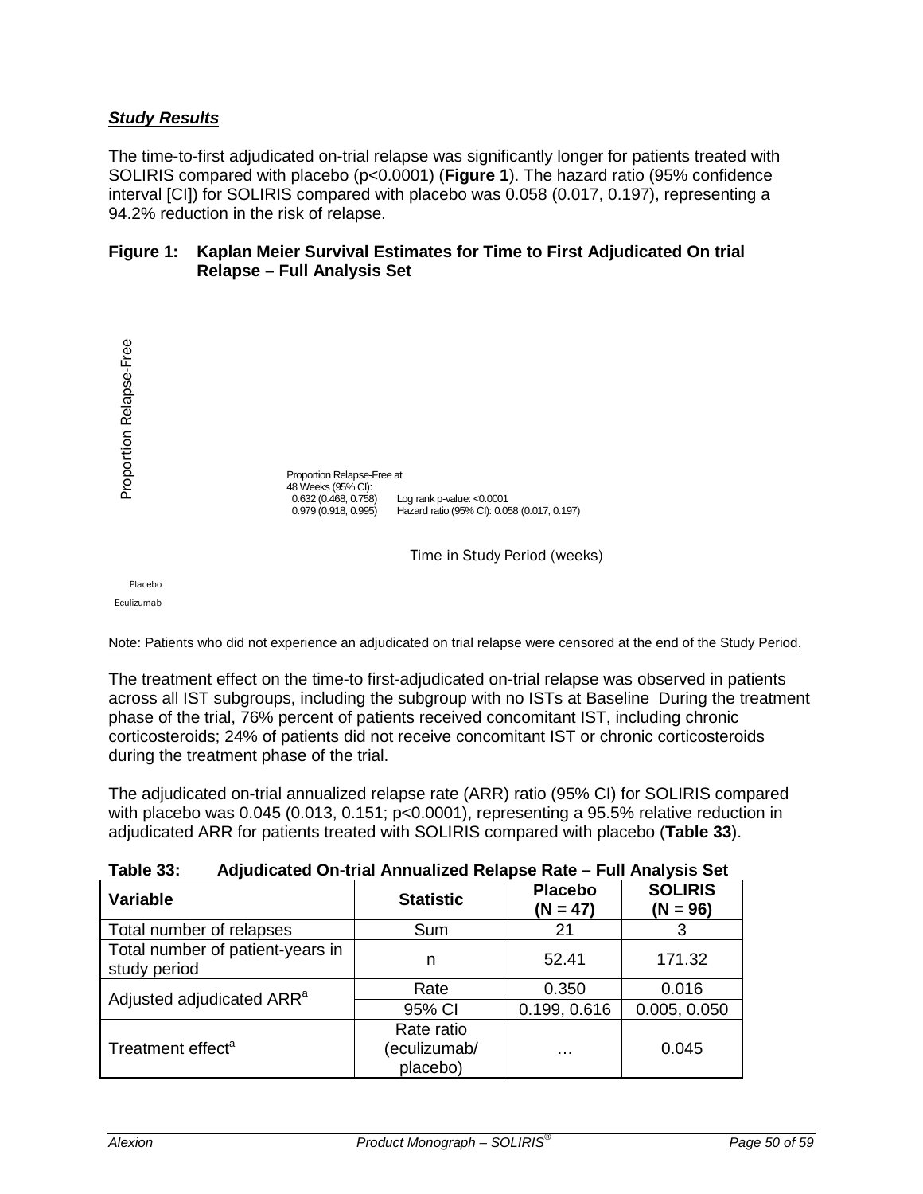***Study Results***

The time-to-first adjudicated on-trial relapse was significantly longer for patients treated with SOLIRIS compared with placebo (p<0.0001) (**Figure 1**). The hazard ratio (95% confidence interval [CI]) for SOLIRIS compared with placebo was 0.058 (0.017, 0.197), representing a 94.2% reduction in the risk of relapse.

**Figure 1: Kaplan Meier Survival Estimates for Time to First Adjudicated On trial Relapse – Full Analysis Set**

Proportion Relapse-Free

Proportion Relapse-Free at 48 Weeks (95% CI):
0.632 (0.468, 0.758)
0.979 (0.918, 0.995)

Log rank p-value: <0.0001
Hazard ratio (95% CI): 0.058 (0.017, 0.197)

Time in Study Period (weeks)

Placebo
Eculizumab

Note: Patients who did not experience an adjudicated on trial relapse were censored at the end of the Study Period.

The treatment effect on the time-to first-adjudicated on-trial relapse was observed in patients across all IST subgroups, including the subgroup with no ISTs at Baseline During the treatment phase of the trial, 76% percent of patients received concomitant IST, including chronic corticosteroids; 24% of patients did not receive concomitant IST or chronic corticosteroids during the treatment phase of the trial.

The adjudicated on-trial annualized relapse rate (ARR) ratio (95% CI) for SOLIRIS compared with placebo was 0.045 (0.013, 0.151; p<0.0001), representing a 95.5% relative reduction in adjudicated ARR for patients treated with SOLIRIS compared with placebo (**Table 33**).

**Table 33: Adjudicated On-trial Annualized Relapse Rate – Full Analysis Set**

| Variable | Statistic | Placebo (N = 47) | SOLIRIS (N = 96) |
|---|---|---|---|
| Total number of relapses | Sum | 21 | 3 |
| Total number of patient-years in study period | n | 52.41 | 171.32 |
| Adjusted adjudicated ARR[a] | Rate | 0.350 | 0.016 |
| | 95% CI | 0.199, 0.616 | 0.005, 0.050 |
| Treatment effect[a] | Rate ratio (eculizumab/ placebo) | … | 0.045 |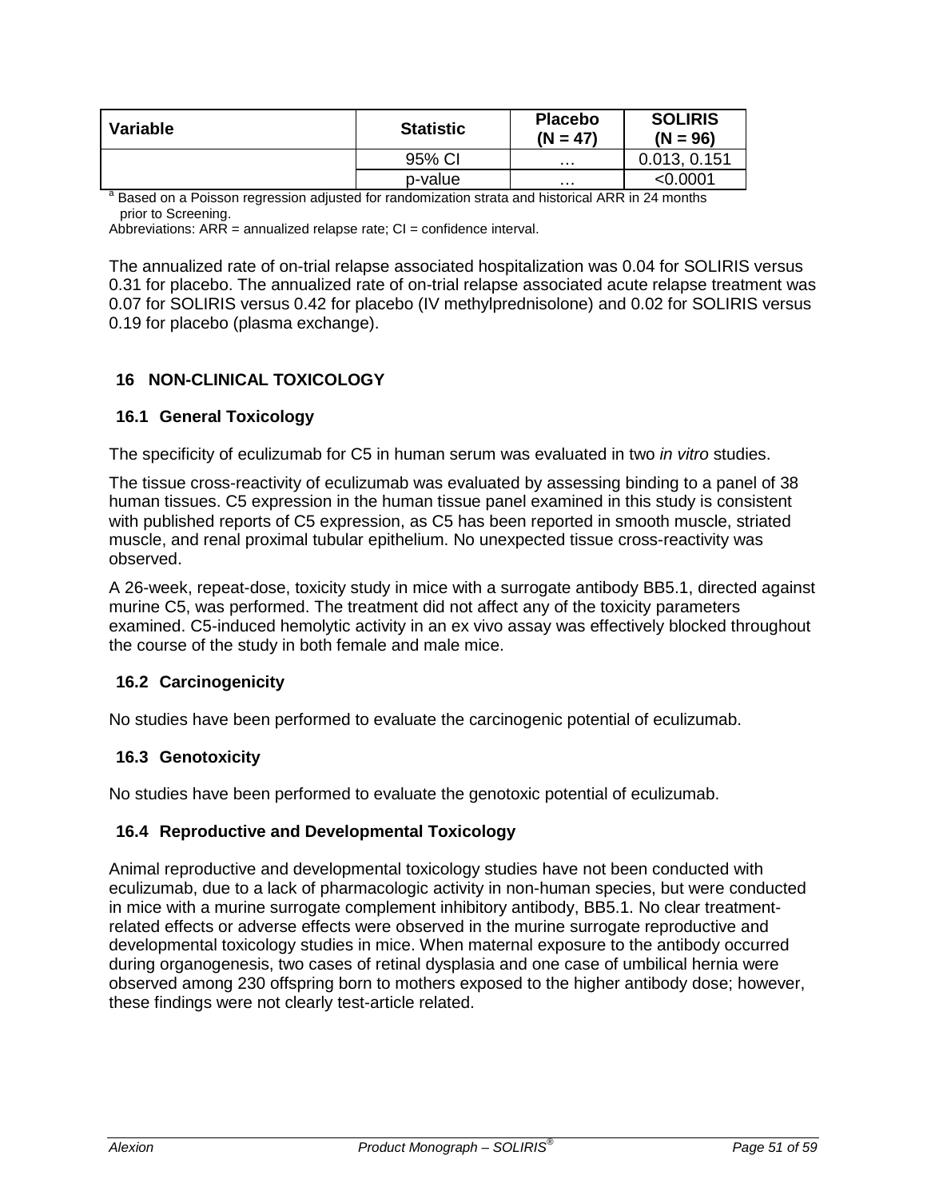| Variable | Statistic | Placebo (N = 47) | SOLIRIS (N = 96) |
|---|---|---|---|
| | 95% CI | … | 0.013, 0.151 |
| | p-value | … | <0.0001 |

[a] Based on a Poisson regression adjusted for randomization strata and historical ARR in 24 months prior to Screening.

Abbreviations: ARR = annualized relapse rate; CI = confidence interval.

The annualized rate of on-trial relapse associated hospitalization was 0.04 for SOLIRIS versus 0.31 for placebo. The annualized rate of on-trial relapse associated acute relapse treatment was 0.07 for SOLIRIS versus 0.42 for placebo (IV methylprednisolone) and 0.02 for SOLIRIS versus 0.19 for placebo (plasma exchange).

# 16 NON-CLINICAL TOXICOLOGY

## 16.1 General Toxicology

The specificity of eculizumab for C5 in human serum was evaluated in two *in vitro* studies.

The tissue cross-reactivity of eculizumab was evaluated by assessing binding to a panel of 38 human tissues. C5 expression in the human tissue panel examined in this study is consistent with published reports of C5 expression, as C5 has been reported in smooth muscle, striated muscle, and renal proximal tubular epithelium. No unexpected tissue cross-reactivity was observed.

A 26-week, repeat-dose, toxicity study in mice with a surrogate antibody BB5.1, directed against murine C5, was performed. The treatment did not affect any of the toxicity parameters examined. C5-induced hemolytic activity in an ex vivo assay was effectively blocked throughout the course of the study in both female and male mice.

## 16.2 Carcinogenicity

No studies have been performed to evaluate the carcinogenic potential of eculizumab.

## 16.3 Genotoxicity

No studies have been performed to evaluate the genotoxic potential of eculizumab.

## 16.4 Reproductive and Developmental Toxicology

Animal reproductive and developmental toxicology studies have not been conducted with eculizumab, due to a lack of pharmacologic activity in non-human species, but were conducted in mice with a murine surrogate complement inhibitory antibody, BB5.1. No clear treatment-related effects or adverse effects were observed in the murine surrogate reproductive and developmental toxicology studies in mice. When maternal exposure to the antibody occurred during organogenesis, two cases of retinal dysplasia and one case of umbilical hernia were observed among 230 offspring born to mothers exposed to the higher antibody dose; however, these findings were not clearly test-article related.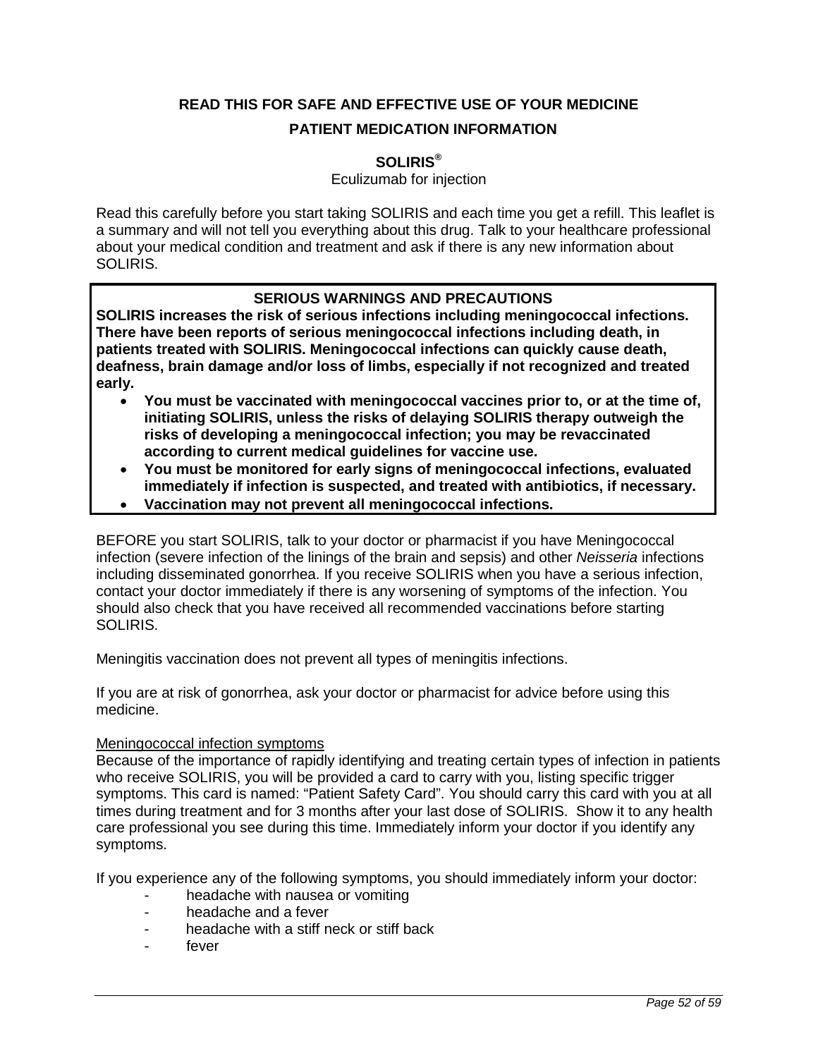**READ THIS FOR SAFE AND EFFECTIVE USE OF YOUR MEDICINE**

**PATIENT MEDICATION INFORMATION**

**SOLIRIS®**

Eculizumab for injection

Read this carefully before you start taking SOLIRIS and each time you get a refill. This leaflet is a summary and will not tell you everything about this drug. Talk to your healthcare professional about your medical condition and treatment and ask if there is any new information about SOLIRIS.

**SERIOUS WARNINGS AND PRECAUTIONS**

**SOLIRIS increases the risk of serious infections including meningococcal infections. There have been reports of serious meningococcal infections including death, in patients treated with SOLIRIS. Meningococcal infections can quickly cause death, deafness, brain damage and/or loss of limbs, especially if not recognized and treated early.**

- **You must be vaccinated with meningococcal vaccines prior to, or at the time of, initiating SOLIRIS, unless the risks of delaying SOLIRIS therapy outweigh the risks of developing a meningococcal infection; you may be revaccinated according to current medical guidelines for vaccine use.**
- **You must be monitored for early signs of meningococcal infections, evaluated immediately if infection is suspected, and treated with antibiotics, if necessary.**
- **Vaccination may not prevent all meningococcal infections.**

BEFORE you start SOLIRIS, talk to your doctor or pharmacist if you have Meningococcal infection (severe infection of the linings of the brain and sepsis) and other *Neisseria* infections including disseminated gonorrhea. If you receive SOLIRIS when you have a serious infection, contact your doctor immediately if there is any worsening of symptoms of the infection. You should also check that you have received all recommended vaccinations before starting SOLIRIS.

Meningitis vaccination does not prevent all types of meningitis infections.

If you are at risk of gonorrhea, ask your doctor or pharmacist for advice before using this medicine.

Meningococcal infection symptoms

Because of the importance of rapidly identifying and treating certain types of infection in patients who receive SOLIRIS, you will be provided a card to carry with you, listing specific trigger symptoms. This card is named: "Patient Safety Card". You should carry this card with you at all times during treatment and for 3 months after your last dose of SOLIRIS. Show it to any health care professional you see during this time. Immediately inform your doctor if you identify any symptoms.

If you experience any of the following symptoms, you should immediately inform your doctor:

- headache with nausea or vomiting
- headache and a fever
- headache with a stiff neck or stiff back
- fever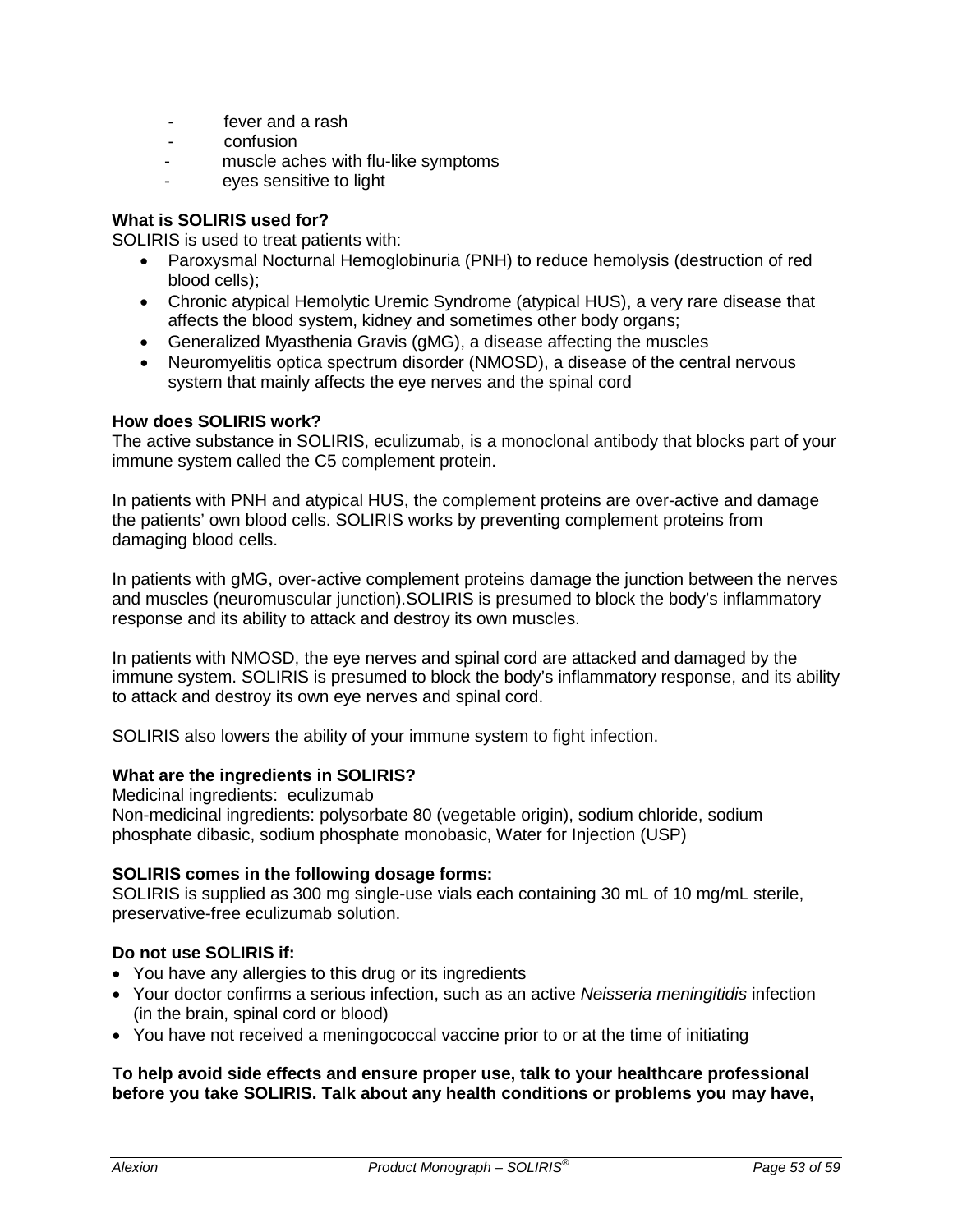- fever and a rash
- confusion
- muscle aches with flu-like symptoms
- eyes sensitive to light

**What is SOLIRIS used for?**

SOLIRIS is used to treat patients with:

- Paroxysmal Nocturnal Hemoglobinuria (PNH) to reduce hemolysis (destruction of red blood cells);
- Chronic atypical Hemolytic Uremic Syndrome (atypical HUS), a very rare disease that affects the blood system, kidney and sometimes other body organs;
- Generalized Myasthenia Gravis (gMG), a disease affecting the muscles
- Neuromyelitis optica spectrum disorder (NMOSD), a disease of the central nervous system that mainly affects the eye nerves and the spinal cord

**How does SOLIRIS work?**

The active substance in SOLIRIS, eculizumab, is a monoclonal antibody that blocks part of your immune system called the C5 complement protein.

In patients with PNH and atypical HUS, the complement proteins are over-active and damage the patients' own blood cells. SOLIRIS works by preventing complement proteins from damaging blood cells.

In patients with gMG, over-active complement proteins damage the junction between the nerves and muscles (neuromuscular junction).SOLIRIS is presumed to block the body's inflammatory response and its ability to attack and destroy its own muscles.

In patients with NMOSD, the eye nerves and spinal cord are attacked and damaged by the immune system. SOLIRIS is presumed to block the body's inflammatory response, and its ability to attack and destroy its own eye nerves and spinal cord.

SOLIRIS also lowers the ability of your immune system to fight infection.

**What are the ingredients in SOLIRIS?**

Medicinal ingredients: eculizumab
Non-medicinal ingredients: polysorbate 80 (vegetable origin), sodium chloride, sodium phosphate dibasic, sodium phosphate monobasic, Water for Injection (USP)

**SOLIRIS comes in the following dosage forms:**

SOLIRIS is supplied as 300 mg single-use vials each containing 30 mL of 10 mg/mL sterile, preservative-free eculizumab solution.

**Do not use SOLIRIS if:**

- You have any allergies to this drug or its ingredients
- Your doctor confirms a serious infection, such as an active *Neisseria meningitidis* infection (in the brain, spinal cord or blood)
- You have not received a meningococcal vaccine prior to or at the time of initiating

**To help avoid side effects and ensure proper use, talk to your healthcare professional before you take SOLIRIS. Talk about any health conditions or problems you may have,**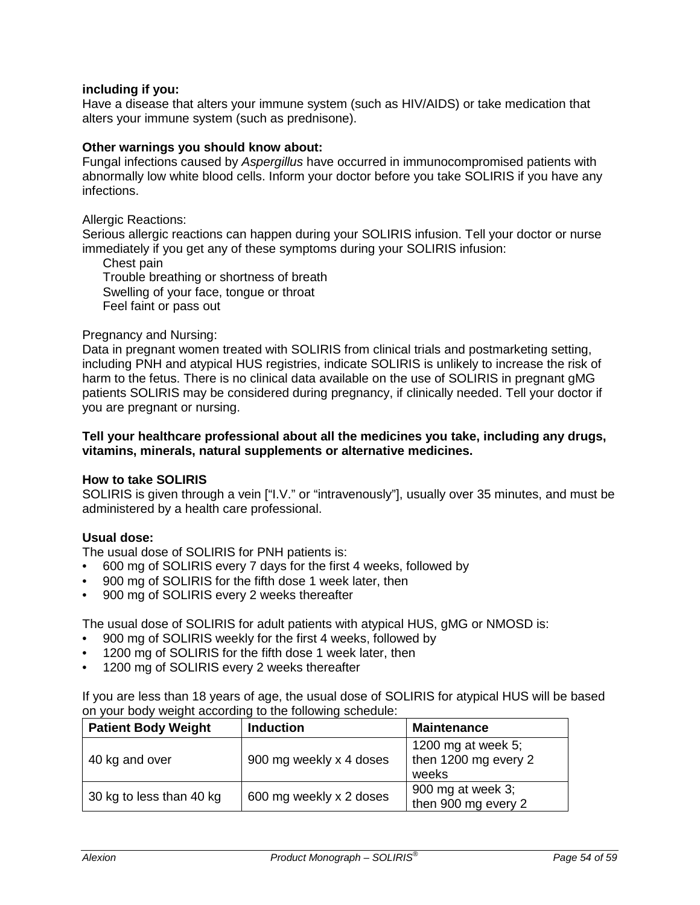**including if you:**
Have a disease that alters your immune system (such as HIV/AIDS) or take medication that alters your immune system (such as prednisone).

**Other warnings you should know about:**
Fungal infections caused by *Aspergillus* have occurred in immunocompromised patients with abnormally low white blood cells. Inform your doctor before you take SOLIRIS if you have any infections.

Allergic Reactions:
Serious allergic reactions can happen during your SOLIRIS infusion. Tell your doctor or nurse immediately if you get any of these symptoms during your SOLIRIS infusion:

- Chest pain
- Trouble breathing or shortness of breath
- Swelling of your face, tongue or throat
- Feel faint or pass out

Pregnancy and Nursing:
Data in pregnant women treated with SOLIRIS from clinical trials and postmarketing setting, including PNH and atypical HUS registries, indicate SOLIRIS is unlikely to increase the risk of harm to the fetus. There is no clinical data available on the use of SOLIRIS in pregnant gMG patients SOLIRIS may be considered during pregnancy, if clinically needed. Tell your doctor if you are pregnant or nursing.

**Tell your healthcare professional about all the medicines you take, including any drugs, vitamins, minerals, natural supplements or alternative medicines.**

**How to take SOLIRIS**
SOLIRIS is given through a vein ["I.V." or "intravenously"], usually over 35 minutes, and must be administered by a health care professional.

**Usual dose:**
The usual dose of SOLIRIS for PNH patients is:

- 600 mg of SOLIRIS every 7 days for the first 4 weeks, followed by
- 900 mg of SOLIRIS for the fifth dose 1 week later, then
- 900 mg of SOLIRIS every 2 weeks thereafter

The usual dose of SOLIRIS for adult patients with atypical HUS, gMG or NMOSD is:

- 900 mg of SOLIRIS weekly for the first 4 weeks, followed by
- 1200 mg of SOLIRIS for the fifth dose 1 week later, then
- 1200 mg of SOLIRIS every 2 weeks thereafter

If you are less than 18 years of age, the usual dose of SOLIRIS for atypical HUS will be based on your body weight according to the following schedule:

| Patient Body Weight | Induction | Maintenance |
|---|---|---|
| 40 kg and over | 900 mg weekly x 4 doses | 1200 mg at week 5; then 1200 mg every 2 weeks |
| 30 kg to less than 40 kg | 600 mg weekly x 2 doses | 900 mg at week 3; then 900 mg every 2 |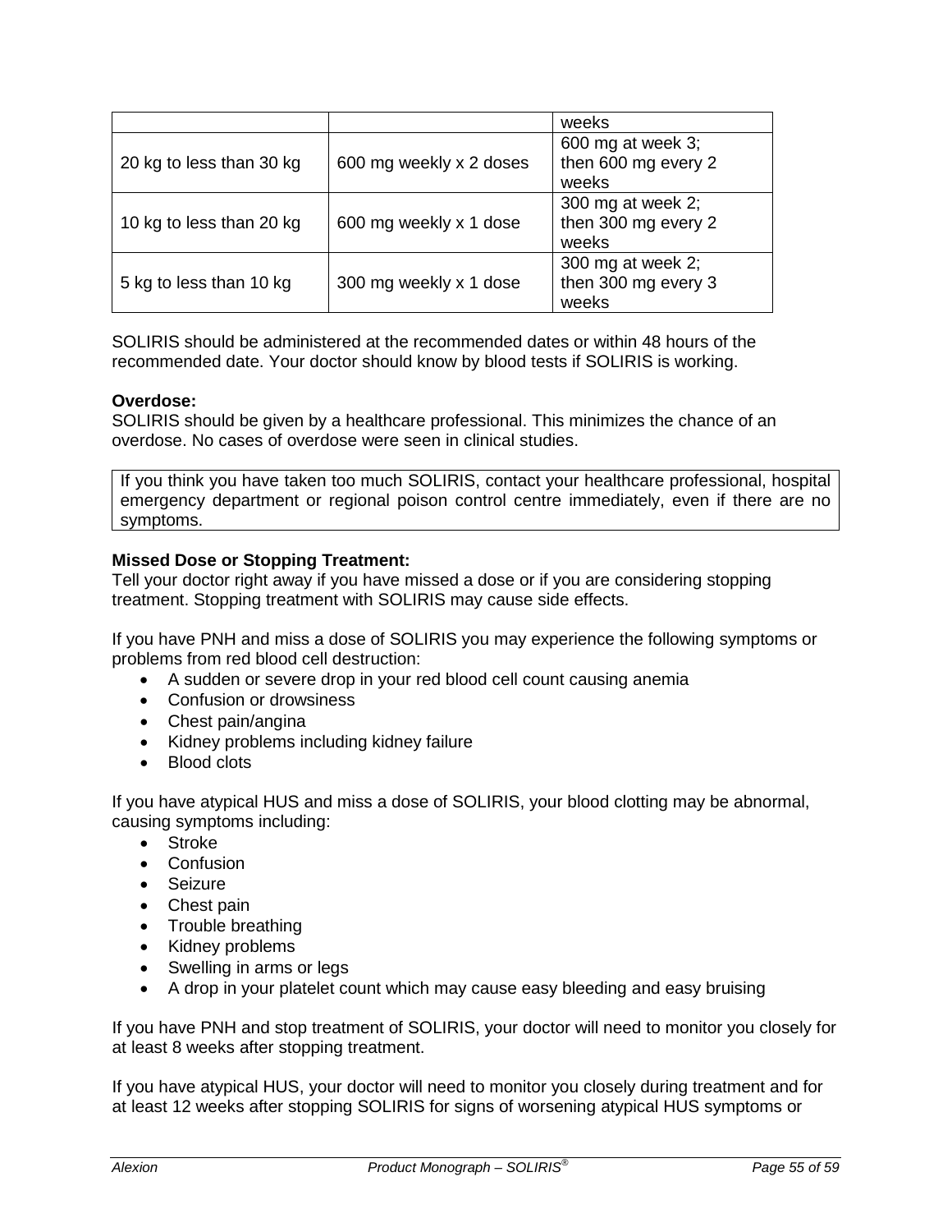| | | |
|---|---|---|
| | | weeks |
| 20 kg to less than 30 kg | 600 mg weekly x 2 doses | 600 mg at week 3; then 600 mg every 2 weeks |
| 10 kg to less than 20 kg | 600 mg weekly x 1 dose | 300 mg at week 2; then 300 mg every 2 weeks |
| 5 kg to less than 10 kg | 300 mg weekly x 1 dose | 300 mg at week 2; then 300 mg every 3 weeks |

SOLIRIS should be administered at the recommended dates or within 48 hours of the recommended date. Your doctor should know by blood tests if SOLIRIS is working.

**Overdose:**
SOLIRIS should be given by a healthcare professional. This minimizes the chance of an overdose. No cases of overdose were seen in clinical studies.

If you think you have taken too much SOLIRIS, contact your healthcare professional, hospital emergency department or regional poison control centre immediately, even if there are no symptoms.

**Missed Dose or Stopping Treatment:**
Tell your doctor right away if you have missed a dose or if you are considering stopping treatment. Stopping treatment with SOLIRIS may cause side effects.

If you have PNH and miss a dose of SOLIRIS you may experience the following symptoms or problems from red blood cell destruction:

- A sudden or severe drop in your red blood cell count causing anemia
- Confusion or drowsiness
- Chest pain/angina
- Kidney problems including kidney failure
- Blood clots

If you have atypical HUS and miss a dose of SOLIRIS, your blood clotting may be abnormal, causing symptoms including:

- Stroke
- Confusion
- Seizure
- Chest pain
- Trouble breathing
- Kidney problems
- Swelling in arms or legs
- A drop in your platelet count which may cause easy bleeding and easy bruising

If you have PNH and stop treatment of SOLIRIS, your doctor will need to monitor you closely for at least 8 weeks after stopping treatment.

If you have atypical HUS, your doctor will need to monitor you closely during treatment and for at least 12 weeks after stopping SOLIRIS for signs of worsening atypical HUS symptoms or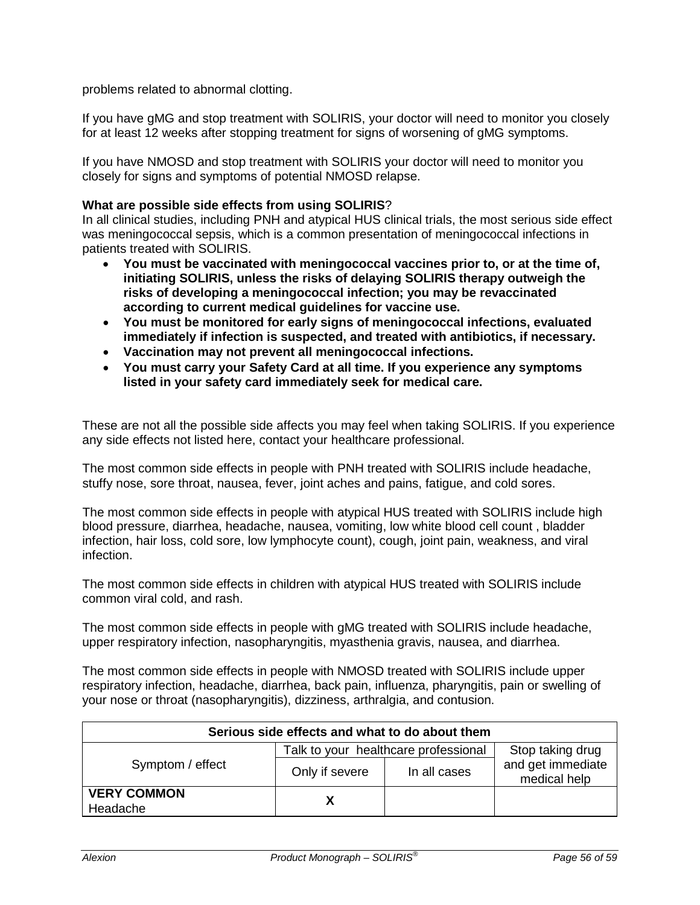problems related to abnormal clotting.

If you have gMG and stop treatment with SOLIRIS, your doctor will need to monitor you closely for at least 12 weeks after stopping treatment for signs of worsening of gMG symptoms.

If you have NMOSD and stop treatment with SOLIRIS your doctor will need to monitor you closely for signs and symptoms of potential NMOSD relapse.

**What are possible side effects from using SOLIRIS**?
In all clinical studies, including PNH and atypical HUS clinical trials, the most serious side effect was meningococcal sepsis, which is a common presentation of meningococcal infections in patients treated with SOLIRIS.

- **You must be vaccinated with meningococcal vaccines prior to, or at the time of, initiating SOLIRIS, unless the risks of delaying SOLIRIS therapy outweigh the risks of developing a meningococcal infection; you may be revaccinated according to current medical guidelines for vaccine use.**
- **You must be monitored for early signs of meningococcal infections, evaluated immediately if infection is suspected, and treated with antibiotics, if necessary.**
- **Vaccination may not prevent all meningococcal infections.**
- **You must carry your Safety Card at all time. If you experience any symptoms listed in your safety card immediately seek for medical care.**

These are not all the possible side affects you may feel when taking SOLIRIS. If you experience any side effects not listed here, contact your healthcare professional.

The most common side effects in people with PNH treated with SOLIRIS include headache, stuffy nose, sore throat, nausea, fever, joint aches and pains, fatigue, and cold sores.

The most common side effects in people with atypical HUS treated with SOLIRIS include high blood pressure, diarrhea, headache, nausea, vomiting, low white blood cell count , bladder infection, hair loss, cold sore, low lymphocyte count), cough, joint pain, weakness, and viral infection.

The most common side effects in children with atypical HUS treated with SOLIRIS include common viral cold, and rash.

The most common side effects in people with gMG treated with SOLIRIS include headache, upper respiratory infection, nasopharyngitis, myasthenia gravis, nausea, and diarrhea.

The most common side effects in people with NMOSD treated with SOLIRIS include upper respiratory infection, headache, diarrhea, back pain, influenza, pharyngitis, pain or swelling of your nose or throat (nasopharyngitis), dizziness, arthralgia, and contusion.

| **Serious side effects and what to do about them** | | | |
|---|---|---|---|
| Symptom / effect | Talk to your healthcare professional | | Stop taking drug and get immediate medical help |
| | Only if severe | In all cases | |
| **VERY COMMON** Headache | X | | |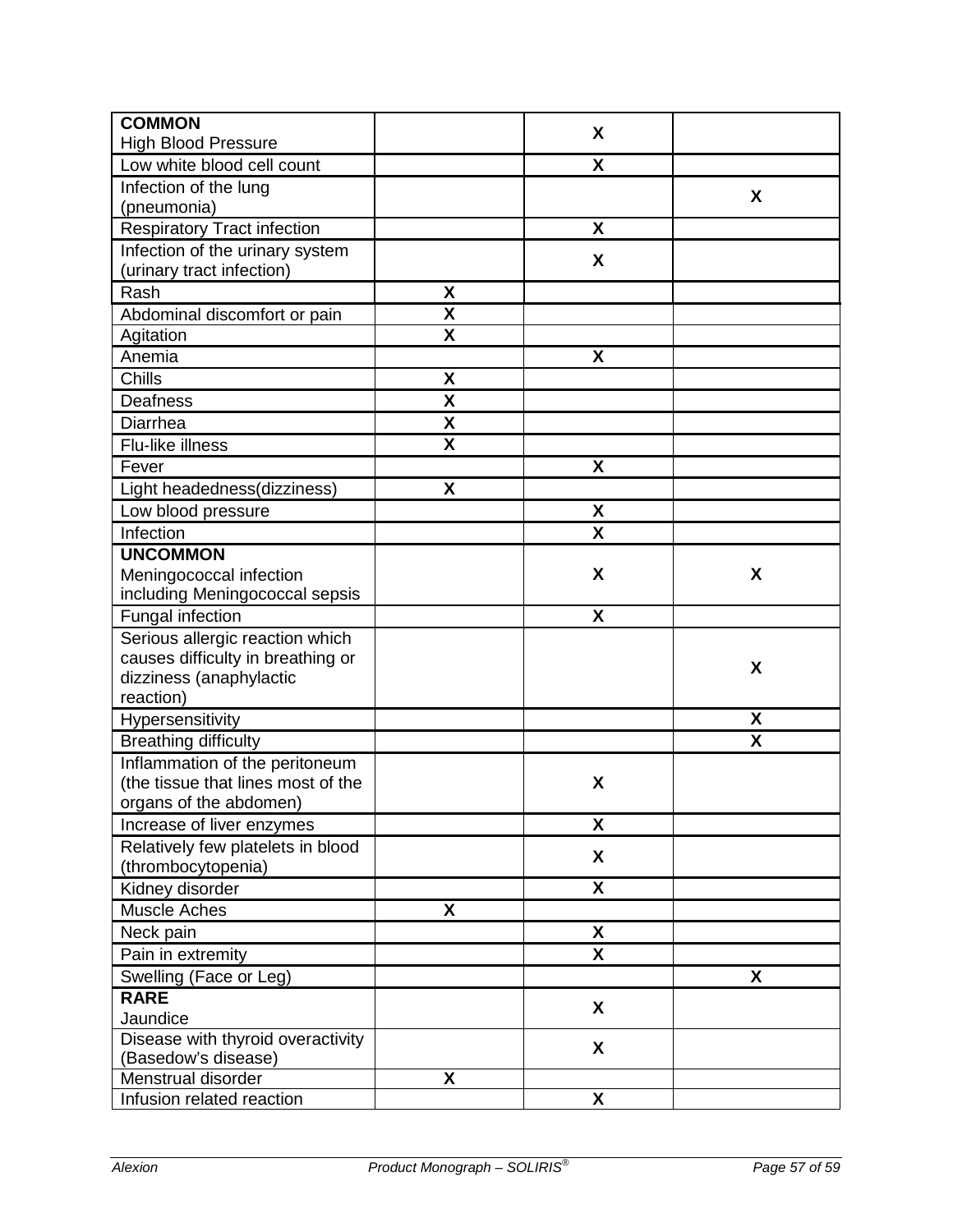| **COMMON** High Blood Pressure | | X | |
|---|---|---|---|
| Low white blood cell count | | X | |
| Infection of the lung (pneumonia) | | | X |
| Respiratory Tract infection | | X | |
| Infection of the urinary system (urinary tract infection) | | X | |
| Rash | X | | |
| Abdominal discomfort or pain | X | | |
| Agitation | X | | |
| Anemia | | X | |
| Chills | X | | |
| Deafness | X | | |
| Diarrhea | X | | |
| Flu-like illness | X | | |
| Fever | | X | |
| Light headedness(dizziness) | X | | |
| Low blood pressure | | X | |
| Infection | | X | |
| **UNCOMMON** Meningococcal infection including Meningococcal sepsis | | X | X |
| Fungal infection | | X | |
| Serious allergic reaction which causes difficulty in breathing or dizziness (anaphylactic reaction) | | | X |
| Hypersensitivity | | | X |
| Breathing difficulty | | | X |
| Inflammation of the peritoneum (the tissue that lines most of the organs of the abdomen) | | X | |
| Increase of liver enzymes | | X | |
| Relatively few platelets in blood (thrombocytopenia) | | X | |
| Kidney disorder | | X | |
| Muscle Aches | X | | |
| Neck pain | | X | |
| Pain in extremity | | X | |
| Swelling (Face or Leg) | | | X |
| **RARE** Jaundice | | X | |
| Disease with thyroid overactivity (Basedow's disease) | | X | |
| Menstrual disorder | X | | |
| Infusion related reaction | | X | |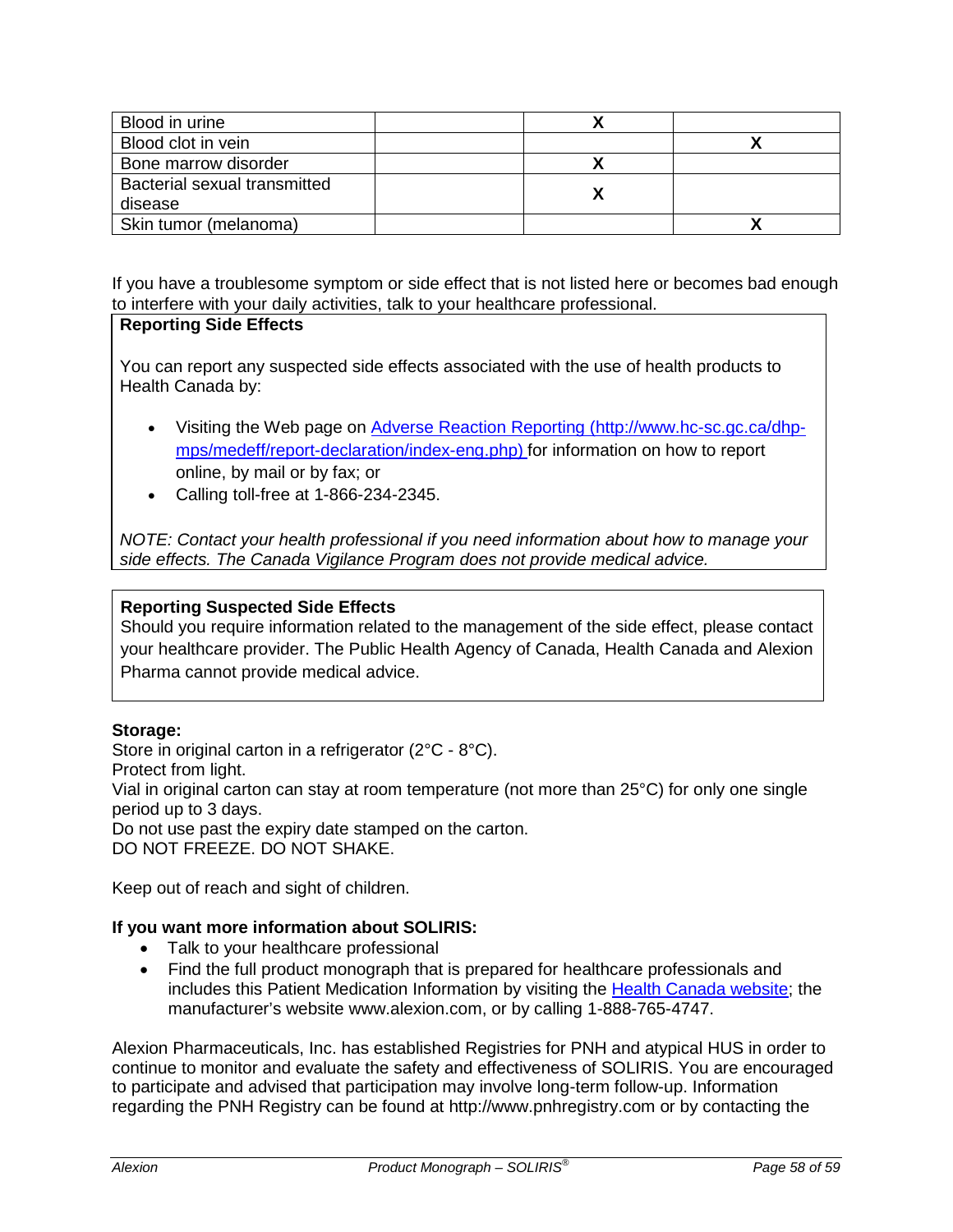| | | | |
|---|---|---|---|
| Blood in urine | | X | |
| Blood clot in vein | | | X |
| Bone marrow disorder | | X | |
| Bacterial sexual transmitted disease | | X | |
| Skin tumor (melanoma) | | | X |

If you have a troublesome symptom or side effect that is not listed here or becomes bad enough to interfere with your daily activities, talk to your healthcare professional.

**Reporting Side Effects**

You can report any suspected side effects associated with the use of health products to Health Canada by:

- Visiting the Web page on [Adverse Reaction Reporting (http://www.hc-sc.gc.ca/dhp-mps/medeff/report-declaration/index-eng.php)](http://www.hc-sc.gc.ca/dhp-mps/medeff/report-declaration/index-eng.php) for information on how to report online, by mail or by fax; or
- Calling toll-free at 1-866-234-2345.

*NOTE: Contact your health professional if you need information about how to manage your side effects. The Canada Vigilance Program does not provide medical advice.*

**Reporting Suspected Side Effects**

Should you require information related to the management of the side effect, please contact your healthcare provider. The Public Health Agency of Canada, Health Canada and Alexion Pharma cannot provide medical advice.

**Storage:**

Store in original carton in a refrigerator (2°C - 8°C).
Protect from light.
Vial in original carton can stay at room temperature (not more than 25°C) for only one single period up to 3 days.
Do not use past the expiry date stamped on the carton.
DO NOT FREEZE. DO NOT SHAKE.

Keep out of reach and sight of children.

**If you want more information about SOLIRIS:**

- Talk to your healthcare professional
- Find the full product monograph that is prepared for healthcare professionals and includes this Patient Medication Information by visiting the Health Canada website; the manufacturer's website www.alexion.com, or by calling 1-888-765-4747.

Alexion Pharmaceuticals, Inc. has established Registries for PNH and atypical HUS in order to continue to monitor and evaluate the safety and effectiveness of SOLIRIS. You are encouraged to participate and advised that participation may involve long-term follow-up. Information regarding the PNH Registry can be found at http://www.pnhregistry.com or by contacting the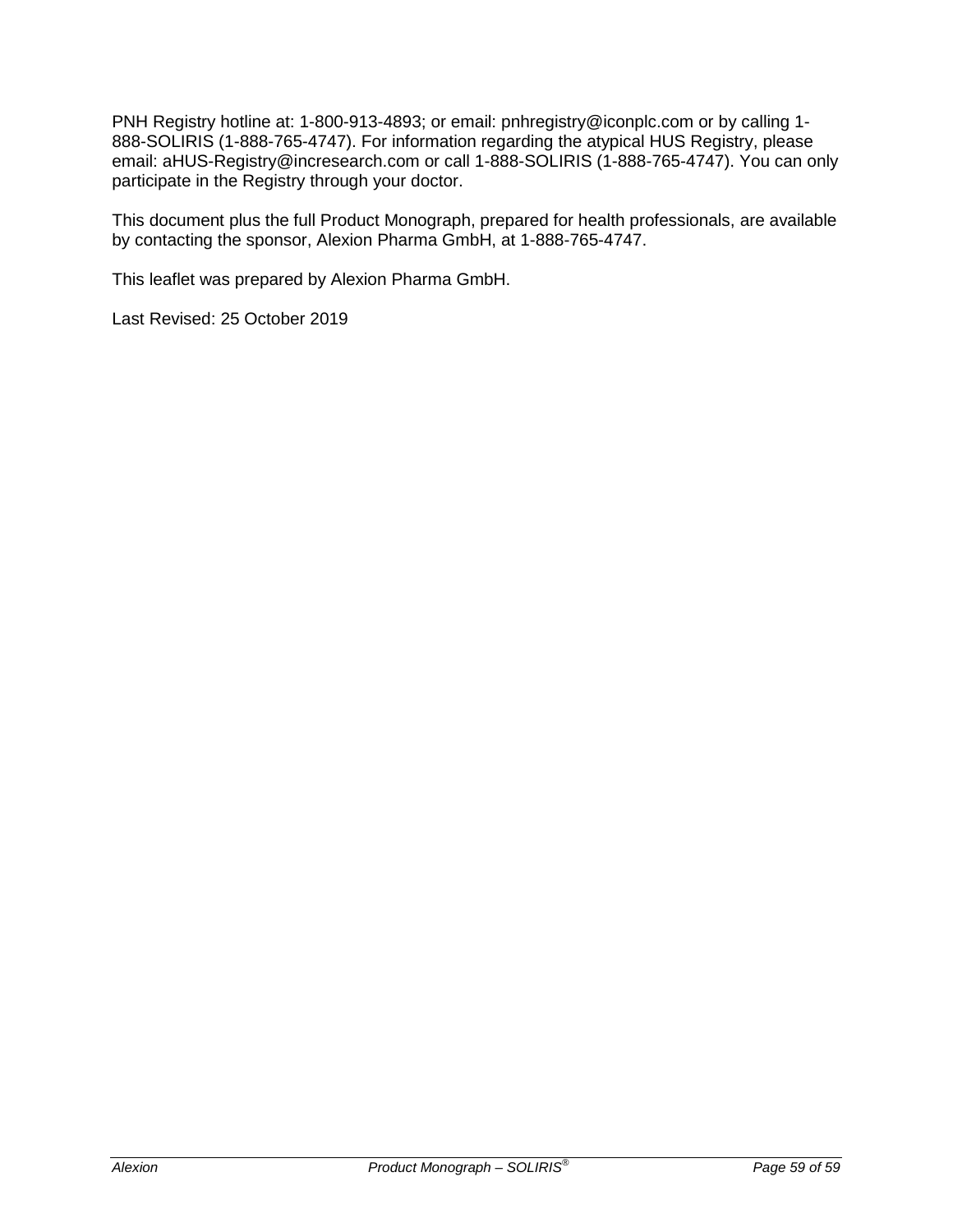PNH Registry hotline at: 1-800-913-4893; or email: pnhregistry@iconplc.com or by calling 1-888-SOLIRIS (1-888-765-4747). For information regarding the atypical HUS Registry, please email: aHUS-Registry@incresearch.com or call 1-888-SOLIRIS (1-888-765-4747). You can only participate in the Registry through your doctor.

This document plus the full Product Monograph, prepared for health professionals, are available by contacting the sponsor, Alexion Pharma GmbH, at 1-888-765-4747.

This leaflet was prepared by Alexion Pharma GmbH.

Last Revised: 25 October 2019